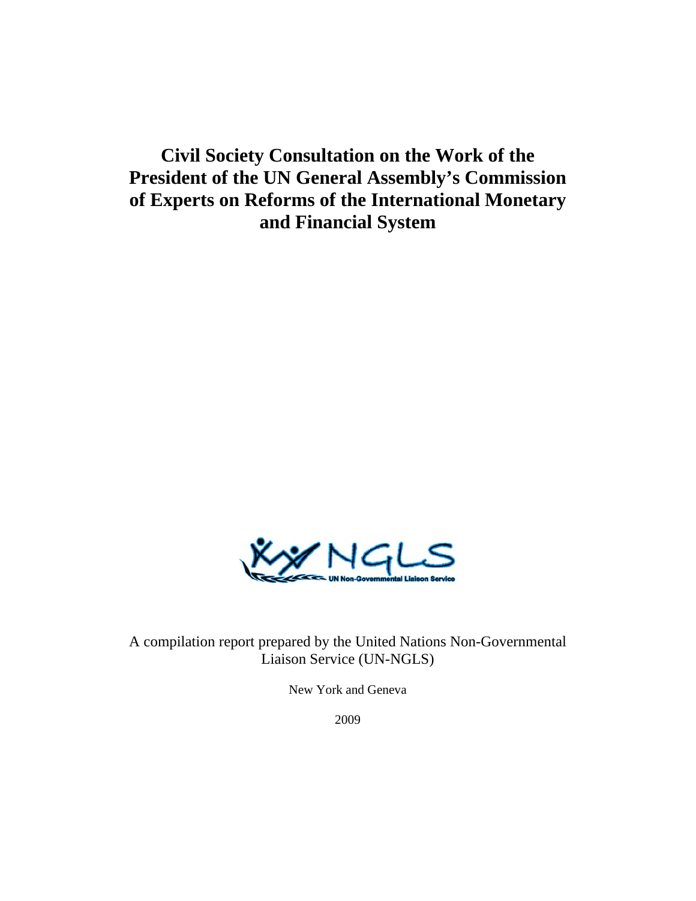# Civil Society Consultation on the Work of the President of the UN General Assembly's Commission of Experts on Reforms of the International Monetary and Financial System

NGLS
UN Non-Governmental Liaison Service

A compilation report prepared by the United Nations Non-Governmental Liaison Service (UN-NGLS)

New York and Geneva

2009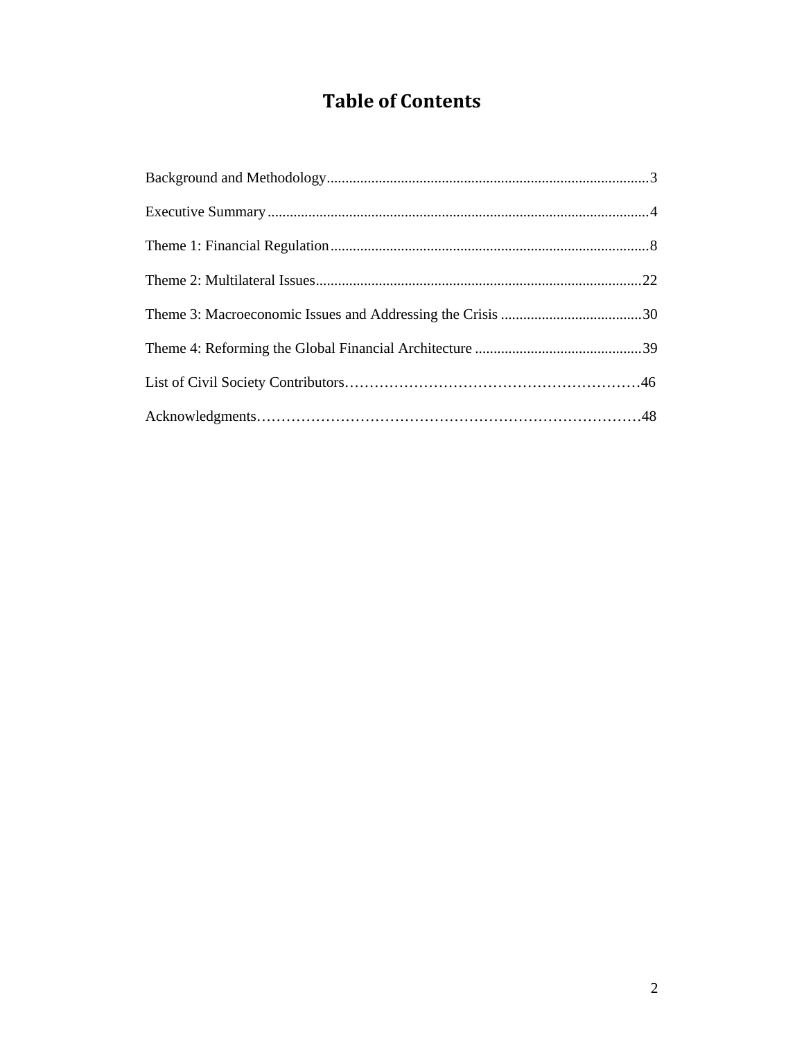# Table of Contents

Background and Methodology........................................................................................3

Executive Summary........................................................................................................4

Theme 1: Financial Regulation.......................................................................................8

Theme 2: Multilateral Issues.........................................................................................22

Theme 3: Macroeconomic Issues and Addressing the Crisis .......................................30

Theme 4: Reforming the Global Financial Architecture ..............................................39

List of Civil Society Contributors……………………………………………………46

Acknowledgments……………………………………………………………………48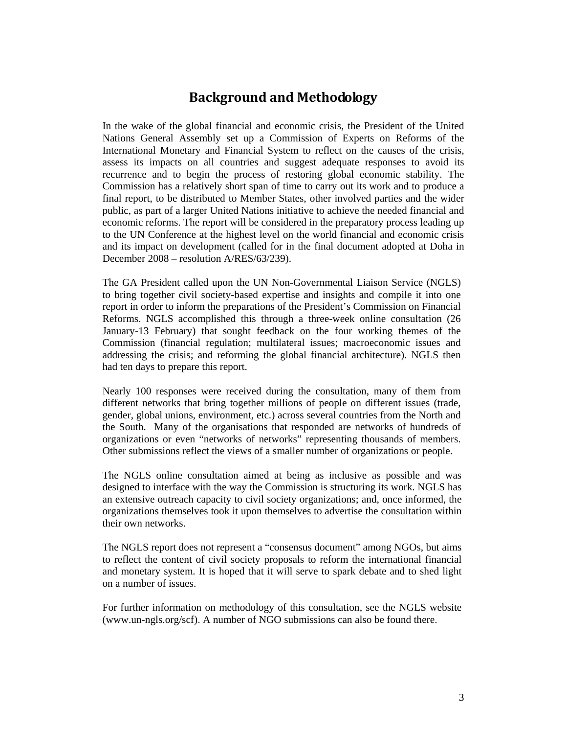# Background and Methodology

In the wake of the global financial and economic crisis, the President of the United Nations General Assembly set up a Commission of Experts on Reforms of the International Monetary and Financial System to reflect on the causes of the crisis, assess its impacts on all countries and suggest adequate responses to avoid its recurrence and to begin the process of restoring global economic stability. The Commission has a relatively short span of time to carry out its work and to produce a final report, to be distributed to Member States, other involved parties and the wider public, as part of a larger United Nations initiative to achieve the needed financial and economic reforms. The report will be considered in the preparatory process leading up to the UN Conference at the highest level on the world financial and economic crisis and its impact on development (called for in the final document adopted at Doha in December 2008 – resolution A/RES/63/239).

The GA President called upon the UN Non-Governmental Liaison Service (NGLS) to bring together civil society-based expertise and insights and compile it into one report in order to inform the preparations of the President's Commission on Financial Reforms. NGLS accomplished this through a three-week online consultation (26 January-13 February) that sought feedback on the four working themes of the Commission (financial regulation; multilateral issues; macroeconomic issues and addressing the crisis; and reforming the global financial architecture). NGLS then had ten days to prepare this report.

Nearly 100 responses were received during the consultation, many of them from different networks that bring together millions of people on different issues (trade, gender, global unions, environment, etc.) across several countries from the North and the South. Many of the organisations that responded are networks of hundreds of organizations or even "networks of networks" representing thousands of members. Other submissions reflect the views of a smaller number of organizations or people.

The NGLS online consultation aimed at being as inclusive as possible and was designed to interface with the way the Commission is structuring its work. NGLS has an extensive outreach capacity to civil society organizations; and, once informed, the organizations themselves took it upon themselves to advertise the consultation within their own networks.

The NGLS report does not represent a "consensus document" among NGOs, but aims to reflect the content of civil society proposals to reform the international financial and monetary system. It is hoped that it will serve to spark debate and to shed light on a number of issues.

For further information on methodology of this consultation, see the NGLS website (www.un-ngls.org/scf). A number of NGO submissions can also be found there.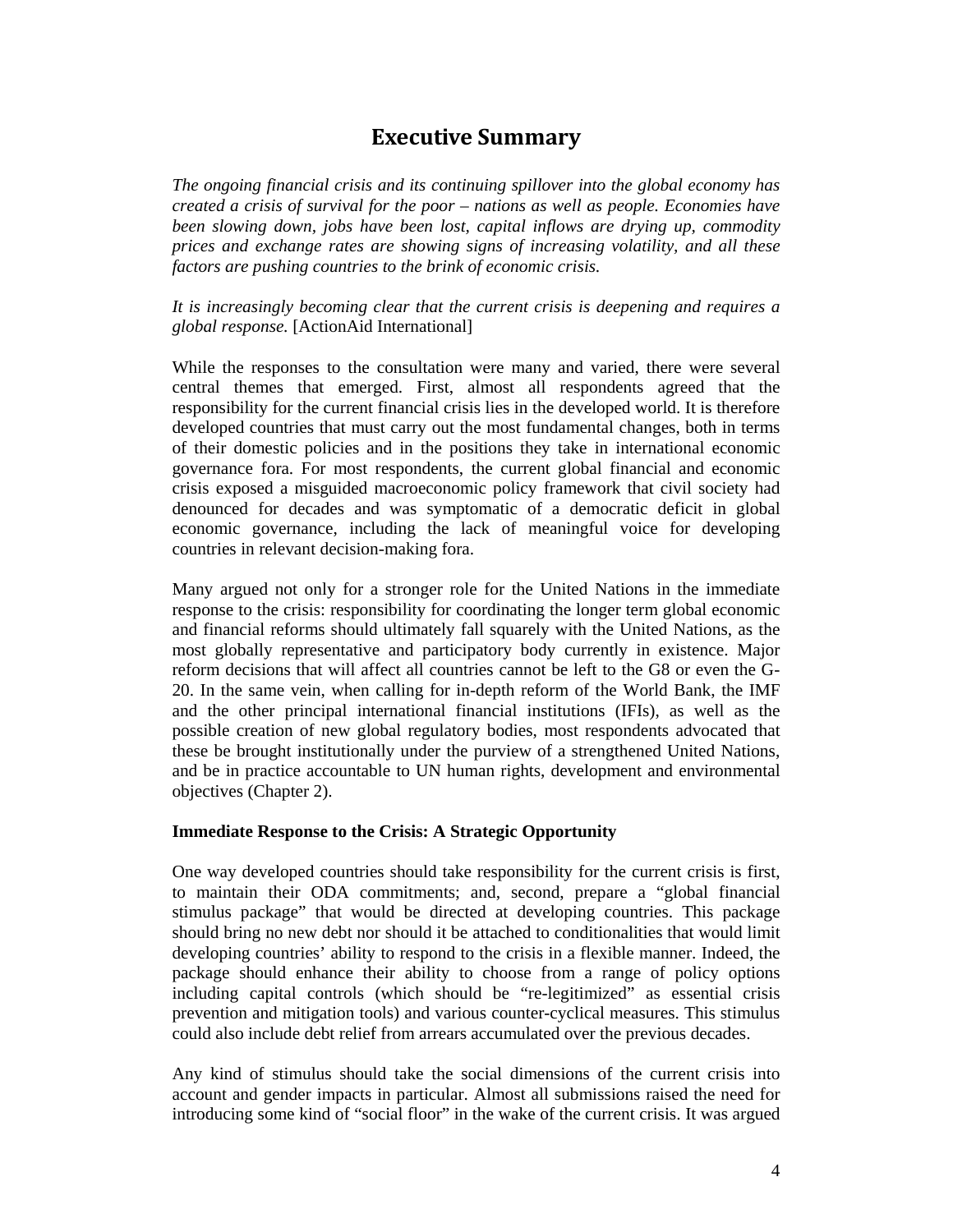# Executive Summary

*The ongoing financial crisis and its continuing spillover into the global economy has created a crisis of survival for the poor – nations as well as people. Economies have been slowing down, jobs have been lost, capital inflows are drying up, commodity prices and exchange rates are showing signs of increasing volatility, and all these factors are pushing countries to the brink of economic crisis.*

*It is increasingly becoming clear that the current crisis is deepening and requires a global response.* [ActionAid International]

While the responses to the consultation were many and varied, there were several central themes that emerged. First, almost all respondents agreed that the responsibility for the current financial crisis lies in the developed world. It is therefore developed countries that must carry out the most fundamental changes, both in terms of their domestic policies and in the positions they take in international economic governance fora. For most respondents, the current global financial and economic crisis exposed a misguided macroeconomic policy framework that civil society had denounced for decades and was symptomatic of a democratic deficit in global economic governance, including the lack of meaningful voice for developing countries in relevant decision-making fora.

Many argued not only for a stronger role for the United Nations in the immediate response to the crisis: responsibility for coordinating the longer term global economic and financial reforms should ultimately fall squarely with the United Nations, as the most globally representative and participatory body currently in existence. Major reform decisions that will affect all countries cannot be left to the G8 or even the G-20. In the same vein, when calling for in-depth reform of the World Bank, the IMF and the other principal international financial institutions (IFIs), as well as the possible creation of new global regulatory bodies, most respondents advocated that these be brought institutionally under the purview of a strengthened United Nations, and be in practice accountable to UN human rights, development and environmental objectives (Chapter 2).

**Immediate Response to the Crisis: A Strategic Opportunity**

One way developed countries should take responsibility for the current crisis is first, to maintain their ODA commitments; and, second, prepare a "global financial stimulus package" that would be directed at developing countries. This package should bring no new debt nor should it be attached to conditionalities that would limit developing countries' ability to respond to the crisis in a flexible manner. Indeed, the package should enhance their ability to choose from a range of policy options including capital controls (which should be "re-legitimized" as essential crisis prevention and mitigation tools) and various counter-cyclical measures. This stimulus could also include debt relief from arrears accumulated over the previous decades.

Any kind of stimulus should take the social dimensions of the current crisis into account and gender impacts in particular. Almost all submissions raised the need for introducing some kind of "social floor" in the wake of the current crisis. It was argued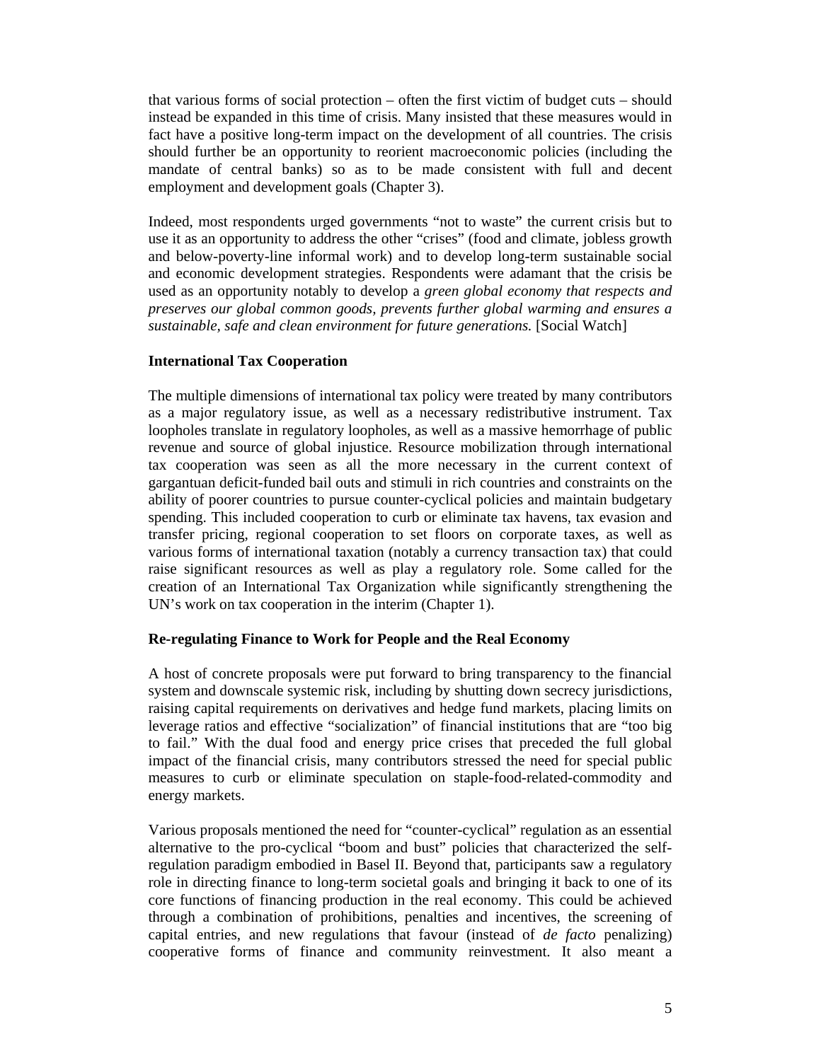that various forms of social protection – often the first victim of budget cuts – should instead be expanded in this time of crisis. Many insisted that these measures would in fact have a positive long-term impact on the development of all countries. The crisis should further be an opportunity to reorient macroeconomic policies (including the mandate of central banks) so as to be made consistent with full and decent employment and development goals (Chapter 3).

Indeed, most respondents urged governments "not to waste" the current crisis but to use it as an opportunity to address the other "crises" (food and climate, jobless growth and below-poverty-line informal work) and to develop long-term sustainable social and economic development strategies. Respondents were adamant that the crisis be used as an opportunity notably to develop a *green global economy that respects and preserves our global common goods, prevents further global warming and ensures a sustainable, safe and clean environment for future generations.* [Social Watch]

### International Tax Cooperation

The multiple dimensions of international tax policy were treated by many contributors as a major regulatory issue, as well as a necessary redistributive instrument. Tax loopholes translate in regulatory loopholes, as well as a massive hemorrhage of public revenue and source of global injustice. Resource mobilization through international tax cooperation was seen as all the more necessary in the current context of gargantuan deficit-funded bail outs and stimuli in rich countries and constraints on the ability of poorer countries to pursue counter-cyclical policies and maintain budgetary spending. This included cooperation to curb or eliminate tax havens, tax evasion and transfer pricing, regional cooperation to set floors on corporate taxes, as well as various forms of international taxation (notably a currency transaction tax) that could raise significant resources as well as play a regulatory role. Some called for the creation of an International Tax Organization while significantly strengthening the UN's work on tax cooperation in the interim (Chapter 1).

### Re-regulating Finance to Work for People and the Real Economy

A host of concrete proposals were put forward to bring transparency to the financial system and downscale systemic risk, including by shutting down secrecy jurisdictions, raising capital requirements on derivatives and hedge fund markets, placing limits on leverage ratios and effective "socialization" of financial institutions that are "too big to fail." With the dual food and energy price crises that preceded the full global impact of the financial crisis, many contributors stressed the need for special public measures to curb or eliminate speculation on staple-food-related-commodity and energy markets.

Various proposals mentioned the need for "counter-cyclical" regulation as an essential alternative to the pro-cyclical "boom and bust" policies that characterized the self-regulation paradigm embodied in Basel II. Beyond that, participants saw a regulatory role in directing finance to long-term societal goals and bringing it back to one of its core functions of financing production in the real economy. This could be achieved through a combination of prohibitions, penalties and incentives, the screening of capital entries, and new regulations that favour (instead of *de facto* penalizing) cooperative forms of finance and community reinvestment. It also meant a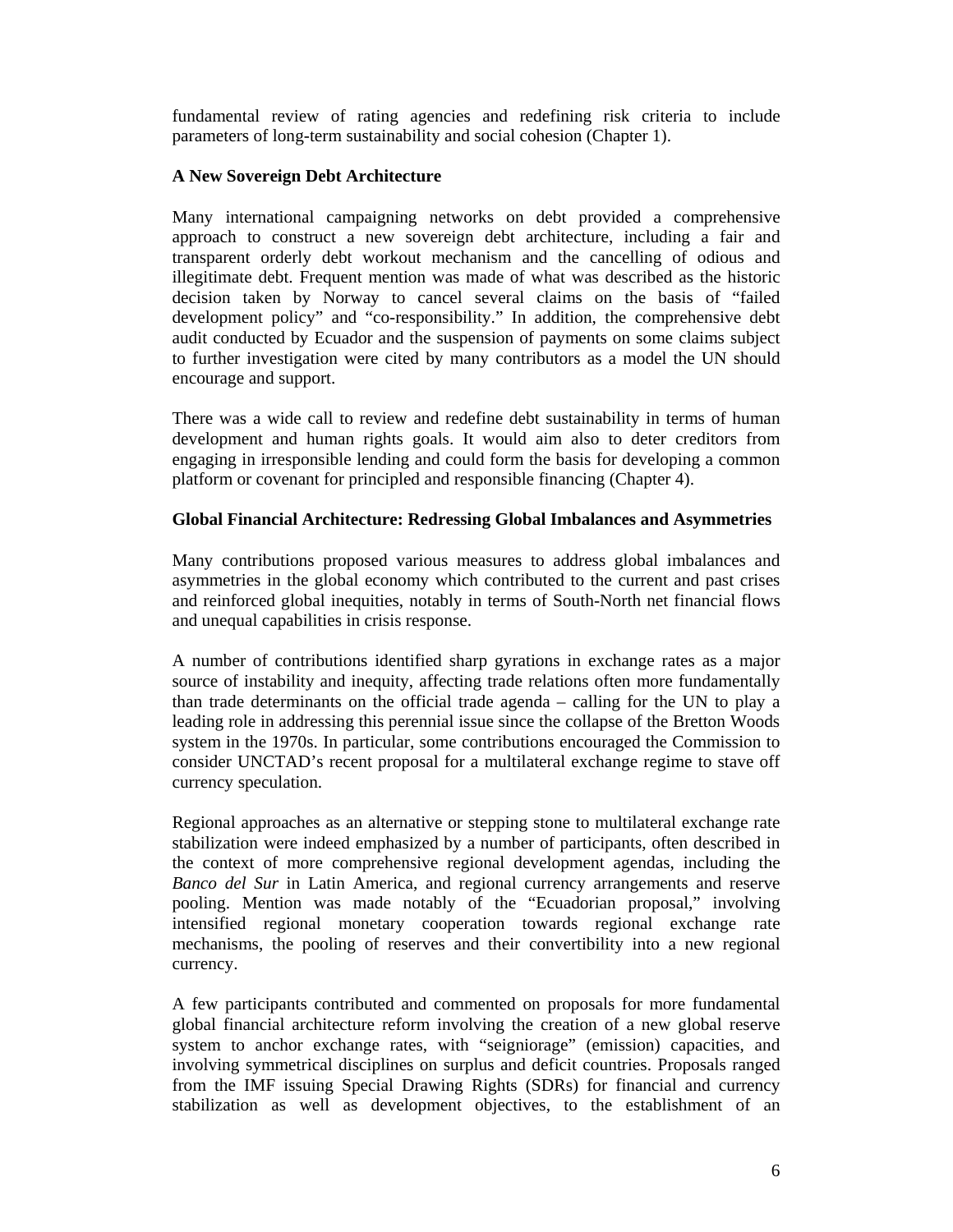fundamental review of rating agencies and redefining risk criteria to include parameters of long-term sustainability and social cohesion (Chapter 1).

**A New Sovereign Debt Architecture**

Many international campaigning networks on debt provided a comprehensive approach to construct a new sovereign debt architecture, including a fair and transparent orderly debt workout mechanism and the cancelling of odious and illegitimate debt. Frequent mention was made of what was described as the historic decision taken by Norway to cancel several claims on the basis of "failed development policy" and "co-responsibility." In addition, the comprehensive debt audit conducted by Ecuador and the suspension of payments on some claims subject to further investigation were cited by many contributors as a model the UN should encourage and support.

There was a wide call to review and redefine debt sustainability in terms of human development and human rights goals. It would aim also to deter creditors from engaging in irresponsible lending and could form the basis for developing a common platform or covenant for principled and responsible financing (Chapter 4).

**Global Financial Architecture: Redressing Global Imbalances and Asymmetries**

Many contributions proposed various measures to address global imbalances and asymmetries in the global economy which contributed to the current and past crises and reinforced global inequities, notably in terms of South-North net financial flows and unequal capabilities in crisis response.

A number of contributions identified sharp gyrations in exchange rates as a major source of instability and inequity, affecting trade relations often more fundamentally than trade determinants on the official trade agenda – calling for the UN to play a leading role in addressing this perennial issue since the collapse of the Bretton Woods system in the 1970s. In particular, some contributions encouraged the Commission to consider UNCTAD's recent proposal for a multilateral exchange regime to stave off currency speculation.

Regional approaches as an alternative or stepping stone to multilateral exchange rate stabilization were indeed emphasized by a number of participants, often described in the context of more comprehensive regional development agendas, including the *Banco del Sur* in Latin America, and regional currency arrangements and reserve pooling. Mention was made notably of the "Ecuadorian proposal," involving intensified regional monetary cooperation towards regional exchange rate mechanisms, the pooling of reserves and their convertibility into a new regional currency.

A few participants contributed and commented on proposals for more fundamental global financial architecture reform involving the creation of a new global reserve system to anchor exchange rates, with "seigniorage" (emission) capacities, and involving symmetrical disciplines on surplus and deficit countries. Proposals ranged from the IMF issuing Special Drawing Rights (SDRs) for financial and currency stabilization as well as development objectives, to the establishment of an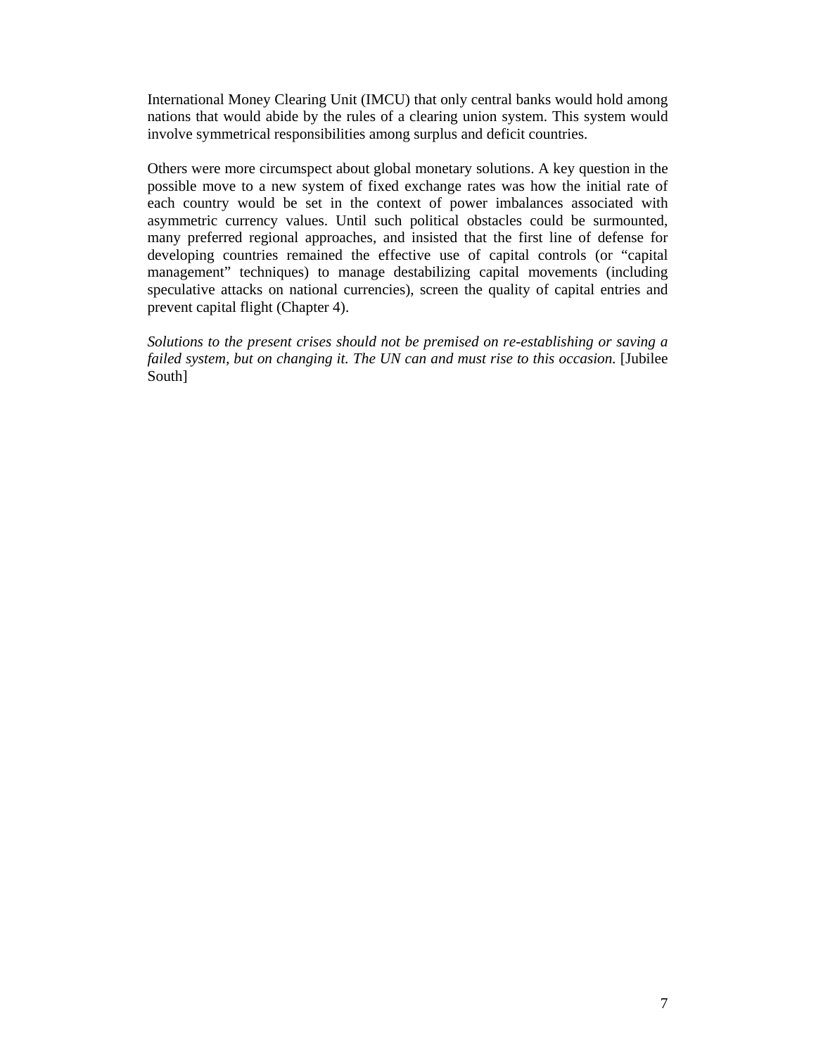International Money Clearing Unit (IMCU) that only central banks would hold among nations that would abide by the rules of a clearing union system. This system would involve symmetrical responsibilities among surplus and deficit countries.

Others were more circumspect about global monetary solutions. A key question in the possible move to a new system of fixed exchange rates was how the initial rate of each country would be set in the context of power imbalances associated with asymmetric currency values. Until such political obstacles could be surmounted, many preferred regional approaches, and insisted that the first line of defense for developing countries remained the effective use of capital controls (or "capital management" techniques) to manage destabilizing capital movements (including speculative attacks on national currencies), screen the quality of capital entries and prevent capital flight (Chapter 4).

*Solutions to the present crises should not be premised on re-establishing or saving a failed system, but on changing it. The UN can and must rise to this occasion.* [Jubilee South]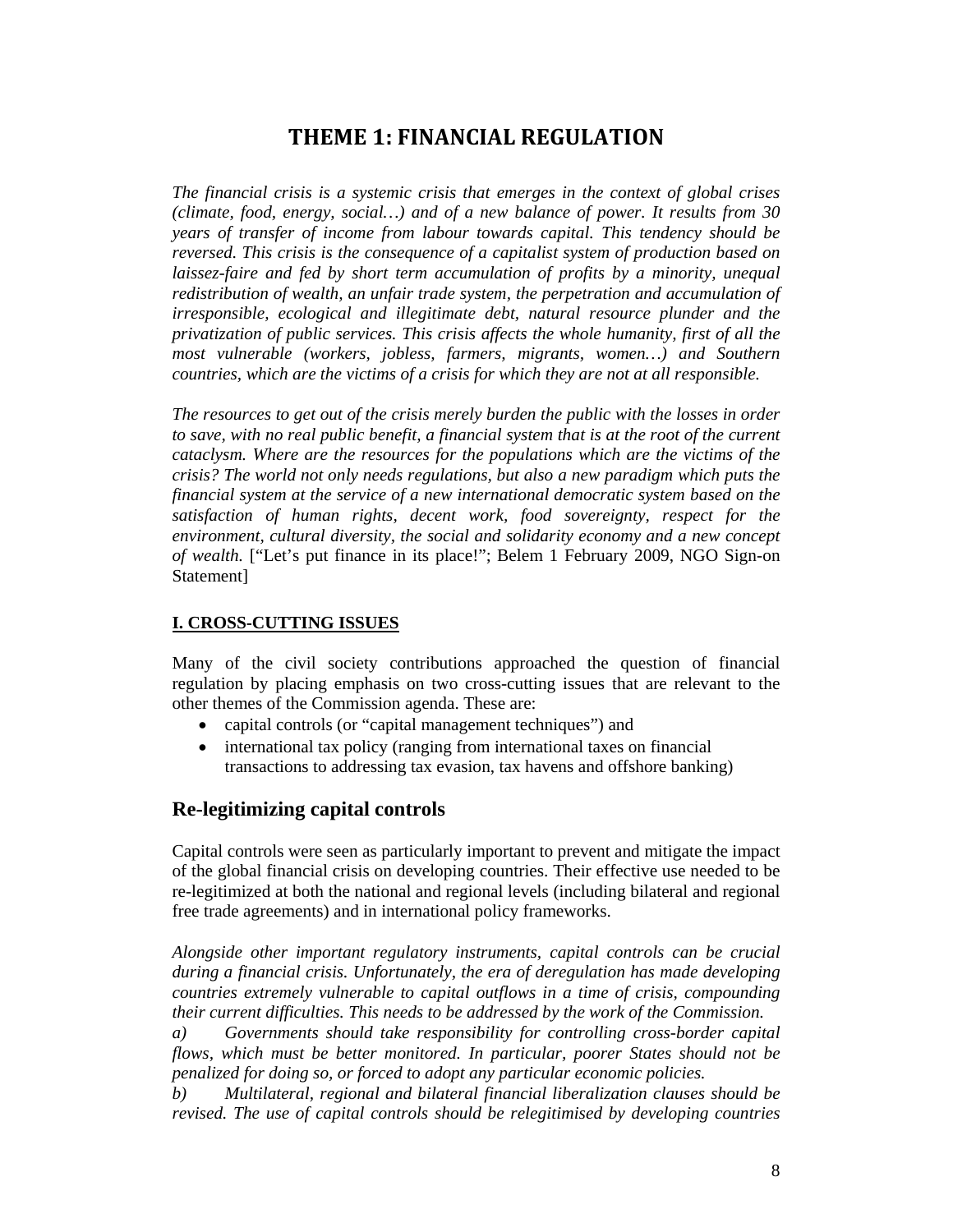# THEME 1: FINANCIAL REGULATION

*The financial crisis is a systemic crisis that emerges in the context of global crises (climate, food, energy, social…) and of a new balance of power. It results from 30 years of transfer of income from labour towards capital. This tendency should be reversed. This crisis is the consequence of a capitalist system of production based on laissez-faire and fed by short term accumulation of profits by a minority, unequal redistribution of wealth, an unfair trade system, the perpetration and accumulation of irresponsible, ecological and illegitimate debt, natural resource plunder and the privatization of public services. This crisis affects the whole humanity, first of all the most vulnerable (workers, jobless, farmers, migrants, women…) and Southern countries, which are the victims of a crisis for which they are not at all responsible.*

*The resources to get out of the crisis merely burden the public with the losses in order to save, with no real public benefit, a financial system that is at the root of the current cataclysm. Where are the resources for the populations which are the victims of the crisis? The world not only needs regulations, but also a new paradigm which puts the financial system at the service of a new international democratic system based on the satisfaction of human rights, decent work, food sovereignty, respect for the environment, cultural diversity, the social and solidarity economy and a new concept of wealth.* ["Let's put finance in its place!"; Belem 1 February 2009, NGO Sign-on Statement]

## I. CROSS-CUTTING ISSUES

Many of the civil society contributions approached the question of financial regulation by placing emphasis on two cross-cutting issues that are relevant to the other themes of the Commission agenda. These are:

- capital controls (or "capital management techniques") and
- international tax policy (ranging from international taxes on financial transactions to addressing tax evasion, tax havens and offshore banking)

## Re-legitimizing capital controls

Capital controls were seen as particularly important to prevent and mitigate the impact of the global financial crisis on developing countries. Their effective use needed to be re-legitimized at both the national and regional levels (including bilateral and regional free trade agreements) and in international policy frameworks.

*Alongside other important regulatory instruments, capital controls can be crucial during a financial crisis. Unfortunately, the era of deregulation has made developing countries extremely vulnerable to capital outflows in a time of crisis, compounding their current difficulties. This needs to be addressed by the work of the Commission.*

*a) Governments should take responsibility for controlling cross-border capital flows, which must be better monitored. In particular, poorer States should not be penalized for doing so, or forced to adopt any particular economic policies.*

*b) Multilateral, regional and bilateral financial liberalization clauses should be revised. The use of capital controls should be relegitimised by developing countries*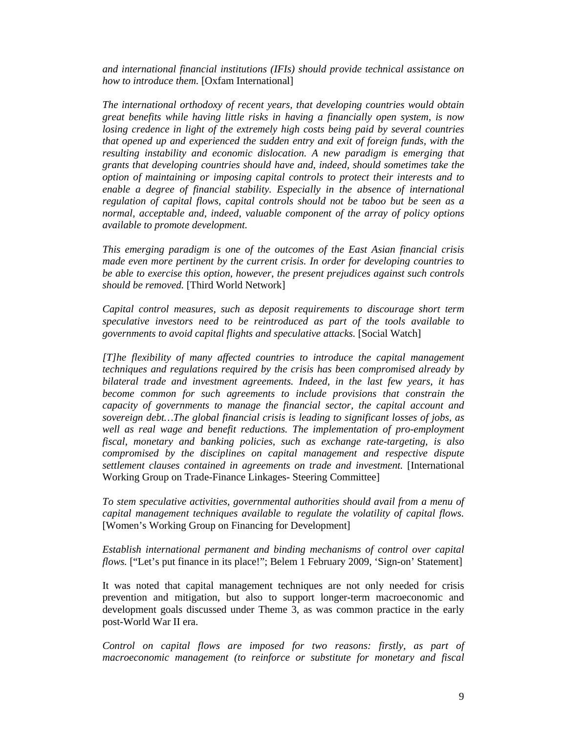*and international financial institutions (IFIs) should provide technical assistance on how to introduce them.* [Oxfam International]

*The international orthodoxy of recent years, that developing countries would obtain great benefits while having little risks in having a financially open system, is now losing credence in light of the extremely high costs being paid by several countries that opened up and experienced the sudden entry and exit of foreign funds, with the resulting instability and economic dislocation. A new paradigm is emerging that grants that developing countries should have and, indeed, should sometimes take the option of maintaining or imposing capital controls to protect their interests and to enable a degree of financial stability. Especially in the absence of international regulation of capital flows, capital controls should not be taboo but be seen as a normal, acceptable and, indeed, valuable component of the array of policy options available to promote development.*

*This emerging paradigm is one of the outcomes of the East Asian financial crisis made even more pertinent by the current crisis. In order for developing countries to be able to exercise this option, however, the present prejudices against such controls should be removed.* [Third World Network]

*Capital control measures, such as deposit requirements to discourage short term speculative investors need to be reintroduced as part of the tools available to governments to avoid capital flights and speculative attacks.* [Social Watch]

*[T]he flexibility of many affected countries to introduce the capital management techniques and regulations required by the crisis has been compromised already by bilateral trade and investment agreements. Indeed, in the last few years, it has become common for such agreements to include provisions that constrain the capacity of governments to manage the financial sector, the capital account and sovereign debt…The global financial crisis is leading to significant losses of jobs, as well as real wage and benefit reductions. The implementation of pro-employment fiscal, monetary and banking policies, such as exchange rate-targeting, is also compromised by the disciplines on capital management and respective dispute settlement clauses contained in agreements on trade and investment.* [International Working Group on Trade-Finance Linkages- Steering Committee]

*To stem speculative activities, governmental authorities should avail from a menu of capital management techniques available to regulate the volatility of capital flows.* [Women's Working Group on Financing for Development]

*Establish international permanent and binding mechanisms of control over capital flows.* ["Let's put finance in its place!"; Belem 1 February 2009, 'Sign-on' Statement]

It was noted that capital management techniques are not only needed for crisis prevention and mitigation, but also to support longer-term macroeconomic and development goals discussed under Theme 3, as was common practice in the early post-World War II era.

*Control on capital flows are imposed for two reasons: firstly, as part of macroeconomic management (to reinforce or substitute for monetary and fiscal*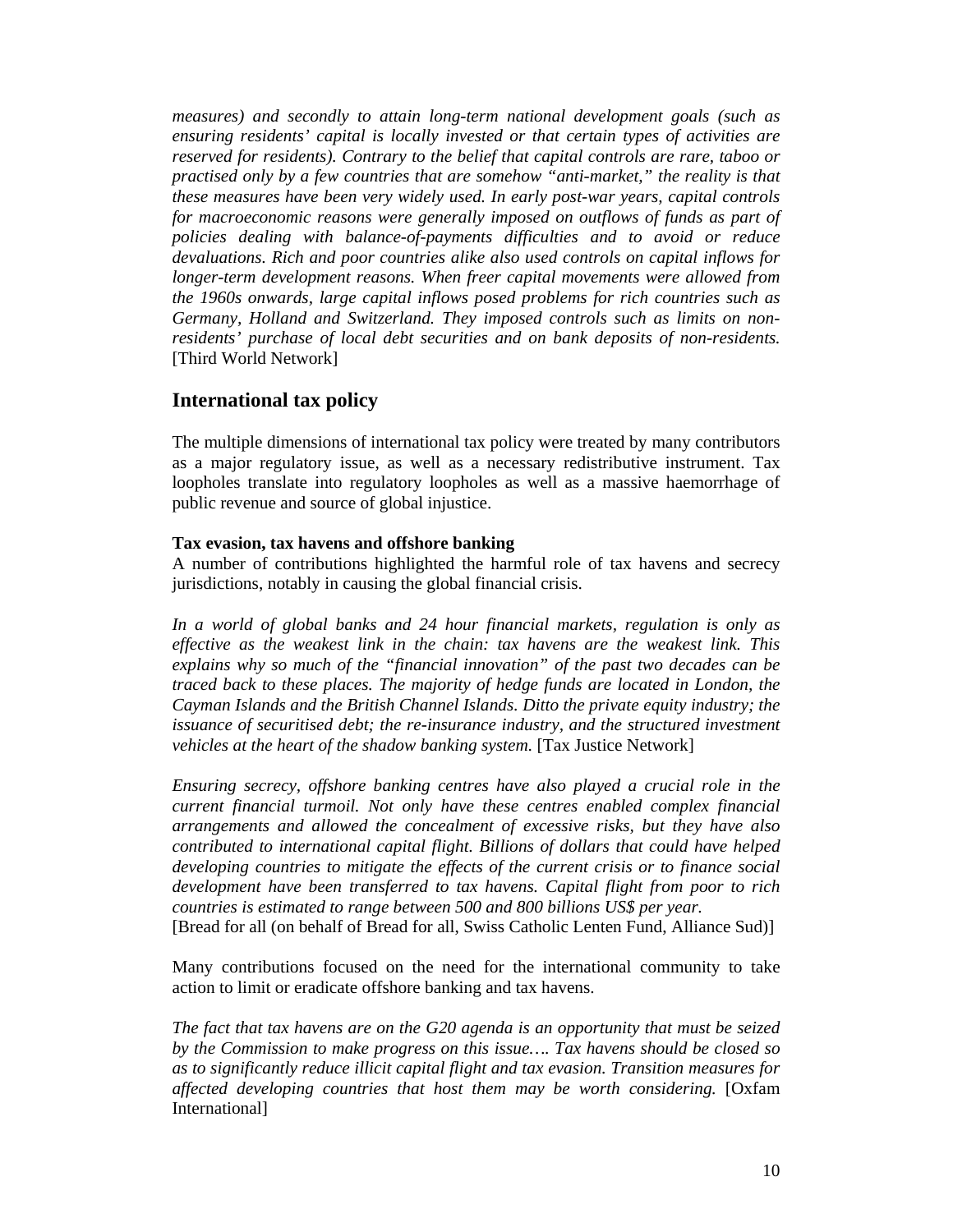*measures) and secondly to attain long-term national development goals (such as ensuring residents' capital is locally invested or that certain types of activities are reserved for residents). Contrary to the belief that capital controls are rare, taboo or practised only by a few countries that are somehow "anti-market," the reality is that these measures have been very widely used. In early post-war years, capital controls for macroeconomic reasons were generally imposed on outflows of funds as part of policies dealing with balance-of-payments difficulties and to avoid or reduce devaluations. Rich and poor countries alike also used controls on capital inflows for longer-term development reasons. When freer capital movements were allowed from the 1960s onwards, large capital inflows posed problems for rich countries such as Germany, Holland and Switzerland. They imposed controls such as limits on non-residents' purchase of local debt securities and on bank deposits of non-residents.* [Third World Network]

## International tax policy

The multiple dimensions of international tax policy were treated by many contributors as a major regulatory issue, as well as a necessary redistributive instrument. Tax loopholes translate into regulatory loopholes as well as a massive haemorrhage of public revenue and source of global injustice.

**Tax evasion, tax havens and offshore banking**

A number of contributions highlighted the harmful role of tax havens and secrecy jurisdictions, notably in causing the global financial crisis.

*In a world of global banks and 24 hour financial markets, regulation is only as effective as the weakest link in the chain: tax havens are the weakest link. This explains why so much of the "financial innovation" of the past two decades can be traced back to these places. The majority of hedge funds are located in London, the Cayman Islands and the British Channel Islands. Ditto the private equity industry; the issuance of securitised debt; the re-insurance industry, and the structured investment vehicles at the heart of the shadow banking system.* [Tax Justice Network]

*Ensuring secrecy, offshore banking centres have also played a crucial role in the current financial turmoil. Not only have these centres enabled complex financial arrangements and allowed the concealment of excessive risks, but they have also contributed to international capital flight. Billions of dollars that could have helped developing countries to mitigate the effects of the current crisis or to finance social development have been transferred to tax havens. Capital flight from poor to rich countries is estimated to range between 500 and 800 billions US$ per year.*
[Bread for all (on behalf of Bread for all, Swiss Catholic Lenten Fund, Alliance Sud)]

Many contributions focused on the need for the international community to take action to limit or eradicate offshore banking and tax havens.

*The fact that tax havens are on the G20 agenda is an opportunity that must be seized by the Commission to make progress on this issue…. Tax havens should be closed so as to significantly reduce illicit capital flight and tax evasion. Transition measures for affected developing countries that host them may be worth considering.* [Oxfam International]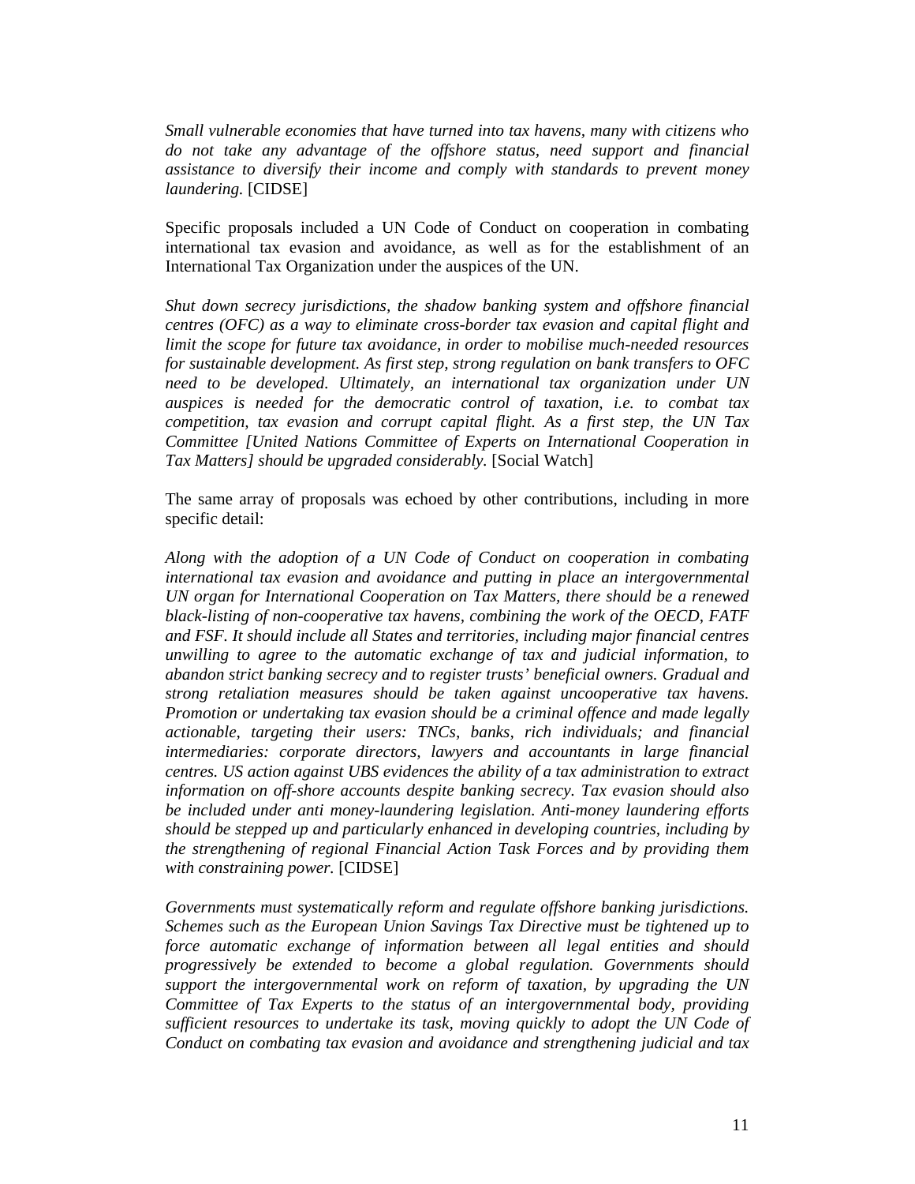*Small vulnerable economies that have turned into tax havens, many with citizens who do not take any advantage of the offshore status, need support and financial assistance to diversify their income and comply with standards to prevent money laundering.* [CIDSE]

Specific proposals included a UN Code of Conduct on cooperation in combating international tax evasion and avoidance, as well as for the establishment of an International Tax Organization under the auspices of the UN.

*Shut down secrecy jurisdictions, the shadow banking system and offshore financial centres (OFC) as a way to eliminate cross-border tax evasion and capital flight and limit the scope for future tax avoidance, in order to mobilise much-needed resources for sustainable development. As first step, strong regulation on bank transfers to OFC need to be developed. Ultimately, an international tax organization under UN auspices is needed for the democratic control of taxation, i.e. to combat tax competition, tax evasion and corrupt capital flight. As a first step, the UN Tax Committee [United Nations Committee of Experts on International Cooperation in Tax Matters] should be upgraded considerably.* [Social Watch]

The same array of proposals was echoed by other contributions, including in more specific detail:

*Along with the adoption of a UN Code of Conduct on cooperation in combating international tax evasion and avoidance and putting in place an intergovernmental UN organ for International Cooperation on Tax Matters, there should be a renewed black-listing of non-cooperative tax havens, combining the work of the OECD, FATF and FSF. It should include all States and territories, including major financial centres unwilling to agree to the automatic exchange of tax and judicial information, to abandon strict banking secrecy and to register trusts' beneficial owners. Gradual and strong retaliation measures should be taken against uncooperative tax havens. Promotion or undertaking tax evasion should be a criminal offence and made legally actionable, targeting their users: TNCs, banks, rich individuals; and financial intermediaries: corporate directors, lawyers and accountants in large financial centres. US action against UBS evidences the ability of a tax administration to extract information on off-shore accounts despite banking secrecy. Tax evasion should also be included under anti money-laundering legislation. Anti-money laundering efforts should be stepped up and particularly enhanced in developing countries, including by the strengthening of regional Financial Action Task Forces and by providing them with constraining power.* [CIDSE]

*Governments must systematically reform and regulate offshore banking jurisdictions. Schemes such as the European Union Savings Tax Directive must be tightened up to force automatic exchange of information between all legal entities and should progressively be extended to become a global regulation. Governments should support the intergovernmental work on reform of taxation, by upgrading the UN Committee of Tax Experts to the status of an intergovernmental body, providing sufficient resources to undertake its task, moving quickly to adopt the UN Code of Conduct on combating tax evasion and avoidance and strengthening judicial and tax*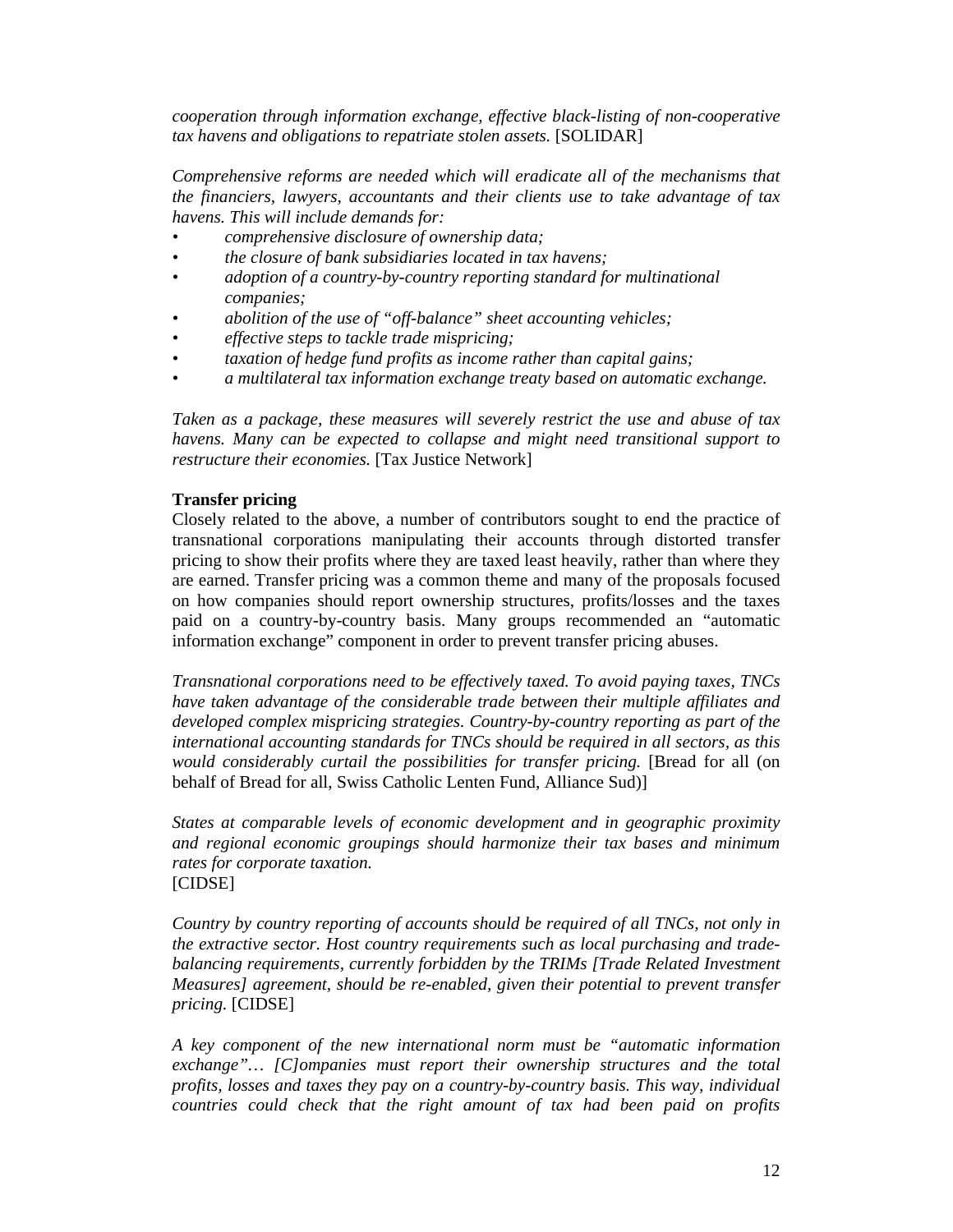*cooperation through information exchange, effective black-listing of non-cooperative tax havens and obligations to repatriate stolen assets.* [SOLIDAR]

*Comprehensive reforms are needed which will eradicate all of the mechanisms that the financiers, lawyers, accountants and their clients use to take advantage of tax havens. This will include demands for:*

- *comprehensive disclosure of ownership data;*
- *the closure of bank subsidiaries located in tax havens;*
- *adoption of a country-by-country reporting standard for multinational companies;*
- *abolition of the use of "off-balance" sheet accounting vehicles;*
- *effective steps to tackle trade mispricing;*
- *taxation of hedge fund profits as income rather than capital gains;*
- *a multilateral tax information exchange treaty based on automatic exchange.*

*Taken as a package, these measures will severely restrict the use and abuse of tax havens. Many can be expected to collapse and might need transitional support to restructure their economies.* [Tax Justice Network]

**Transfer pricing**

Closely related to the above, a number of contributors sought to end the practice of transnational corporations manipulating their accounts through distorted transfer pricing to show their profits where they are taxed least heavily, rather than where they are earned. Transfer pricing was a common theme and many of the proposals focused on how companies should report ownership structures, profits/losses and the taxes paid on a country-by-country basis. Many groups recommended an "automatic information exchange" component in order to prevent transfer pricing abuses.

*Transnational corporations need to be effectively taxed. To avoid paying taxes, TNCs have taken advantage of the considerable trade between their multiple affiliates and developed complex mispricing strategies. Country-by-country reporting as part of the international accounting standards for TNCs should be required in all sectors, as this would considerably curtail the possibilities for transfer pricing.* [Bread for all (on behalf of Bread for all, Swiss Catholic Lenten Fund, Alliance Sud)]

*States at comparable levels of economic development and in geographic proximity and regional economic groupings should harmonize their tax bases and minimum rates for corporate taxation.*
[CIDSE]

*Country by country reporting of accounts should be required of all TNCs, not only in the extractive sector. Host country requirements such as local purchasing and trade-balancing requirements, currently forbidden by the TRIMs [Trade Related Investment Measures] agreement, should be re-enabled, given their potential to prevent transfer pricing.* [CIDSE]

*A key component of the new international norm must be "automatic information exchange"… [C]ompanies must report their ownership structures and the total profits, losses and taxes they pay on a country-by-country basis. This way, individual countries could check that the right amount of tax had been paid on profits*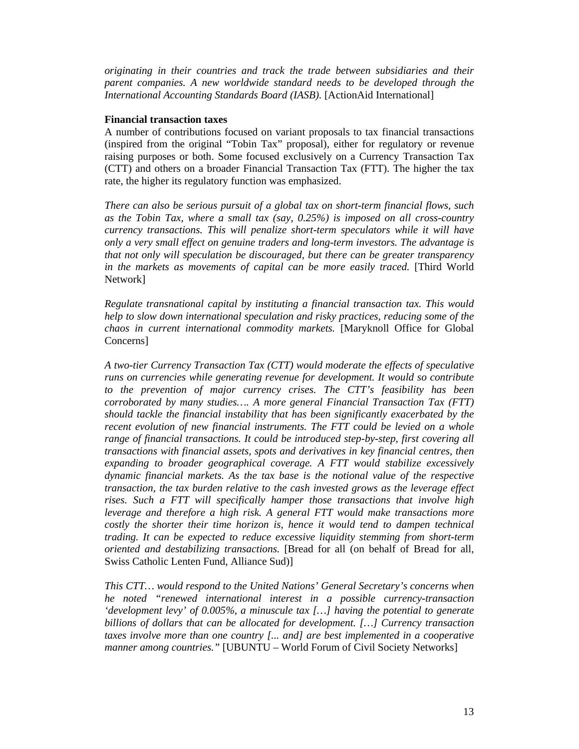*originating in their countries and track the trade between subsidiaries and their parent companies. A new worldwide standard needs to be developed through the International Accounting Standards Board (IASB).* [ActionAid International]

**Financial transaction taxes**

A number of contributions focused on variant proposals to tax financial transactions (inspired from the original "Tobin Tax" proposal), either for regulatory or revenue raising purposes or both. Some focused exclusively on a Currency Transaction Tax (CTT) and others on a broader Financial Transaction Tax (FTT). The higher the tax rate, the higher its regulatory function was emphasized.

*There can also be serious pursuit of a global tax on short-term financial flows, such as the Tobin Tax, where a small tax (say, 0.25%) is imposed on all cross-country currency transactions. This will penalize short-term speculators while it will have only a very small effect on genuine traders and long-term investors. The advantage is that not only will speculation be discouraged, but there can be greater transparency in the markets as movements of capital can be more easily traced.* [Third World Network]

*Regulate transnational capital by instituting a financial transaction tax. This would help to slow down international speculation and risky practices, reducing some of the chaos in current international commodity markets.* [Maryknoll Office for Global Concerns]

*A two-tier Currency Transaction Tax (CTT) would moderate the effects of speculative runs on currencies while generating revenue for development. It would so contribute to the prevention of major currency crises. The CTT's feasibility has been corroborated by many studies…. A more general Financial Transaction Tax (FTT) should tackle the financial instability that has been significantly exacerbated by the recent evolution of new financial instruments. The FTT could be levied on a whole range of financial transactions. It could be introduced step-by-step, first covering all transactions with financial assets, spots and derivatives in key financial centres, then expanding to broader geographical coverage. A FTT would stabilize excessively dynamic financial markets. As the tax base is the notional value of the respective transaction, the tax burden relative to the cash invested grows as the leverage effect rises. Such a FTT will specifically hamper those transactions that involve high leverage and therefore a high risk. A general FTT would make transactions more costly the shorter their time horizon is, hence it would tend to dampen technical trading. It can be expected to reduce excessive liquidity stemming from short-term oriented and destabilizing transactions.* [Bread for all (on behalf of Bread for all, Swiss Catholic Lenten Fund, Alliance Sud)]

*This CTT… would respond to the United Nations' General Secretary's concerns when he noted "renewed international interest in a possible currency-transaction 'development levy' of 0.005%, a minuscule tax […] having the potential to generate billions of dollars that can be allocated for development. […] Currency transaction taxes involve more than one country [... and] are best implemented in a cooperative manner among countries."* [UBUNTU – World Forum of Civil Society Networks]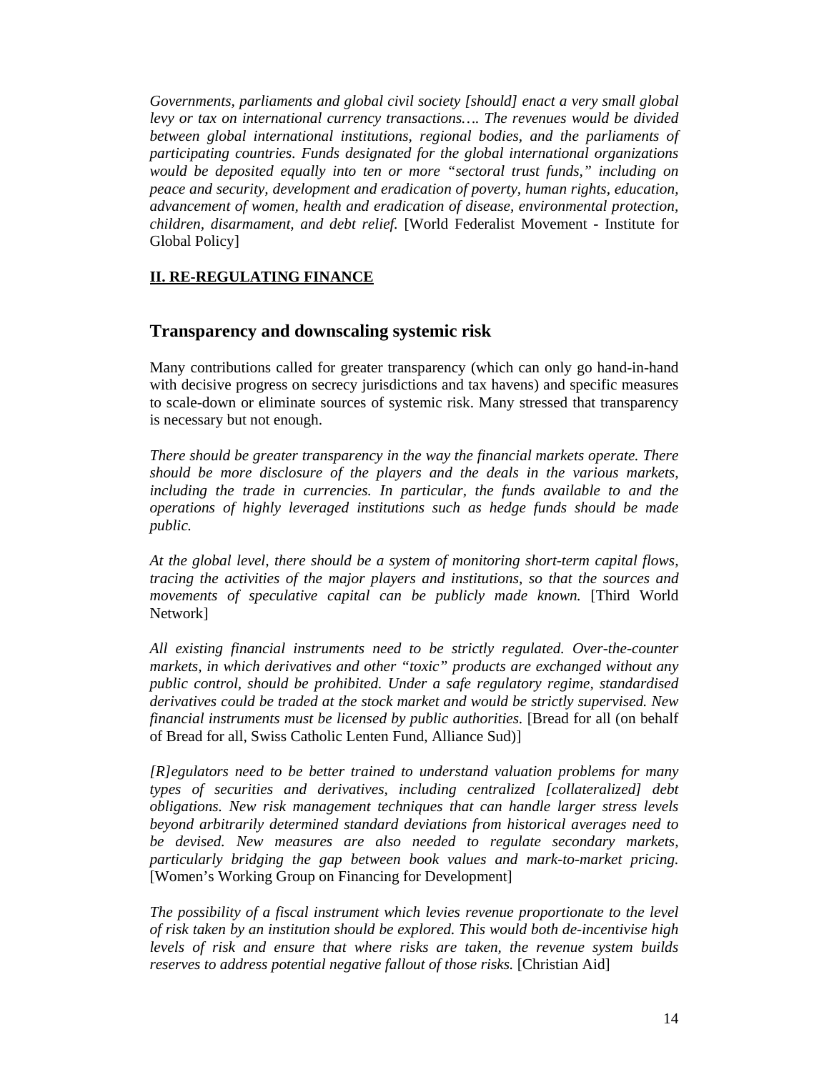*Governments, parliaments and global civil society [should] enact a very small global levy or tax on international currency transactions…. The revenues would be divided between global international institutions, regional bodies, and the parliaments of participating countries. Funds designated for the global international organizations would be deposited equally into ten or more "sectoral trust funds," including on peace and security, development and eradication of poverty, human rights, education, advancement of women, health and eradication of disease, environmental protection, children, disarmament, and debt relief.* [World Federalist Movement - Institute for Global Policy]

## II. RE-REGULATING FINANCE

### Transparency and downscaling systemic risk

Many contributions called for greater transparency (which can only go hand-in-hand with decisive progress on secrecy jurisdictions and tax havens) and specific measures to scale-down or eliminate sources of systemic risk. Many stressed that transparency is necessary but not enough.

*There should be greater transparency in the way the financial markets operate. There should be more disclosure of the players and the deals in the various markets, including the trade in currencies. In particular, the funds available to and the operations of highly leveraged institutions such as hedge funds should be made public.*

*At the global level, there should be a system of monitoring short-term capital flows, tracing the activities of the major players and institutions, so that the sources and movements of speculative capital can be publicly made known.* [Third World Network]

*All existing financial instruments need to be strictly regulated. Over-the-counter markets, in which derivatives and other "toxic" products are exchanged without any public control, should be prohibited. Under a safe regulatory regime, standardised derivatives could be traded at the stock market and would be strictly supervised. New financial instruments must be licensed by public authorities.* [Bread for all (on behalf of Bread for all, Swiss Catholic Lenten Fund, Alliance Sud)]

*[R]egulators need to be better trained to understand valuation problems for many types of securities and derivatives, including centralized [collateralized] debt obligations. New risk management techniques that can handle larger stress levels beyond arbitrarily determined standard deviations from historical averages need to be devised. New measures are also needed to regulate secondary markets, particularly bridging the gap between book values and mark-to-market pricing.* [Women's Working Group on Financing for Development]

*The possibility of a fiscal instrument which levies revenue proportionate to the level of risk taken by an institution should be explored. This would both de-incentivise high levels of risk and ensure that where risks are taken, the revenue system builds reserves to address potential negative fallout of those risks.* [Christian Aid]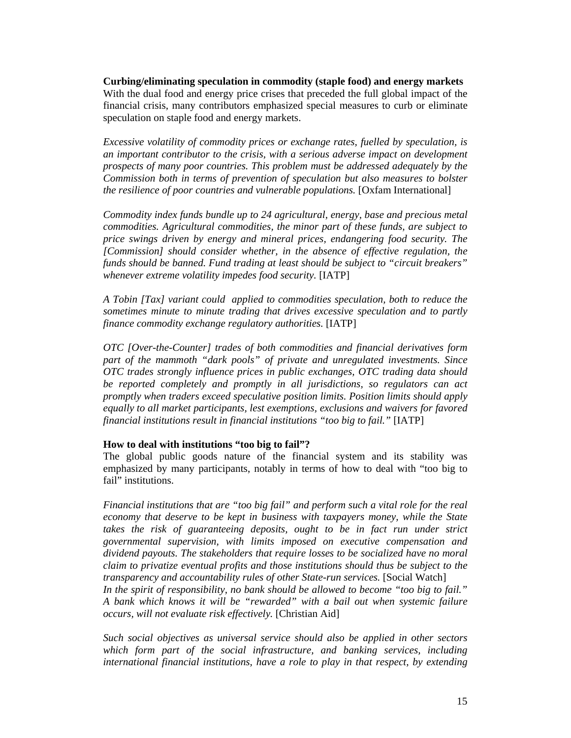**Curbing/eliminating speculation in commodity (staple food) and energy markets**
With the dual food and energy price crises that preceded the full global impact of the financial crisis, many contributors emphasized special measures to curb or eliminate speculation on staple food and energy markets.

*Excessive volatility of commodity prices or exchange rates, fuelled by speculation, is an important contributor to the crisis, with a serious adverse impact on development prospects of many poor countries. This problem must be addressed adequately by the Commission both in terms of prevention of speculation but also measures to bolster the resilience of poor countries and vulnerable populations.* [Oxfam International]

*Commodity index funds bundle up to 24 agricultural, energy, base and precious metal commodities. Agricultural commodities, the minor part of these funds, are subject to price swings driven by energy and mineral prices, endangering food security. The [Commission] should consider whether, in the absence of effective regulation, the funds should be banned. Fund trading at least should be subject to "circuit breakers" whenever extreme volatility impedes food security.* [IATP]

*A Tobin [Tax] variant could applied to commodities speculation, both to reduce the sometimes minute to minute trading that drives excessive speculation and to partly finance commodity exchange regulatory authorities.* [IATP]

*OTC [Over-the-Counter] trades of both commodities and financial derivatives form part of the mammoth "dark pools" of private and unregulated investments. Since OTC trades strongly influence prices in public exchanges, OTC trading data should be reported completely and promptly in all jurisdictions, so regulators can act promptly when traders exceed speculative position limits. Position limits should apply equally to all market participants, lest exemptions, exclusions and waivers for favored financial institutions result in financial institutions "too big to fail."* [IATP]

**How to deal with institutions "too big to fail"?**
The global public goods nature of the financial system and its stability was emphasized by many participants, notably in terms of how to deal with "too big to fail" institutions.

*Financial institutions that are "too big fail" and perform such a vital role for the real economy that deserve to be kept in business with taxpayers money, while the State takes the risk of guaranteeing deposits, ought to be in fact run under strict governmental supervision, with limits imposed on executive compensation and dividend payouts. The stakeholders that require losses to be socialized have no moral claim to privatize eventual profits and those institutions should thus be subject to the transparency and accountability rules of other State-run services.* [Social Watch]
*In the spirit of responsibility, no bank should be allowed to become "too big to fail." A bank which knows it will be "rewarded" with a bail out when systemic failure occurs, will not evaluate risk effectively.* [Christian Aid]

*Such social objectives as universal service should also be applied in other sectors which form part of the social infrastructure, and banking services, including international financial institutions, have a role to play in that respect, by extending*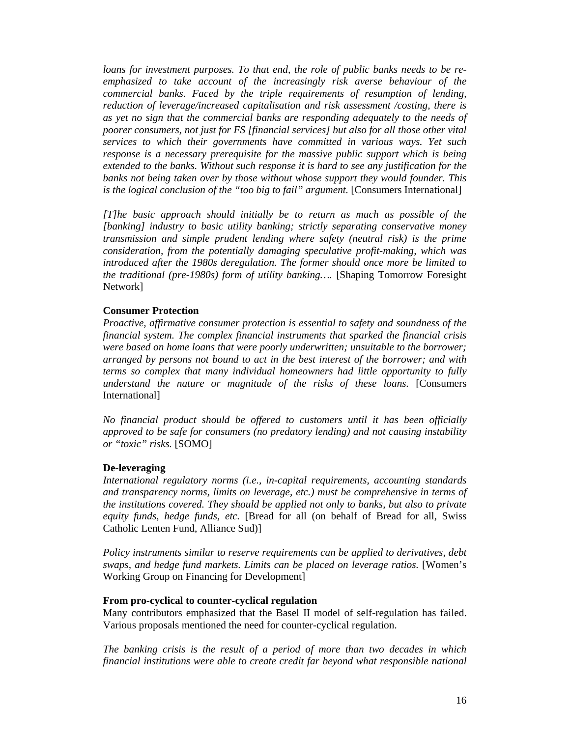*loans for investment purposes. To that end, the role of public banks needs to be re-emphasized to take account of the increasingly risk averse behaviour of the commercial banks. Faced by the triple requirements of resumption of lending, reduction of leverage/increased capitalisation and risk assessment /costing, there is as yet no sign that the commercial banks are responding adequately to the needs of poorer consumers, not just for FS [financial services] but also for all those other vital services to which their governments have committed in various ways. Yet such response is a necessary prerequisite for the massive public support which is being extended to the banks. Without such response it is hard to see any justification for the banks not being taken over by those without whose support they would founder. This is the logical conclusion of the "too big to fail" argument.* [Consumers International]

*[T]he basic approach should initially be to return as much as possible of the [banking] industry to basic utility banking; strictly separating conservative money transmission and simple prudent lending where safety (neutral risk) is the prime consideration, from the potentially damaging speculative profit-making, which was introduced after the 1980s deregulation. The former should once more be limited to the traditional (pre-1980s) form of utility banking….* [Shaping Tomorrow Foresight Network]

**Consumer Protection**

*Proactive, affirmative consumer protection is essential to safety and soundness of the financial system. The complex financial instruments that sparked the financial crisis were based on home loans that were poorly underwritten; unsuitable to the borrower; arranged by persons not bound to act in the best interest of the borrower; and with terms so complex that many individual homeowners had little opportunity to fully understand the nature or magnitude of the risks of these loans.* [Consumers International]

*No financial product should be offered to customers until it has been officially approved to be safe for consumers (no predatory lending) and not causing instability or "toxic" risks.* [SOMO]

**De-leveraging**

*International regulatory norms (i.e., in-capital requirements, accounting standards and transparency norms, limits on leverage, etc.) must be comprehensive in terms of the institutions covered. They should be applied not only to banks, but also to private equity funds, hedge funds, etc.* [Bread for all (on behalf of Bread for all, Swiss Catholic Lenten Fund, Alliance Sud)]

*Policy instruments similar to reserve requirements can be applied to derivatives, debt swaps, and hedge fund markets. Limits can be placed on leverage ratios.* [Women's Working Group on Financing for Development]

**From pro-cyclical to counter-cyclical regulation**

Many contributors emphasized that the Basel II model of self-regulation has failed. Various proposals mentioned the need for counter-cyclical regulation.

*The banking crisis is the result of a period of more than two decades in which financial institutions were able to create credit far beyond what responsible national*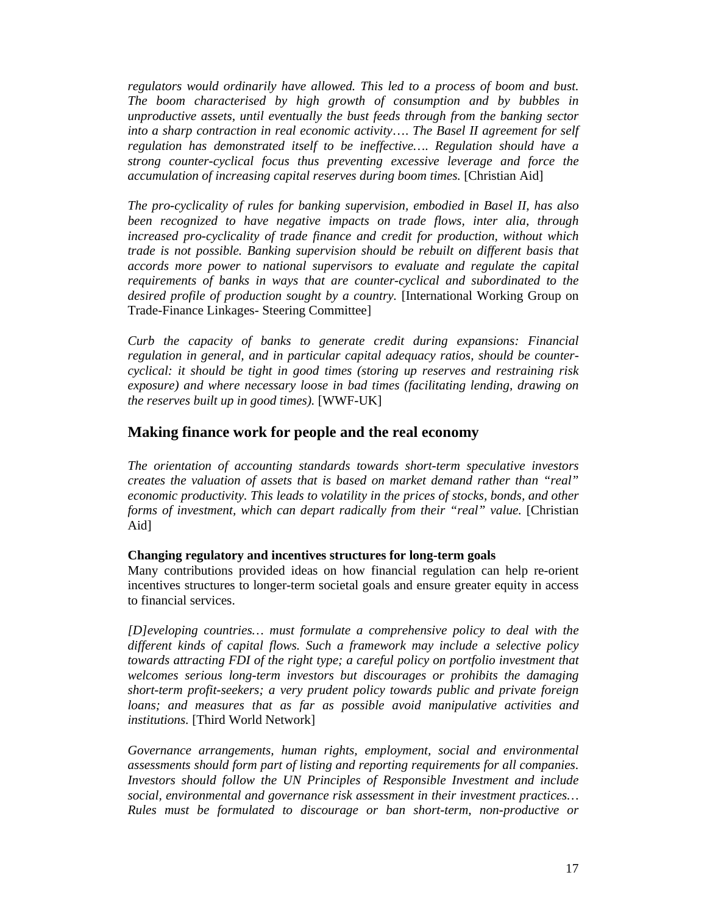*regulators would ordinarily have allowed. This led to a process of boom and bust. The boom characterised by high growth of consumption and by bubbles in unproductive assets, until eventually the bust feeds through from the banking sector into a sharp contraction in real economic activity…. The Basel II agreement for self regulation has demonstrated itself to be ineffective…. Regulation should have a strong counter-cyclical focus thus preventing excessive leverage and force the accumulation of increasing capital reserves during boom times.* [Christian Aid]

*The pro-cyclicality of rules for banking supervision, embodied in Basel II, has also been recognized to have negative impacts on trade flows, inter alia, through increased pro-cyclicality of trade finance and credit for production, without which trade is not possible. Banking supervision should be rebuilt on different basis that accords more power to national supervisors to evaluate and regulate the capital requirements of banks in ways that are counter-cyclical and subordinated to the desired profile of production sought by a country.* [International Working Group on Trade-Finance Linkages- Steering Committee]

*Curb the capacity of banks to generate credit during expansions: Financial regulation in general, and in particular capital adequacy ratios, should be counter-cyclical: it should be tight in good times (storing up reserves and restraining risk exposure) and where necessary loose in bad times (facilitating lending, drawing on the reserves built up in good times).* [WWF-UK]

## Making finance work for people and the real economy

*The orientation of accounting standards towards short-term speculative investors creates the valuation of assets that is based on market demand rather than "real" economic productivity. This leads to volatility in the prices of stocks, bonds, and other forms of investment, which can depart radically from their "real" value.* [Christian Aid]

**Changing regulatory and incentives structures for long-term goals**

Many contributions provided ideas on how financial regulation can help re-orient incentives structures to longer-term societal goals and ensure greater equity in access to financial services.

*[D]eveloping countries… must formulate a comprehensive policy to deal with the different kinds of capital flows. Such a framework may include a selective policy towards attracting FDI of the right type; a careful policy on portfolio investment that welcomes serious long-term investors but discourages or prohibits the damaging short-term profit-seekers; a very prudent policy towards public and private foreign loans; and measures that as far as possible avoid manipulative activities and institutions.* [Third World Network]

*Governance arrangements, human rights, employment, social and environmental assessments should form part of listing and reporting requirements for all companies. Investors should follow the UN Principles of Responsible Investment and include social, environmental and governance risk assessment in their investment practices… Rules must be formulated to discourage or ban short-term, non-productive or*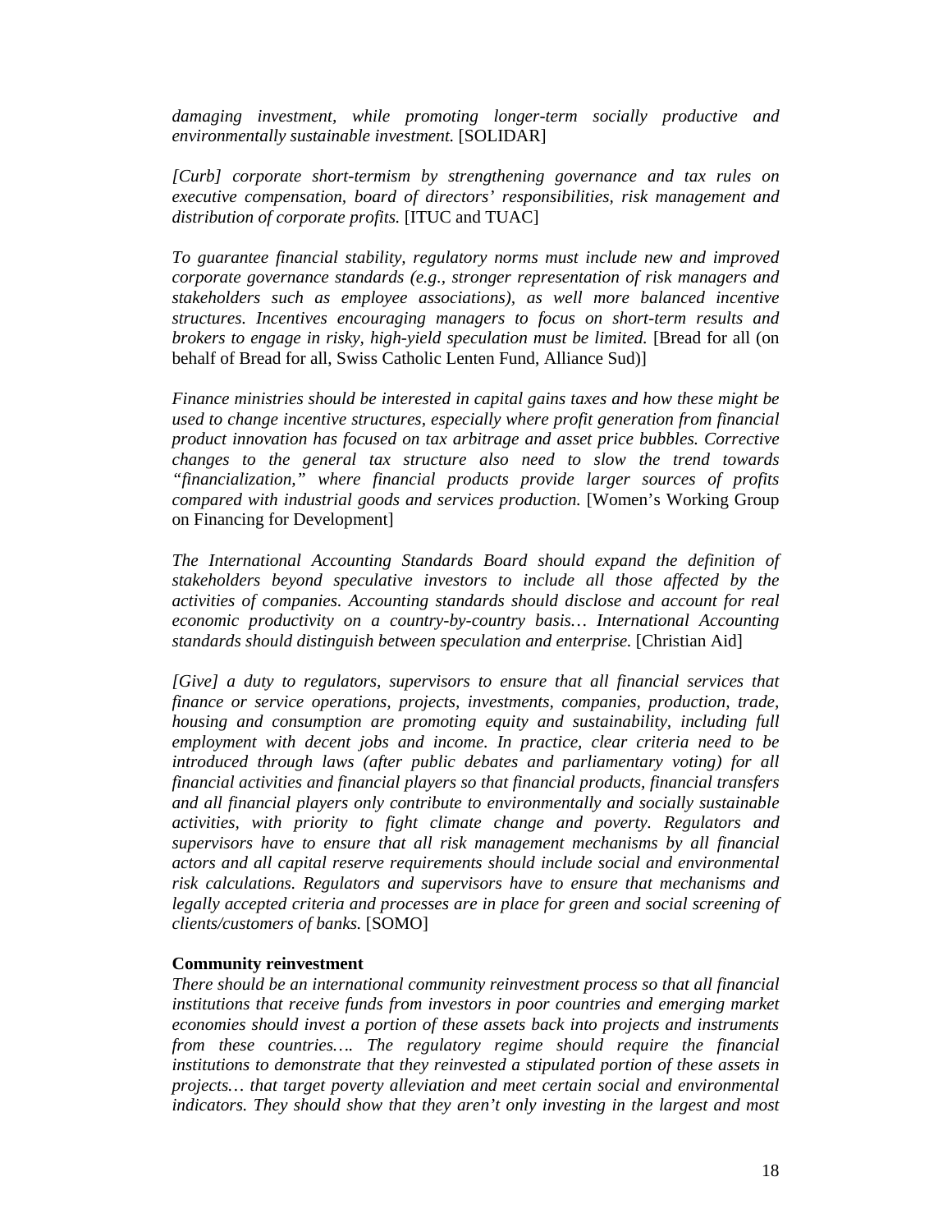*damaging investment, while promoting longer-term socially productive and environmentally sustainable investment.* [SOLIDAR]

*[Curb] corporate short-termism by strengthening governance and tax rules on executive compensation, board of directors' responsibilities, risk management and distribution of corporate profits.* [ITUC and TUAC]

*To guarantee financial stability, regulatory norms must include new and improved corporate governance standards (e.g., stronger representation of risk managers and stakeholders such as employee associations), as well more balanced incentive structures. Incentives encouraging managers to focus on short-term results and brokers to engage in risky, high-yield speculation must be limited.* [Bread for all (on behalf of Bread for all, Swiss Catholic Lenten Fund, Alliance Sud)]

*Finance ministries should be interested in capital gains taxes and how these might be used to change incentive structures, especially where profit generation from financial product innovation has focused on tax arbitrage and asset price bubbles. Corrective changes to the general tax structure also need to slow the trend towards "financialization," where financial products provide larger sources of profits compared with industrial goods and services production.* [Women's Working Group on Financing for Development]

*The International Accounting Standards Board should expand the definition of stakeholders beyond speculative investors to include all those affected by the activities of companies. Accounting standards should disclose and account for real economic productivity on a country-by-country basis… International Accounting standards should distinguish between speculation and enterprise.* [Christian Aid]

*[Give] a duty to regulators, supervisors to ensure that all financial services that finance or service operations, projects, investments, companies, production, trade, housing and consumption are promoting equity and sustainability, including full employment with decent jobs and income. In practice, clear criteria need to be introduced through laws (after public debates and parliamentary voting) for all financial activities and financial players so that financial products, financial transfers and all financial players only contribute to environmentally and socially sustainable activities, with priority to fight climate change and poverty. Regulators and supervisors have to ensure that all risk management mechanisms by all financial actors and all capital reserve requirements should include social and environmental risk calculations. Regulators and supervisors have to ensure that mechanisms and legally accepted criteria and processes are in place for green and social screening of clients/customers of banks.* [SOMO]

**Community reinvestment**

*There should be an international community reinvestment process so that all financial institutions that receive funds from investors in poor countries and emerging market economies should invest a portion of these assets back into projects and instruments from these countries…. The regulatory regime should require the financial institutions to demonstrate that they reinvested a stipulated portion of these assets in projects… that target poverty alleviation and meet certain social and environmental indicators. They should show that they aren't only investing in the largest and most*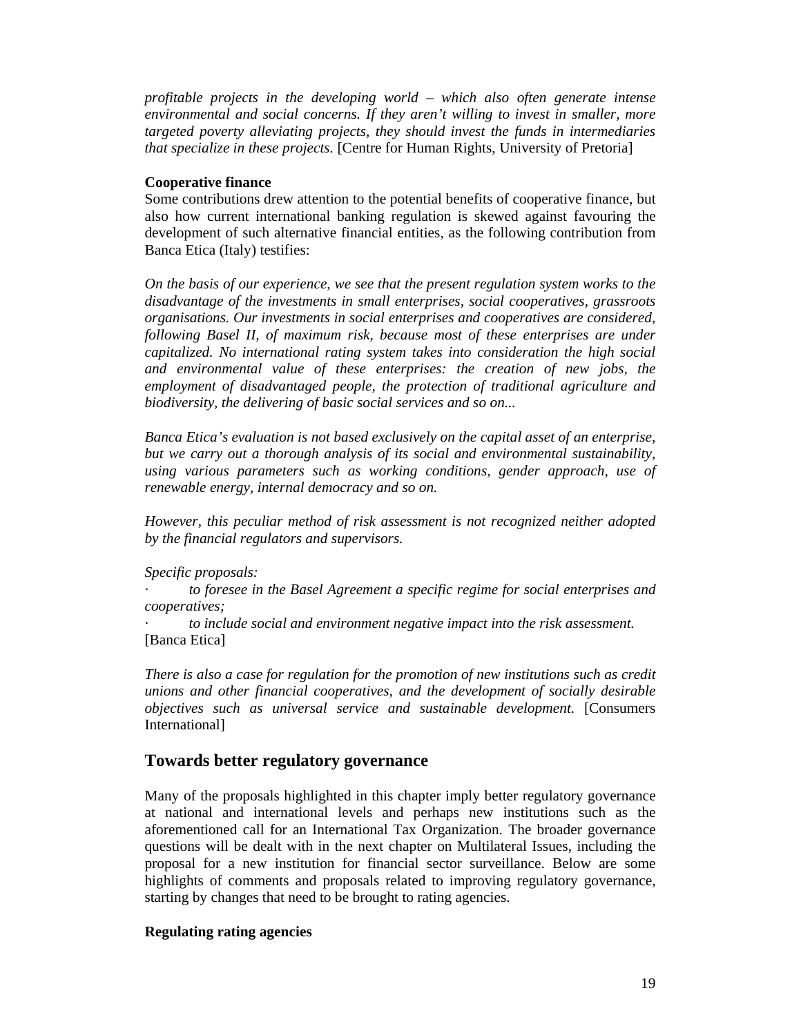*profitable projects in the developing world – which also often generate intense environmental and social concerns. If they aren't willing to invest in smaller, more targeted poverty alleviating projects, they should invest the funds in intermediaries that specialize in these projects.* [Centre for Human Rights, University of Pretoria]

**Cooperative finance**

Some contributions drew attention to the potential benefits of cooperative finance, but also how current international banking regulation is skewed against favouring the development of such alternative financial entities, as the following contribution from Banca Etica (Italy) testifies:

*On the basis of our experience, we see that the present regulation system works to the disadvantage of the investments in small enterprises, social cooperatives, grassroots organisations. Our investments in social enterprises and cooperatives are considered, following Basel II, of maximum risk, because most of these enterprises are under capitalized. No international rating system takes into consideration the high social and environmental value of these enterprises: the creation of new jobs, the employment of disadvantaged people, the protection of traditional agriculture and biodiversity, the delivering of basic social services and so on...*

*Banca Etica's evaluation is not based exclusively on the capital asset of an enterprise, but we carry out a thorough analysis of its social and environmental sustainability, using various parameters such as working conditions, gender approach, use of renewable energy, internal democracy and so on.*

*However, this peculiar method of risk assessment is not recognized neither adopted by the financial regulators and supervisors.*

*Specific proposals:*

- *to foresee in the Basel Agreement a specific regime for social enterprises and cooperatives;*
- *to include social and environment negative impact into the risk assessment.*

[Banca Etica]

*There is also a case for regulation for the promotion of new institutions such as credit unions and other financial cooperatives, and the development of socially desirable objectives such as universal service and sustainable development.* [Consumers International]

## Towards better regulatory governance

Many of the proposals highlighted in this chapter imply better regulatory governance at national and international levels and perhaps new institutions such as the aforementioned call for an International Tax Organization. The broader governance questions will be dealt with in the next chapter on Multilateral Issues, including the proposal for a new institution for financial sector surveillance. Below are some highlights of comments and proposals related to improving regulatory governance, starting by changes that need to be brought to rating agencies.

**Regulating rating agencies**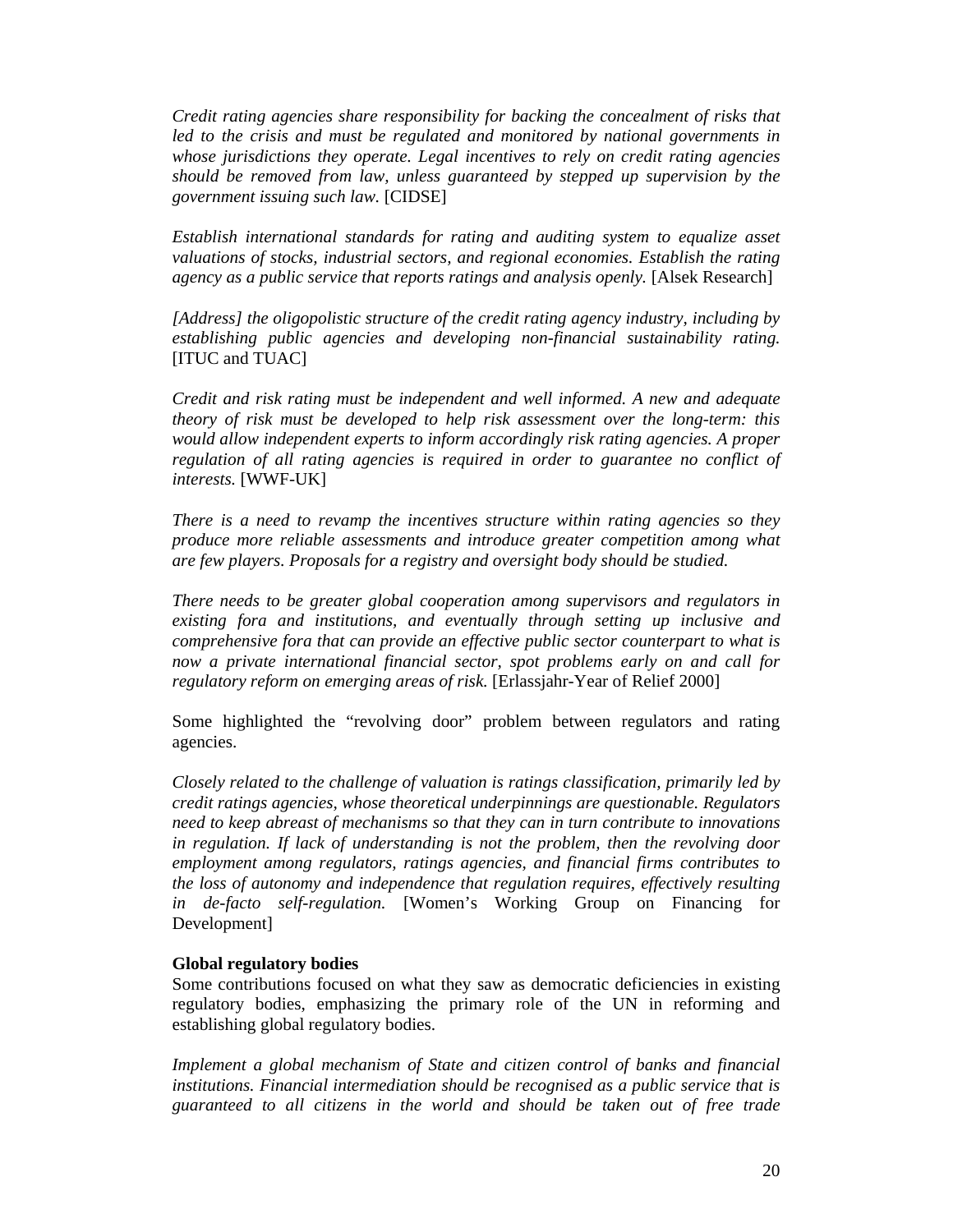*Credit rating agencies share responsibility for backing the concealment of risks that led to the crisis and must be regulated and monitored by national governments in whose jurisdictions they operate. Legal incentives to rely on credit rating agencies should be removed from law, unless guaranteed by stepped up supervision by the government issuing such law.* [CIDSE]

*Establish international standards for rating and auditing system to equalize asset valuations of stocks, industrial sectors, and regional economies. Establish the rating agency as a public service that reports ratings and analysis openly.* [Alsek Research]

*[Address] the oligopolistic structure of the credit rating agency industry, including by establishing public agencies and developing non-financial sustainability rating.* [ITUC and TUAC]

*Credit and risk rating must be independent and well informed. A new and adequate theory of risk must be developed to help risk assessment over the long-term: this would allow independent experts to inform accordingly risk rating agencies. A proper regulation of all rating agencies is required in order to guarantee no conflict of interests.* [WWF-UK]

*There is a need to revamp the incentives structure within rating agencies so they produce more reliable assessments and introduce greater competition among what are few players. Proposals for a registry and oversight body should be studied.*

*There needs to be greater global cooperation among supervisors and regulators in existing fora and institutions, and eventually through setting up inclusive and comprehensive fora that can provide an effective public sector counterpart to what is now a private international financial sector, spot problems early on and call for regulatory reform on emerging areas of risk.* [Erlassjahr-Year of Relief 2000]

Some highlighted the "revolving door" problem between regulators and rating agencies.

*Closely related to the challenge of valuation is ratings classification, primarily led by credit ratings agencies, whose theoretical underpinnings are questionable. Regulators need to keep abreast of mechanisms so that they can in turn contribute to innovations in regulation. If lack of understanding is not the problem, then the revolving door employment among regulators, ratings agencies, and financial firms contributes to the loss of autonomy and independence that regulation requires, effectively resulting in de-facto self-regulation.* [Women's Working Group on Financing for Development]

**Global regulatory bodies**

Some contributions focused on what they saw as democratic deficiencies in existing regulatory bodies, emphasizing the primary role of the UN in reforming and establishing global regulatory bodies.

*Implement a global mechanism of State and citizen control of banks and financial institutions. Financial intermediation should be recognised as a public service that is guaranteed to all citizens in the world and should be taken out of free trade*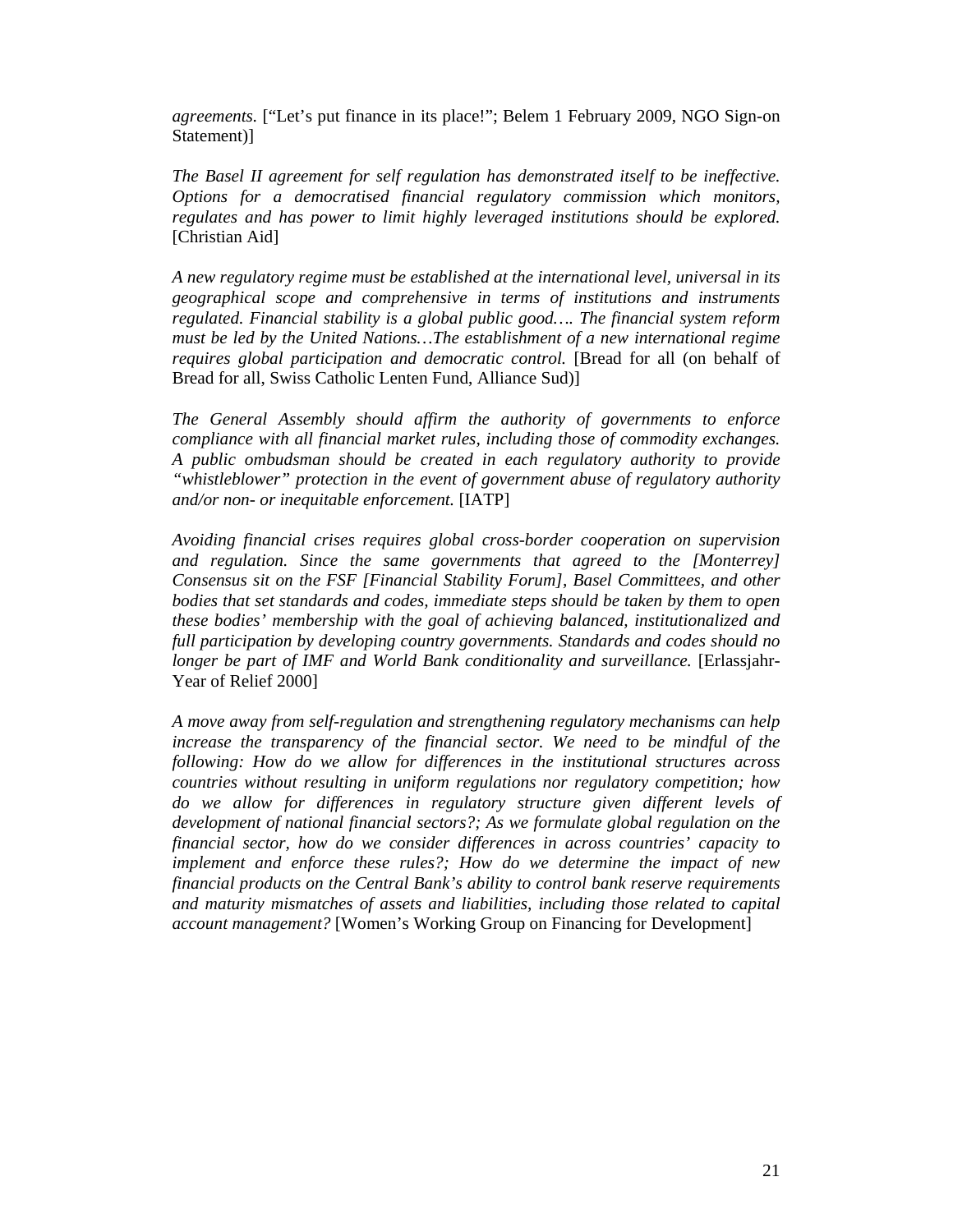*agreements.* ["Let's put finance in its place!"; Belem 1 February 2009, NGO Sign-on Statement)]

*The Basel II agreement for self regulation has demonstrated itself to be ineffective. Options for a democratised financial regulatory commission which monitors, regulates and has power to limit highly leveraged institutions should be explored.* [Christian Aid]

*A new regulatory regime must be established at the international level, universal in its geographical scope and comprehensive in terms of institutions and instruments regulated. Financial stability is a global public good…. The financial system reform must be led by the United Nations…The establishment of a new international regime requires global participation and democratic control.* [Bread for all (on behalf of Bread for all, Swiss Catholic Lenten Fund, Alliance Sud)]

*The General Assembly should affirm the authority of governments to enforce compliance with all financial market rules, including those of commodity exchanges. A public ombudsman should be created in each regulatory authority to provide "whistleblower" protection in the event of government abuse of regulatory authority and/or non- or inequitable enforcement.* [IATP]

*Avoiding financial crises requires global cross-border cooperation on supervision and regulation. Since the same governments that agreed to the [Monterrey] Consensus sit on the FSF [Financial Stability Forum], Basel Committees, and other bodies that set standards and codes, immediate steps should be taken by them to open these bodies' membership with the goal of achieving balanced, institutionalized and full participation by developing country governments. Standards and codes should no longer be part of IMF and World Bank conditionality and surveillance.* [Erlassjahr-Year of Relief 2000]

*A move away from self-regulation and strengthening regulatory mechanisms can help increase the transparency of the financial sector. We need to be mindful of the following: How do we allow for differences in the institutional structures across countries without resulting in uniform regulations nor regulatory competition; how do we allow for differences in regulatory structure given different levels of development of national financial sectors?; As we formulate global regulation on the financial sector, how do we consider differences in across countries' capacity to implement and enforce these rules?; How do we determine the impact of new financial products on the Central Bank's ability to control bank reserve requirements and maturity mismatches of assets and liabilities, including those related to capital account management?* [Women's Working Group on Financing for Development]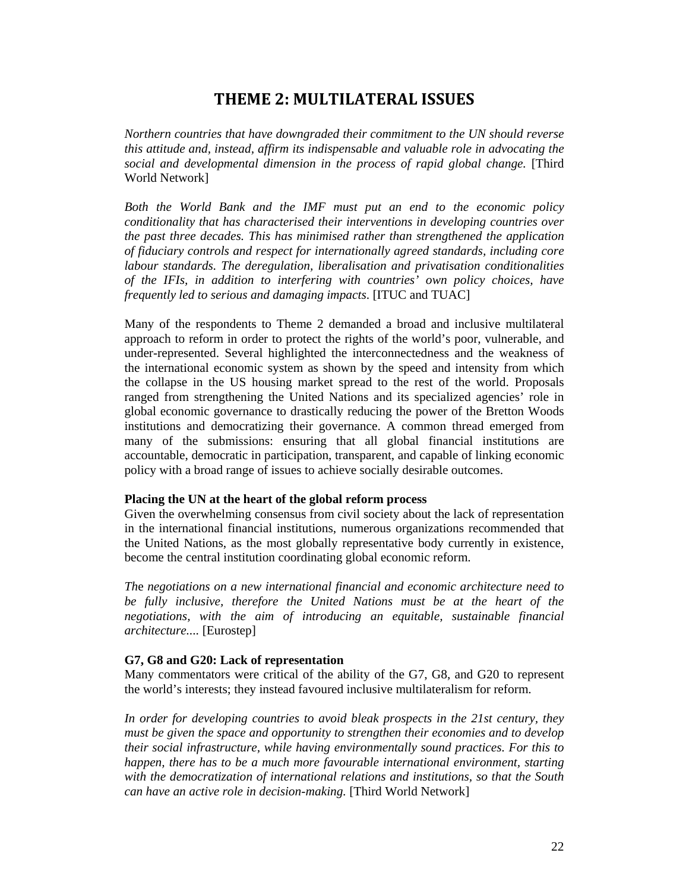# THEME 2: MULTILATERAL ISSUES

*Northern countries that have downgraded their commitment to the UN should reverse this attitude and, instead, affirm its indispensable and valuable role in advocating the social and developmental dimension in the process of rapid global change.* [Third World Network]

*Both the World Bank and the IMF must put an end to the economic policy conditionality that has characterised their interventions in developing countries over the past three decades. This has minimised rather than strengthened the application of fiduciary controls and respect for internationally agreed standards, including core labour standards. The deregulation, liberalisation and privatisation conditionalities of the IFIs, in addition to interfering with countries' own policy choices, have frequently led to serious and damaging impacts*. [ITUC and TUAC]

Many of the respondents to Theme 2 demanded a broad and inclusive multilateral approach to reform in order to protect the rights of the world's poor, vulnerable, and under-represented. Several highlighted the interconnectedness and the weakness of the international economic system as shown by the speed and intensity from which the collapse in the US housing market spread to the rest of the world. Proposals ranged from strengthening the United Nations and its specialized agencies' role in global economic governance to drastically reducing the power of the Bretton Woods institutions and democratizing their governance. A common thread emerged from many of the submissions: ensuring that all global financial institutions are accountable, democratic in participation, transparent, and capable of linking economic policy with a broad range of issues to achieve socially desirable outcomes.

**Placing the UN at the heart of the global reform process**

Given the overwhelming consensus from civil society about the lack of representation in the international financial institutions, numerous organizations recommended that the United Nations, as the most globally representative body currently in existence, become the central institution coordinating global economic reform.

*The negotiations on a new international financial and economic architecture need to be fully inclusive, therefore the United Nations must be at the heart of the negotiations, with the aim of introducing an equitable, sustainable financial architecture....* [Eurostep]

**G7, G8 and G20: Lack of representation**

Many commentators were critical of the ability of the G7, G8, and G20 to represent the world's interests; they instead favoured inclusive multilateralism for reform.

*In order for developing countries to avoid bleak prospects in the 21st century, they must be given the space and opportunity to strengthen their economies and to develop their social infrastructure, while having environmentally sound practices. For this to happen, there has to be a much more favourable international environment, starting with the democratization of international relations and institutions, so that the South can have an active role in decision-making.* [Third World Network]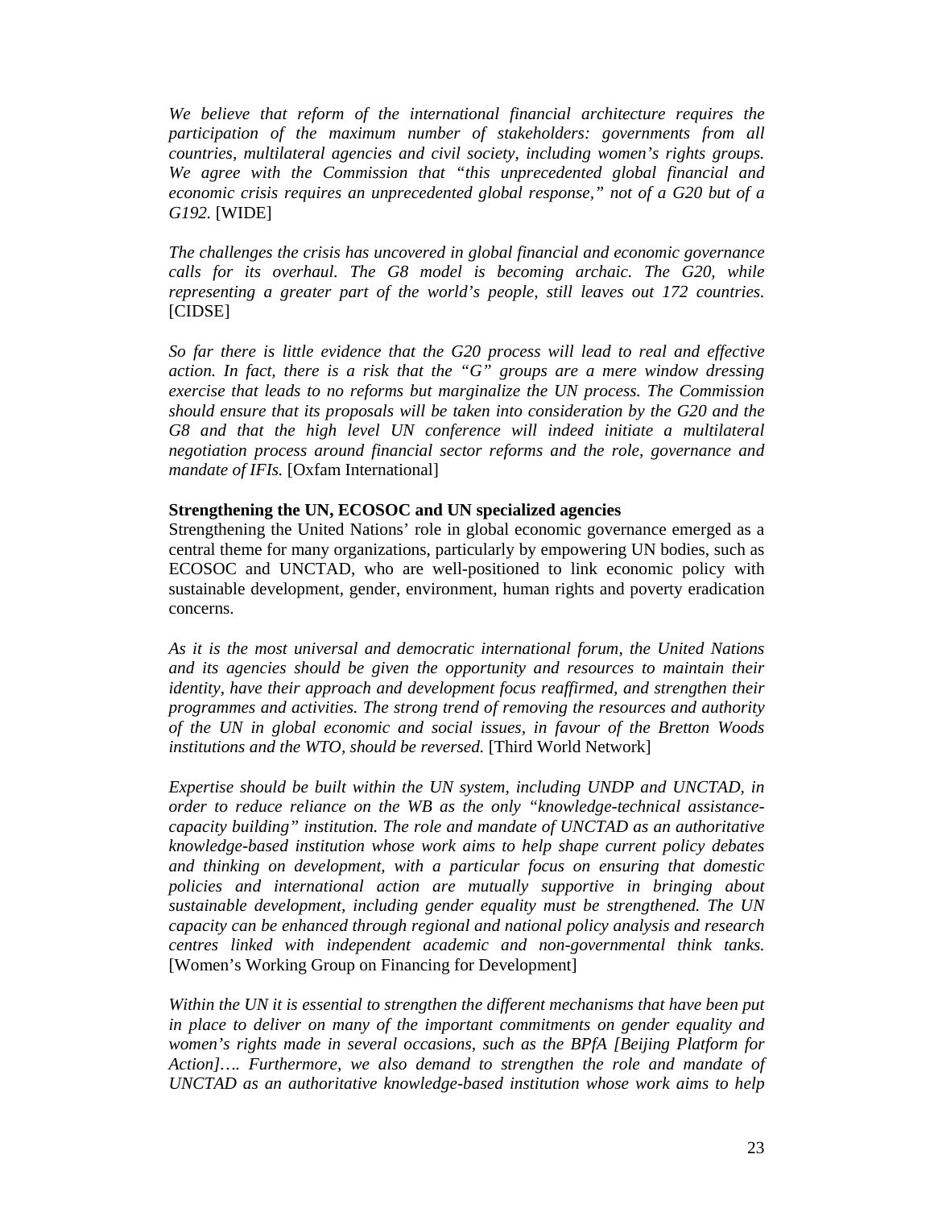*We believe that reform of the international financial architecture requires the participation of the maximum number of stakeholders: governments from all countries, multilateral agencies and civil society, including women's rights groups. We agree with the Commission that "this unprecedented global financial and economic crisis requires an unprecedented global response," not of a G20 but of a G192.* [WIDE]

*The challenges the crisis has uncovered in global financial and economic governance calls for its overhaul. The G8 model is becoming archaic. The G20, while representing a greater part of the world's people, still leaves out 172 countries.* [CIDSE]

*So far there is little evidence that the G20 process will lead to real and effective action. In fact, there is a risk that the "G" groups are a mere window dressing exercise that leads to no reforms but marginalize the UN process. The Commission should ensure that its proposals will be taken into consideration by the G20 and the G8 and that the high level UN conference will indeed initiate a multilateral negotiation process around financial sector reforms and the role, governance and mandate of IFIs.* [Oxfam International]

**Strengthening the UN, ECOSOC and UN specialized agencies**

Strengthening the United Nations' role in global economic governance emerged as a central theme for many organizations, particularly by empowering UN bodies, such as ECOSOC and UNCTAD, who are well-positioned to link economic policy with sustainable development, gender, environment, human rights and poverty eradication concerns.

*As it is the most universal and democratic international forum, the United Nations and its agencies should be given the opportunity and resources to maintain their identity, have their approach and development focus reaffirmed, and strengthen their programmes and activities. The strong trend of removing the resources and authority of the UN in global economic and social issues, in favour of the Bretton Woods institutions and the WTO, should be reversed.* [Third World Network]

*Expertise should be built within the UN system, including UNDP and UNCTAD, in order to reduce reliance on the WB as the only "knowledge-technical assistance-capacity building" institution. The role and mandate of UNCTAD as an authoritative knowledge-based institution whose work aims to help shape current policy debates and thinking on development, with a particular focus on ensuring that domestic policies and international action are mutually supportive in bringing about sustainable development, including gender equality must be strengthened. The UN capacity can be enhanced through regional and national policy analysis and research centres linked with independent academic and non-governmental think tanks.* [Women's Working Group on Financing for Development]

*Within the UN it is essential to strengthen the different mechanisms that have been put in place to deliver on many of the important commitments on gender equality and women's rights made in several occasions, such as the BPfA [Beijing Platform for Action]…. Furthermore, we also demand to strengthen the role and mandate of UNCTAD as an authoritative knowledge-based institution whose work aims to help*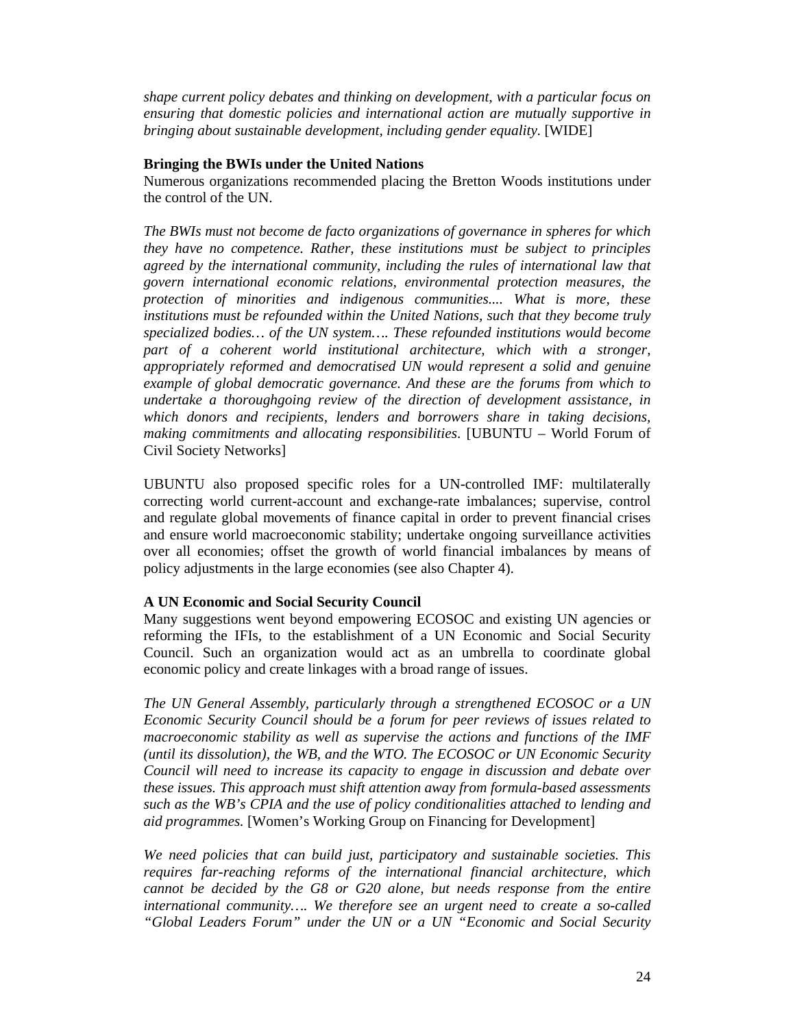*shape current policy debates and thinking on development, with a particular focus on ensuring that domestic policies and international action are mutually supportive in bringing about sustainable development, including gender equality.* [WIDE]

**Bringing the BWIs under the United Nations**

Numerous organizations recommended placing the Bretton Woods institutions under the control of the UN.

*The BWIs must not become de facto organizations of governance in spheres for which they have no competence. Rather, these institutions must be subject to principles agreed by the international community, including the rules of international law that govern international economic relations, environmental protection measures, the protection of minorities and indigenous communities.... What is more, these institutions must be refounded within the United Nations, such that they become truly specialized bodies… of the UN system…. These refounded institutions would become part of a coherent world institutional architecture, which with a stronger, appropriately reformed and democratised UN would represent a solid and genuine example of global democratic governance. And these are the forums from which to undertake a thoroughgoing review of the direction of development assistance, in which donors and recipients, lenders and borrowers share in taking decisions, making commitments and allocating responsibilities*. [UBUNTU – World Forum of Civil Society Networks]

UBUNTU also proposed specific roles for a UN-controlled IMF: multilaterally correcting world current-account and exchange-rate imbalances; supervise, control and regulate global movements of finance capital in order to prevent financial crises and ensure world macroeconomic stability; undertake ongoing surveillance activities over all economies; offset the growth of world financial imbalances by means of policy adjustments in the large economies (see also Chapter 4).

**A UN Economic and Social Security Council**

Many suggestions went beyond empowering ECOSOC and existing UN agencies or reforming the IFIs, to the establishment of a UN Economic and Social Security Council. Such an organization would act as an umbrella to coordinate global economic policy and create linkages with a broad range of issues.

*The UN General Assembly, particularly through a strengthened ECOSOC or a UN Economic Security Council should be a forum for peer reviews of issues related to macroeconomic stability as well as supervise the actions and functions of the IMF (until its dissolution), the WB, and the WTO. The ECOSOC or UN Economic Security Council will need to increase its capacity to engage in discussion and debate over these issues. This approach must shift attention away from formula-based assessments such as the WB's CPIA and the use of policy conditionalities attached to lending and aid programmes.* [Women's Working Group on Financing for Development]

*We need policies that can build just, participatory and sustainable societies. This requires far-reaching reforms of the international financial architecture, which cannot be decided by the G8 or G20 alone, but needs response from the entire international community…. We therefore see an urgent need to create a so-called "Global Leaders Forum" under the UN or a UN "Economic and Social Security*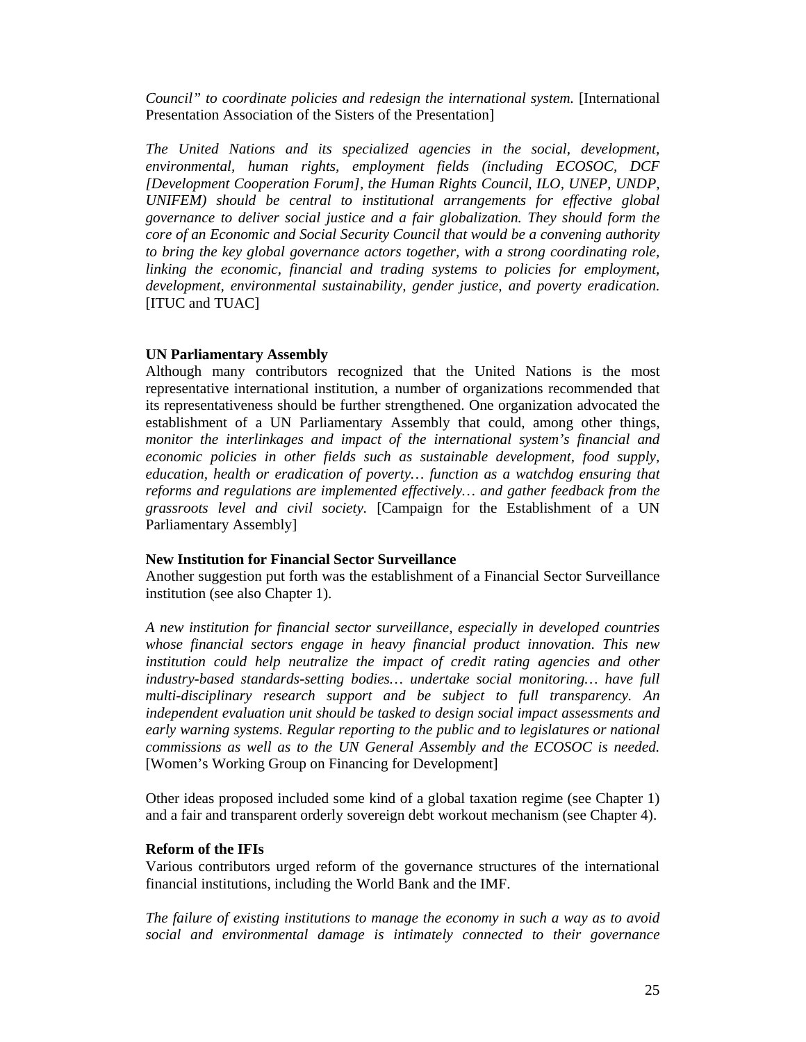*Council" to coordinate policies and redesign the international system.* [International Presentation Association of the Sisters of the Presentation]

*The United Nations and its specialized agencies in the social, development, environmental, human rights, employment fields (including ECOSOC, DCF [Development Cooperation Forum], the Human Rights Council, ILO, UNEP, UNDP, UNIFEM) should be central to institutional arrangements for effective global governance to deliver social justice and a fair globalization. They should form the core of an Economic and Social Security Council that would be a convening authority to bring the key global governance actors together, with a strong coordinating role, linking the economic, financial and trading systems to policies for employment, development, environmental sustainability, gender justice, and poverty eradication.* [ITUC and TUAC]

**UN Parliamentary Assembly**

Although many contributors recognized that the United Nations is the most representative international institution, a number of organizations recommended that its representativeness should be further strengthened. One organization advocated the establishment of a UN Parliamentary Assembly that could, among other things, *monitor the interlinkages and impact of the international system's financial and economic policies in other fields such as sustainable development, food supply, education, health or eradication of poverty… function as a watchdog ensuring that reforms and regulations are implemented effectively… and gather feedback from the grassroots level and civil society.* [Campaign for the Establishment of a UN Parliamentary Assembly]

**New Institution for Financial Sector Surveillance**

Another suggestion put forth was the establishment of a Financial Sector Surveillance institution (see also Chapter 1).

*A new institution for financial sector surveillance, especially in developed countries whose financial sectors engage in heavy financial product innovation. This new institution could help neutralize the impact of credit rating agencies and other industry-based standards-setting bodies… undertake social monitoring… have full multi-disciplinary research support and be subject to full transparency. An independent evaluation unit should be tasked to design social impact assessments and early warning systems. Regular reporting to the public and to legislatures or national commissions as well as to the UN General Assembly and the ECOSOC is needed.* [Women's Working Group on Financing for Development]

Other ideas proposed included some kind of a global taxation regime (see Chapter 1) and a fair and transparent orderly sovereign debt workout mechanism (see Chapter 4).

**Reform of the IFIs**

Various contributors urged reform of the governance structures of the international financial institutions, including the World Bank and the IMF.

*The failure of existing institutions to manage the economy in such a way as to avoid social and environmental damage is intimately connected to their governance*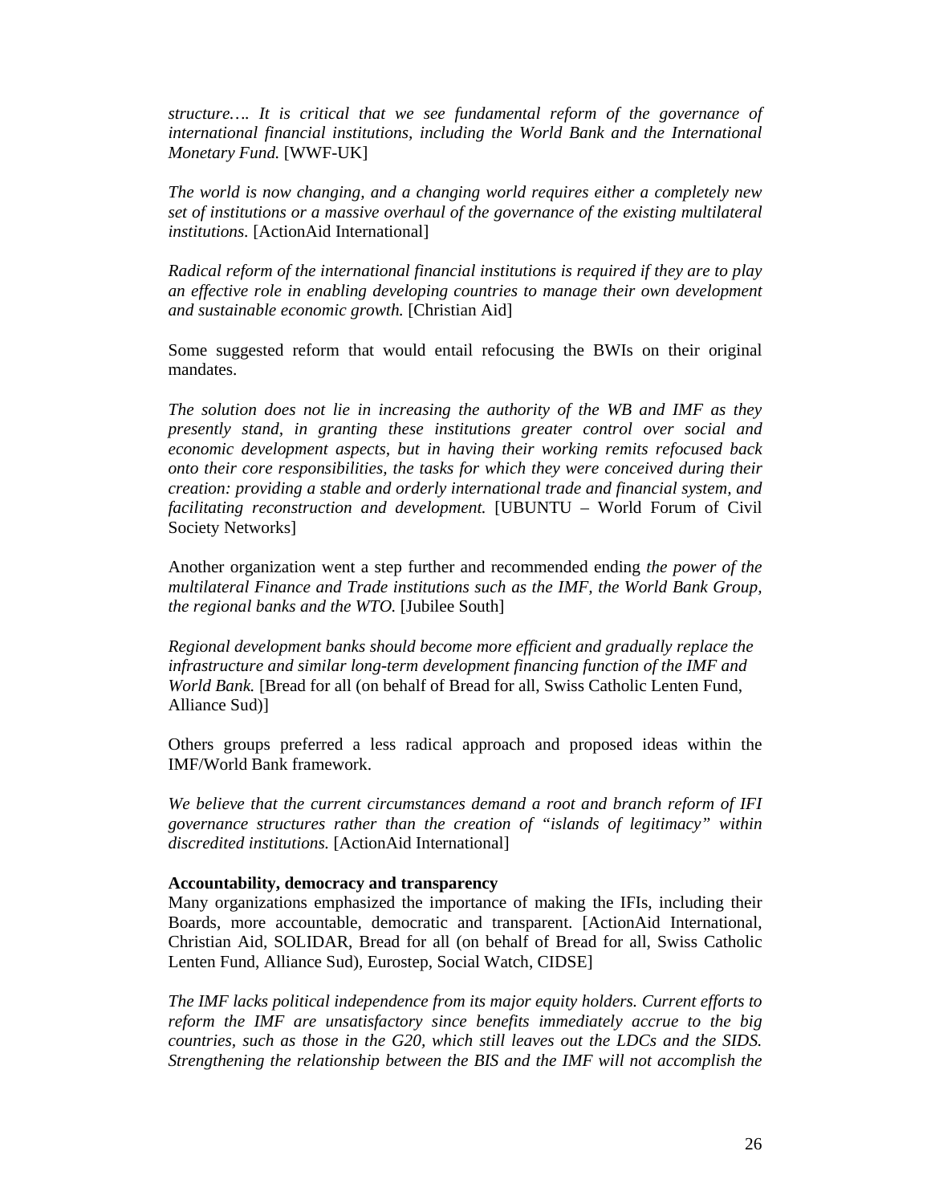*structure…. It is critical that we see fundamental reform of the governance of international financial institutions, including the World Bank and the International Monetary Fund.* [WWF-UK]

*The world is now changing, and a changing world requires either a completely new set of institutions or a massive overhaul of the governance of the existing multilateral institutions.* [ActionAid International]

*Radical reform of the international financial institutions is required if they are to play an effective role in enabling developing countries to manage their own development and sustainable economic growth.* [Christian Aid]

Some suggested reform that would entail refocusing the BWIs on their original mandates.

*The solution does not lie in increasing the authority of the WB and IMF as they presently stand, in granting these institutions greater control over social and economic development aspects, but in having their working remits refocused back onto their core responsibilities, the tasks for which they were conceived during their creation: providing a stable and orderly international trade and financial system, and facilitating reconstruction and development.* [UBUNTU – World Forum of Civil Society Networks]

Another organization went a step further and recommended ending *the power of the multilateral Finance and Trade institutions such as the IMF, the World Bank Group, the regional banks and the WTO.* [Jubilee South]

*Regional development banks should become more efficient and gradually replace the infrastructure and similar long-term development financing function of the IMF and World Bank.* [Bread for all (on behalf of Bread for all, Swiss Catholic Lenten Fund, Alliance Sud)]

Others groups preferred a less radical approach and proposed ideas within the IMF/World Bank framework.

*We believe that the current circumstances demand a root and branch reform of IFI governance structures rather than the creation of "islands of legitimacy" within discredited institutions.* [ActionAid International]

**Accountability, democracy and transparency**

Many organizations emphasized the importance of making the IFIs, including their Boards, more accountable, democratic and transparent. [ActionAid International, Christian Aid, SOLIDAR, Bread for all (on behalf of Bread for all, Swiss Catholic Lenten Fund, Alliance Sud), Eurostep, Social Watch, CIDSE]

*The IMF lacks political independence from its major equity holders. Current efforts to reform the IMF are unsatisfactory since benefits immediately accrue to the big countries, such as those in the G20, which still leaves out the LDCs and the SIDS. Strengthening the relationship between the BIS and the IMF will not accomplish the*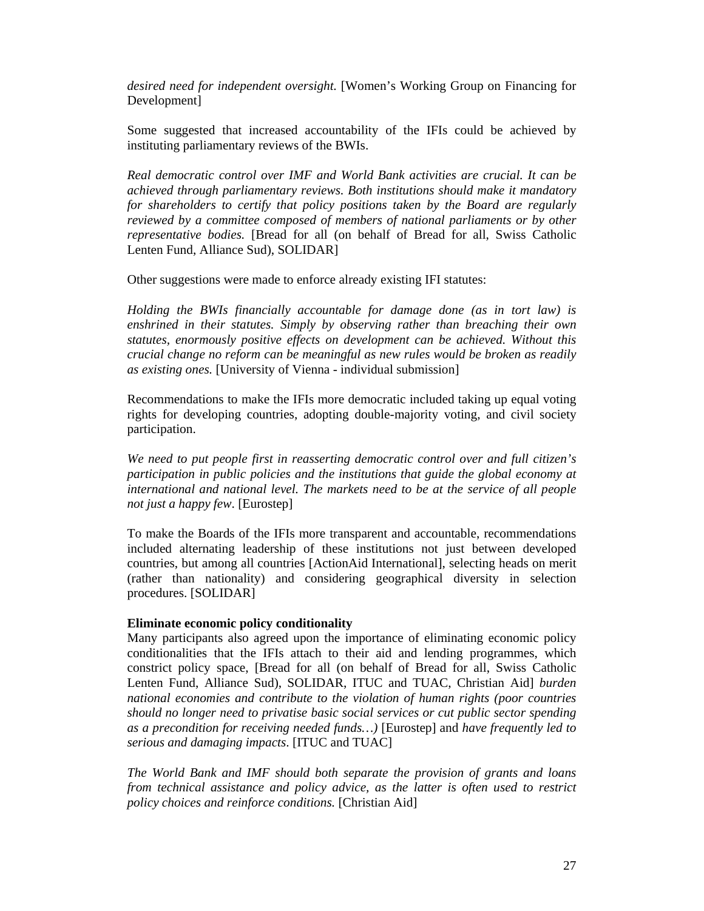*desired need for independent oversight.* [Women's Working Group on Financing for Development]

Some suggested that increased accountability of the IFIs could be achieved by instituting parliamentary reviews of the BWIs.

*Real democratic control over IMF and World Bank activities are crucial. It can be achieved through parliamentary reviews. Both institutions should make it mandatory for shareholders to certify that policy positions taken by the Board are regularly reviewed by a committee composed of members of national parliaments or by other representative bodies.* [Bread for all (on behalf of Bread for all, Swiss Catholic Lenten Fund, Alliance Sud), SOLIDAR]

Other suggestions were made to enforce already existing IFI statutes:

*Holding the BWIs financially accountable for damage done (as in tort law) is enshrined in their statutes. Simply by observing rather than breaching their own statutes, enormously positive effects on development can be achieved. Without this crucial change no reform can be meaningful as new rules would be broken as readily as existing ones.* [University of Vienna - individual submission]

Recommendations to make the IFIs more democratic included taking up equal voting rights for developing countries, adopting double-majority voting, and civil society participation.

*We need to put people first in reasserting democratic control over and full citizen's participation in public policies and the institutions that guide the global economy at international and national level. The markets need to be at the service of all people not just a happy few*. [Eurostep]

To make the Boards of the IFIs more transparent and accountable, recommendations included alternating leadership of these institutions not just between developed countries, but among all countries [ActionAid International], selecting heads on merit (rather than nationality) and considering geographical diversity in selection procedures. [SOLIDAR]

**Eliminate economic policy conditionality**

Many participants also agreed upon the importance of eliminating economic policy conditionalities that the IFIs attach to their aid and lending programmes, which constrict policy space, [Bread for all (on behalf of Bread for all, Swiss Catholic Lenten Fund, Alliance Sud), SOLIDAR, ITUC and TUAC, Christian Aid] *burden national economies and contribute to the violation of human rights (poor countries should no longer need to privatise basic social services or cut public sector spending as a precondition for receiving needed funds…)* [Eurostep] and *have frequently led to serious and damaging impacts*. [ITUC and TUAC]

*The World Bank and IMF should both separate the provision of grants and loans from technical assistance and policy advice, as the latter is often used to restrict policy choices and reinforce conditions.* [Christian Aid]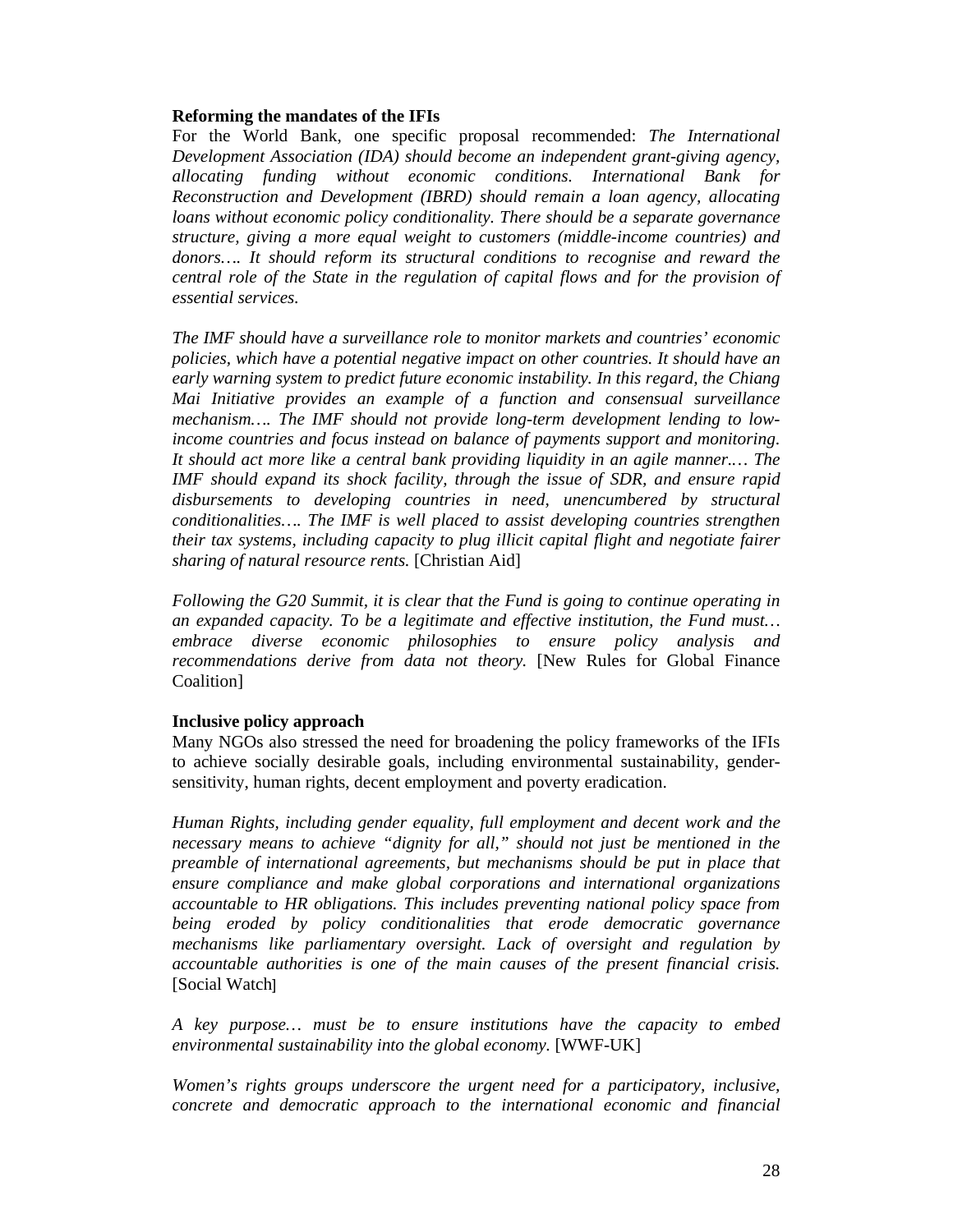**Reforming the mandates of the IFIs**

For the World Bank, one specific proposal recommended: *The International Development Association (IDA) should become an independent grant-giving agency, allocating funding without economic conditions. International Bank for Reconstruction and Development (IBRD) should remain a loan agency, allocating loans without economic policy conditionality. There should be a separate governance structure, giving a more equal weight to customers (middle-income countries) and donors…. It should reform its structural conditions to recognise and reward the central role of the State in the regulation of capital flows and for the provision of essential services.*

*The IMF should have a surveillance role to monitor markets and countries' economic policies, which have a potential negative impact on other countries. It should have an early warning system to predict future economic instability. In this regard, the Chiang Mai Initiative provides an example of a function and consensual surveillance mechanism…. The IMF should not provide long-term development lending to low-income countries and focus instead on balance of payments support and monitoring. It should act more like a central bank providing liquidity in an agile manner.… The IMF should expand its shock facility, through the issue of SDR, and ensure rapid disbursements to developing countries in need, unencumbered by structural conditionalities…. The IMF is well placed to assist developing countries strengthen their tax systems, including capacity to plug illicit capital flight and negotiate fairer sharing of natural resource rents.* [Christian Aid]

*Following the G20 Summit, it is clear that the Fund is going to continue operating in an expanded capacity. To be a legitimate and effective institution, the Fund must… embrace diverse economic philosophies to ensure policy analysis and recommendations derive from data not theory.* [New Rules for Global Finance Coalition]

**Inclusive policy approach**

Many NGOs also stressed the need for broadening the policy frameworks of the IFIs to achieve socially desirable goals, including environmental sustainability, gender-sensitivity, human rights, decent employment and poverty eradication.

*Human Rights, including gender equality, full employment and decent work and the necessary means to achieve "dignity for all," should not just be mentioned in the preamble of international agreements, but mechanisms should be put in place that ensure compliance and make global corporations and international organizations accountable to HR obligations. This includes preventing national policy space from being eroded by policy conditionalities that erode democratic governance mechanisms like parliamentary oversight. Lack of oversight and regulation by accountable authorities is one of the main causes of the present financial crisis.* [Social Watch]

*A key purpose… must be to ensure institutions have the capacity to embed environmental sustainability into the global economy.* [WWF-UK]

*Women's rights groups underscore the urgent need for a participatory, inclusive, concrete and democratic approach to the international economic and financial*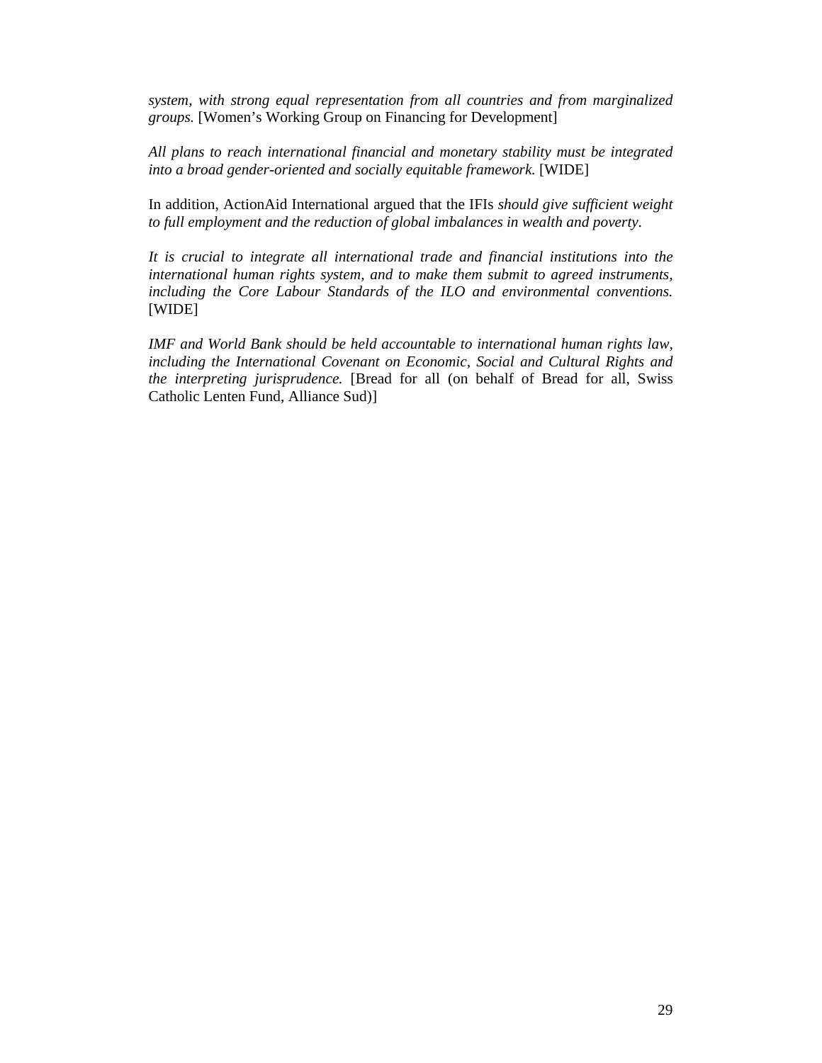*system, with strong equal representation from all countries and from marginalized groups.* [Women's Working Group on Financing for Development]

*All plans to reach international financial and monetary stability must be integrated into a broad gender-oriented and socially equitable framework.* [WIDE]

In addition, ActionAid International argued that the IFIs *should give sufficient weight to full employment and the reduction of global imbalances in wealth and poverty*.

*It is crucial to integrate all international trade and financial institutions into the international human rights system, and to make them submit to agreed instruments, including the Core Labour Standards of the ILO and environmental conventions.* [WIDE]

*IMF and World Bank should be held accountable to international human rights law, including the International Covenant on Economic, Social and Cultural Rights and the interpreting jurisprudence.* [Bread for all (on behalf of Bread for all, Swiss Catholic Lenten Fund, Alliance Sud)]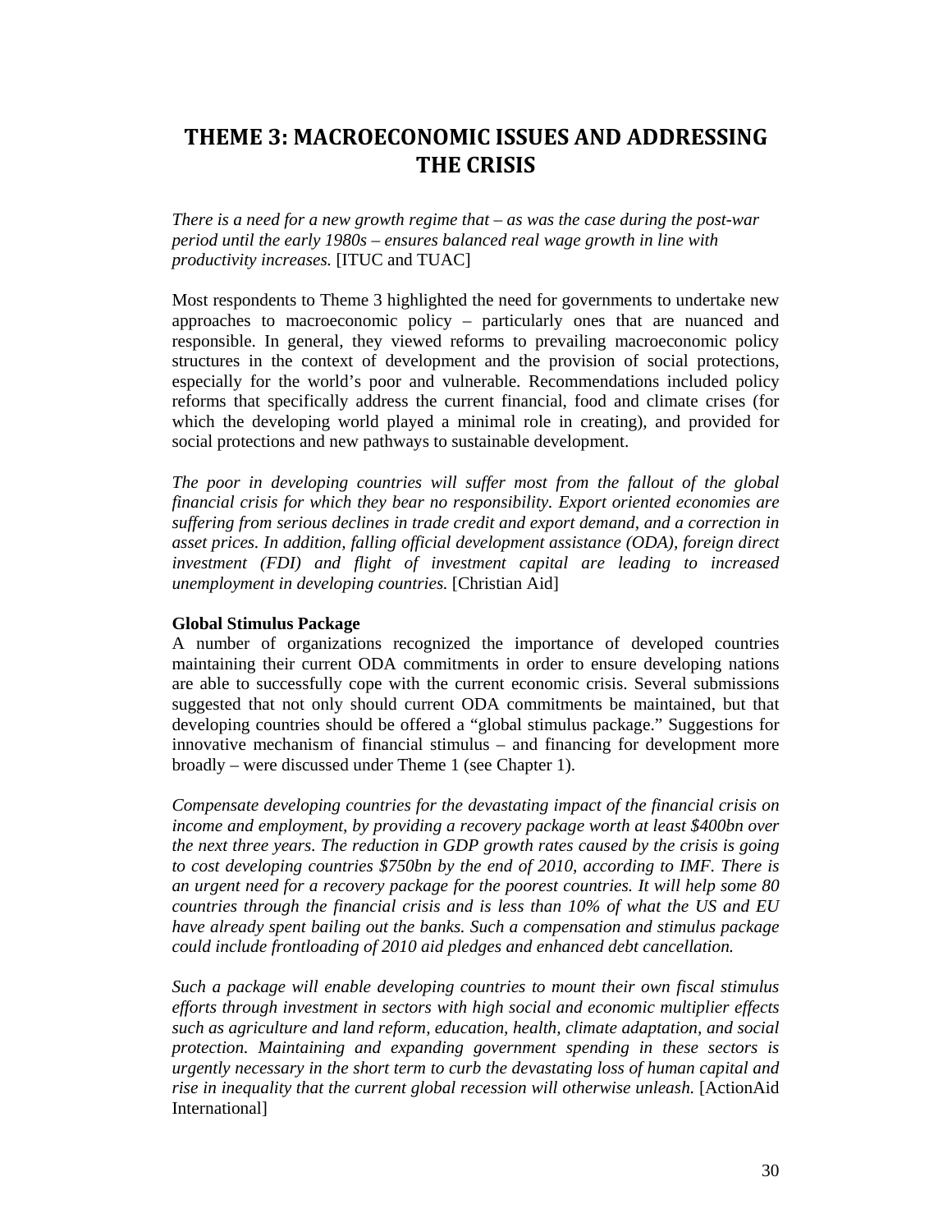# THEME 3: MACROECONOMIC ISSUES AND ADDRESSING THE CRISIS

*There is a need for a new growth regime that – as was the case during the post-war period until the early 1980s – ensures balanced real wage growth in line with productivity increases.* [ITUC and TUAC]

Most respondents to Theme 3 highlighted the need for governments to undertake new approaches to macroeconomic policy – particularly ones that are nuanced and responsible. In general, they viewed reforms to prevailing macroeconomic policy structures in the context of development and the provision of social protections, especially for the world's poor and vulnerable. Recommendations included policy reforms that specifically address the current financial, food and climate crises (for which the developing world played a minimal role in creating), and provided for social protections and new pathways to sustainable development.

*The poor in developing countries will suffer most from the fallout of the global financial crisis for which they bear no responsibility. Export oriented economies are suffering from serious declines in trade credit and export demand, and a correction in asset prices. In addition, falling official development assistance (ODA), foreign direct investment (FDI) and flight of investment capital are leading to increased unemployment in developing countries.* [Christian Aid]

**Global Stimulus Package**

A number of organizations recognized the importance of developed countries maintaining their current ODA commitments in order to ensure developing nations are able to successfully cope with the current economic crisis. Several submissions suggested that not only should current ODA commitments be maintained, but that developing countries should be offered a "global stimulus package." Suggestions for innovative mechanism of financial stimulus – and financing for development more broadly – were discussed under Theme 1 (see Chapter 1).

*Compensate developing countries for the devastating impact of the financial crisis on income and employment, by providing a recovery package worth at least $400bn over the next three years. The reduction in GDP growth rates caused by the crisis is going to cost developing countries $750bn by the end of 2010, according to IMF. There is an urgent need for a recovery package for the poorest countries. It will help some 80 countries through the financial crisis and is less than 10% of what the US and EU have already spent bailing out the banks. Such a compensation and stimulus package could include frontloading of 2010 aid pledges and enhanced debt cancellation.*

*Such a package will enable developing countries to mount their own fiscal stimulus efforts through investment in sectors with high social and economic multiplier effects such as agriculture and land reform, education, health, climate adaptation, and social protection. Maintaining and expanding government spending in these sectors is urgently necessary in the short term to curb the devastating loss of human capital and rise in inequality that the current global recession will otherwise unleash.* [ActionAid International]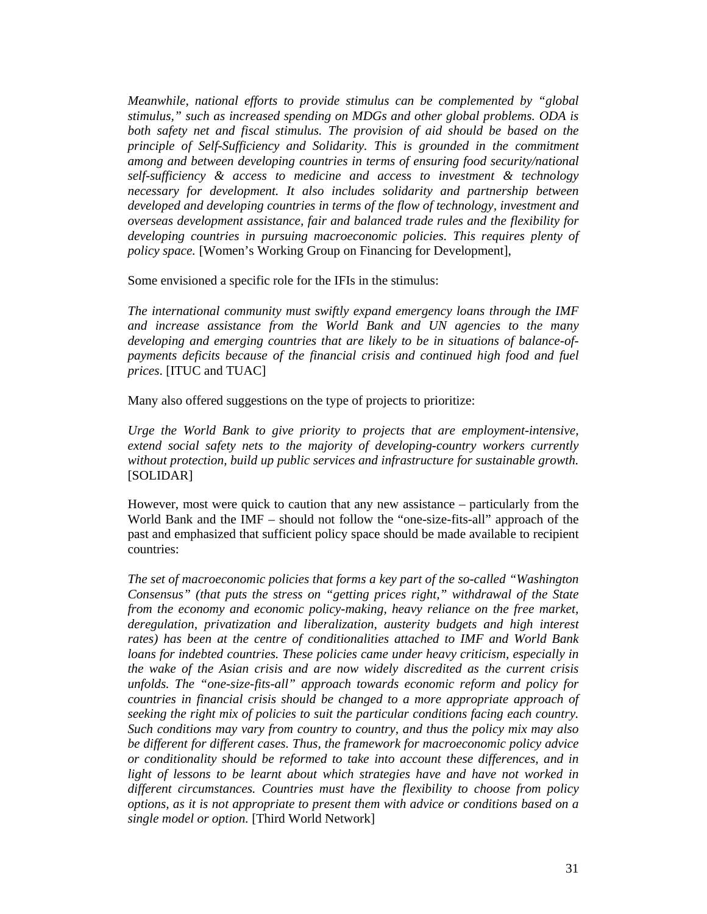*Meanwhile, national efforts to provide stimulus can be complemented by "global stimulus," such as increased spending on MDGs and other global problems. ODA is both safety net and fiscal stimulus. The provision of aid should be based on the principle of Self-Sufficiency and Solidarity. This is grounded in the commitment among and between developing countries in terms of ensuring food security/national self-sufficiency & access to medicine and access to investment & technology necessary for development. It also includes solidarity and partnership between developed and developing countries in terms of the flow of technology, investment and overseas development assistance, fair and balanced trade rules and the flexibility for developing countries in pursuing macroeconomic policies. This requires plenty of policy space.* [Women's Working Group on Financing for Development],

Some envisioned a specific role for the IFIs in the stimulus:

*The international community must swiftly expand emergency loans through the IMF and increase assistance from the World Bank and UN agencies to the many developing and emerging countries that are likely to be in situations of balance-of-payments deficits because of the financial crisis and continued high food and fuel prices*. [ITUC and TUAC]

Many also offered suggestions on the type of projects to prioritize:

*Urge the World Bank to give priority to projects that are employment-intensive, extend social safety nets to the majority of developing-country workers currently without protection, build up public services and infrastructure for sustainable growth.* [SOLIDAR]

However, most were quick to caution that any new assistance – particularly from the World Bank and the IMF – should not follow the "one-size-fits-all" approach of the past and emphasized that sufficient policy space should be made available to recipient countries:

*The set of macroeconomic policies that forms a key part of the so-called "Washington Consensus" (that puts the stress on "getting prices right," withdrawal of the State from the economy and economic policy-making, heavy reliance on the free market, deregulation, privatization and liberalization, austerity budgets and high interest rates) has been at the centre of conditionalities attached to IMF and World Bank loans for indebted countries. These policies came under heavy criticism, especially in the wake of the Asian crisis and are now widely discredited as the current crisis unfolds. The "one-size-fits-all" approach towards economic reform and policy for countries in financial crisis should be changed to a more appropriate approach of seeking the right mix of policies to suit the particular conditions facing each country. Such conditions may vary from country to country, and thus the policy mix may also be different for different cases. Thus, the framework for macroeconomic policy advice or conditionality should be reformed to take into account these differences, and in light of lessons to be learnt about which strategies have and have not worked in different circumstances. Countries must have the flexibility to choose from policy options, as it is not appropriate to present them with advice or conditions based on a single model or option.* [Third World Network]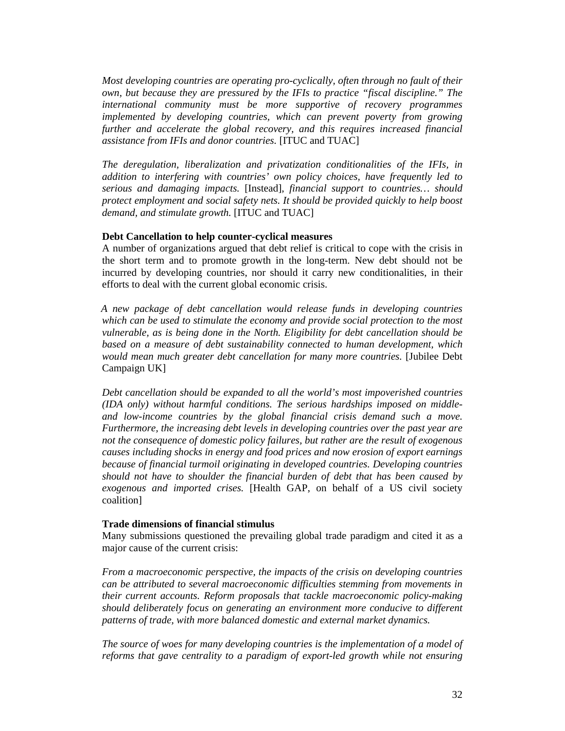*Most developing countries are operating pro-cyclically, often through no fault of their own, but because they are pressured by the IFIs to practice "fiscal discipline." The international community must be more supportive of recovery programmes implemented by developing countries, which can prevent poverty from growing further and accelerate the global recovery, and this requires increased financial assistance from IFIs and donor countries.* [ITUC and TUAC]

*The deregulation, liberalization and privatization conditionalities of the IFIs, in addition to interfering with countries' own policy choices, have frequently led to serious and damaging impacts.* [Instead], *financial support to countries… should protect employment and social safety nets. It should be provided quickly to help boost demand, and stimulate growth.* [ITUC and TUAC]

**Debt Cancellation to help counter-cyclical measures**

A number of organizations argued that debt relief is critical to cope with the crisis in the short term and to promote growth in the long-term. New debt should not be incurred by developing countries, nor should it carry new conditionalities, in their efforts to deal with the current global economic crisis.

*A new package of debt cancellation would release funds in developing countries which can be used to stimulate the economy and provide social protection to the most vulnerable, as is being done in the North. Eligibility for debt cancellation should be based on a measure of debt sustainability connected to human development, which would mean much greater debt cancellation for many more countries.* [Jubilee Debt Campaign UK]

*Debt cancellation should be expanded to all the world's most impoverished countries (IDA only) without harmful conditions. The serious hardships imposed on middle- and low-income countries by the global financial crisis demand such a move. Furthermore, the increasing debt levels in developing countries over the past year are not the consequence of domestic policy failures, but rather are the result of exogenous causes including shocks in energy and food prices and now erosion of export earnings because of financial turmoil originating in developed countries. Developing countries should not have to shoulder the financial burden of debt that has been caused by exogenous and imported crises.* [Health GAP, on behalf of a US civil society coalition]

**Trade dimensions of financial stimulus**

Many submissions questioned the prevailing global trade paradigm and cited it as a major cause of the current crisis:

*From a macroeconomic perspective, the impacts of the crisis on developing countries can be attributed to several macroeconomic difficulties stemming from movements in their current accounts. Reform proposals that tackle macroeconomic policy-making should deliberately focus on generating an environment more conducive to different patterns of trade, with more balanced domestic and external market dynamics.*

*The source of woes for many developing countries is the implementation of a model of reforms that gave centrality to a paradigm of export-led growth while not ensuring*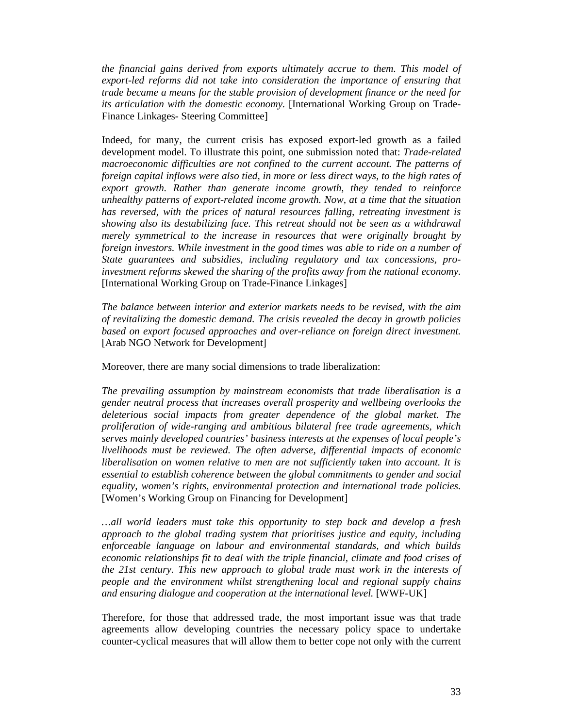*the financial gains derived from exports ultimately accrue to them. This model of export-led reforms did not take into consideration the importance of ensuring that trade became a means for the stable provision of development finance or the need for its articulation with the domestic economy.* [International Working Group on Trade-Finance Linkages- Steering Committee]

Indeed, for many, the current crisis has exposed export-led growth as a failed development model. To illustrate this point, one submission noted that: *Trade-related macroeconomic difficulties are not confined to the current account. The patterns of foreign capital inflows were also tied, in more or less direct ways, to the high rates of export growth. Rather than generate income growth, they tended to reinforce unhealthy patterns of export-related income growth. Now, at a time that the situation has reversed, with the prices of natural resources falling, retreating investment is showing also its destabilizing face. This retreat should not be seen as a withdrawal merely symmetrical to the increase in resources that were originally brought by foreign investors. While investment in the good times was able to ride on a number of State guarantees and subsidies, including regulatory and tax concessions, pro-investment reforms skewed the sharing of the profits away from the national economy.* [International Working Group on Trade-Finance Linkages]

*The balance between interior and exterior markets needs to be revised, with the aim of revitalizing the domestic demand. The crisis revealed the decay in growth policies based on export focused approaches and over-reliance on foreign direct investment.* [Arab NGO Network for Development]

Moreover, there are many social dimensions to trade liberalization:

*The prevailing assumption by mainstream economists that trade liberalisation is a gender neutral process that increases overall prosperity and wellbeing overlooks the deleterious social impacts from greater dependence of the global market. The proliferation of wide-ranging and ambitious bilateral free trade agreements, which serves mainly developed countries' business interests at the expenses of local people's livelihoods must be reviewed. The often adverse, differential impacts of economic liberalisation on women relative to men are not sufficiently taken into account. It is essential to establish coherence between the global commitments to gender and social equality, women's rights, environmental protection and international trade policies.* [Women's Working Group on Financing for Development]

*…all world leaders must take this opportunity to step back and develop a fresh approach to the global trading system that prioritises justice and equity, including enforceable language on labour and environmental standards, and which builds economic relationships fit to deal with the triple financial, climate and food crises of the 21st century. This new approach to global trade must work in the interests of people and the environment whilst strengthening local and regional supply chains and ensuring dialogue and cooperation at the international level.* [WWF-UK]

Therefore, for those that addressed trade, the most important issue was that trade agreements allow developing countries the necessary policy space to undertake counter-cyclical measures that will allow them to better cope not only with the current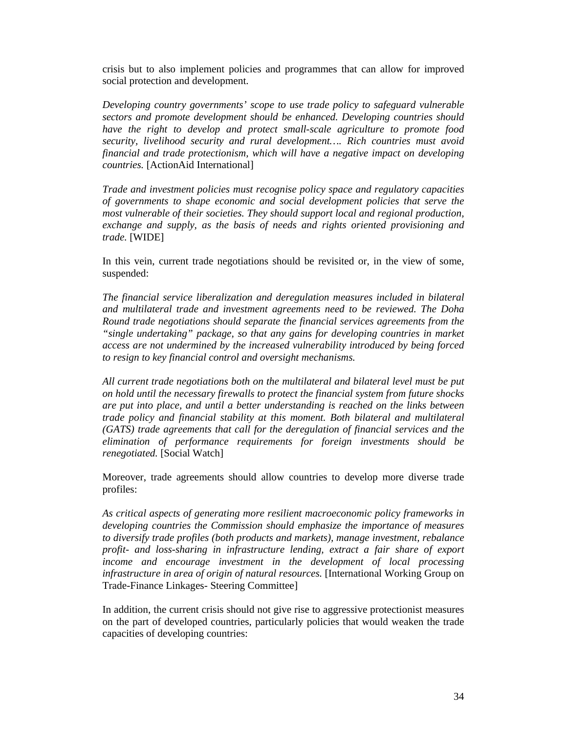crisis but to also implement policies and programmes that can allow for improved social protection and development.

*Developing country governments' scope to use trade policy to safeguard vulnerable sectors and promote development should be enhanced. Developing countries should have the right to develop and protect small-scale agriculture to promote food security, livelihood security and rural development…. Rich countries must avoid financial and trade protectionism, which will have a negative impact on developing countries.* [ActionAid International]

*Trade and investment policies must recognise policy space and regulatory capacities of governments to shape economic and social development policies that serve the most vulnerable of their societies. They should support local and regional production, exchange and supply, as the basis of needs and rights oriented provisioning and trade.* [WIDE]

In this vein, current trade negotiations should be revisited or, in the view of some, suspended:

*The financial service liberalization and deregulation measures included in bilateral and multilateral trade and investment agreements need to be reviewed. The Doha Round trade negotiations should separate the financial services agreements from the "single undertaking" package, so that any gains for developing countries in market access are not undermined by the increased vulnerability introduced by being forced to resign to key financial control and oversight mechanisms.*

*All current trade negotiations both on the multilateral and bilateral level must be put on hold until the necessary firewalls to protect the financial system from future shocks are put into place, and until a better understanding is reached on the links between trade policy and financial stability at this moment. Both bilateral and multilateral (GATS) trade agreements that call for the deregulation of financial services and the elimination of performance requirements for foreign investments should be renegotiated.* [Social Watch]

Moreover, trade agreements should allow countries to develop more diverse trade profiles:

*As critical aspects of generating more resilient macroeconomic policy frameworks in developing countries the Commission should emphasize the importance of measures to diversify trade profiles (both products and markets), manage investment, rebalance profit- and loss-sharing in infrastructure lending, extract a fair share of export income and encourage investment in the development of local processing infrastructure in area of origin of natural resources.* [International Working Group on Trade-Finance Linkages- Steering Committee]

In addition, the current crisis should not give rise to aggressive protectionist measures on the part of developed countries, particularly policies that would weaken the trade capacities of developing countries: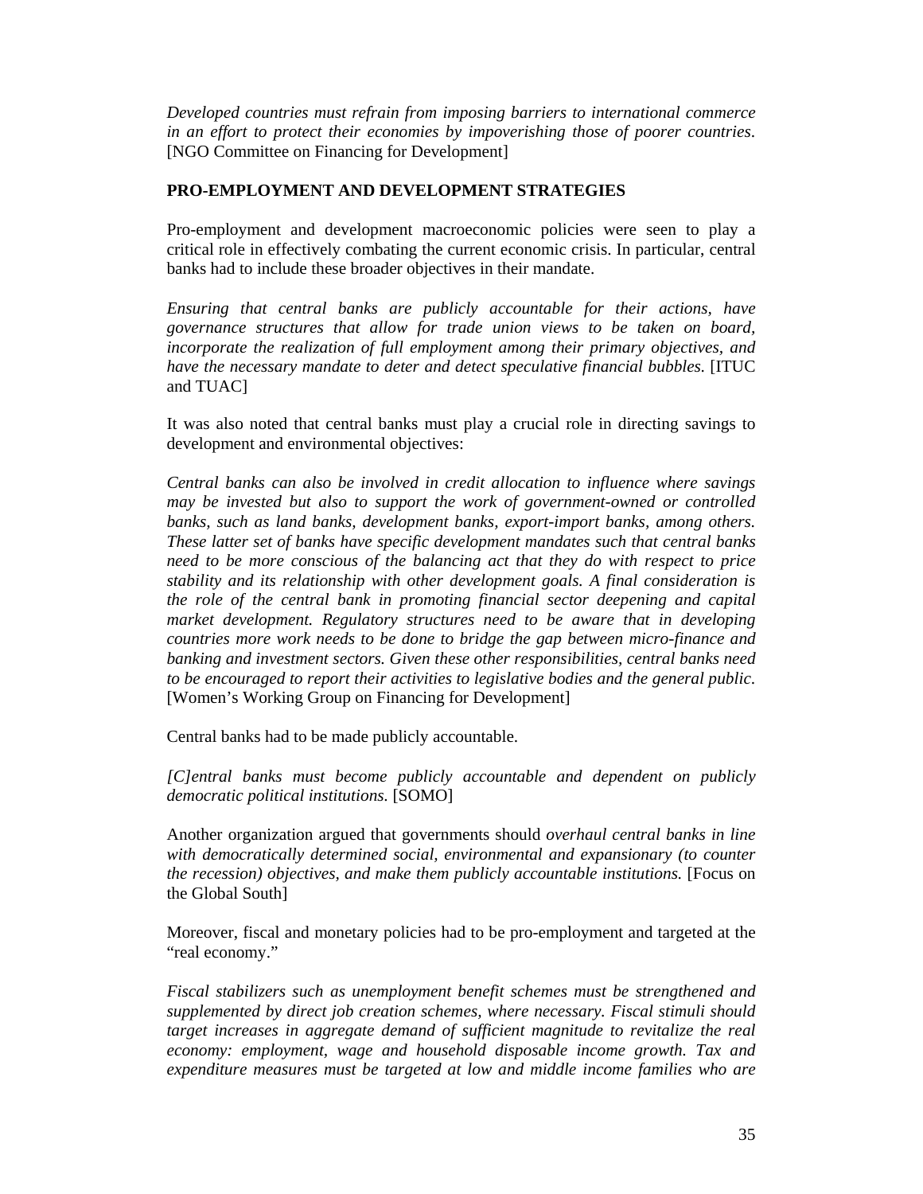*Developed countries must refrain from imposing barriers to international commerce in an effort to protect their economies by impoverishing those of poorer countries.* [NGO Committee on Financing for Development]

## PRO-EMPLOYMENT AND DEVELOPMENT STRATEGIES

Pro-employment and development macroeconomic policies were seen to play a critical role in effectively combating the current economic crisis. In particular, central banks had to include these broader objectives in their mandate.

*Ensuring that central banks are publicly accountable for their actions, have governance structures that allow for trade union views to be taken on board, incorporate the realization of full employment among their primary objectives, and have the necessary mandate to deter and detect speculative financial bubbles.* [ITUC and TUAC]

It was also noted that central banks must play a crucial role in directing savings to development and environmental objectives:

*Central banks can also be involved in credit allocation to influence where savings may be invested but also to support the work of government-owned or controlled banks, such as land banks, development banks, export-import banks, among others. These latter set of banks have specific development mandates such that central banks need to be more conscious of the balancing act that they do with respect to price stability and its relationship with other development goals. A final consideration is the role of the central bank in promoting financial sector deepening and capital market development. Regulatory structures need to be aware that in developing countries more work needs to be done to bridge the gap between micro-finance and banking and investment sectors. Given these other responsibilities, central banks need to be encouraged to report their activities to legislative bodies and the general public.* [Women's Working Group on Financing for Development]

Central banks had to be made publicly accountable.

*[C]entral banks must become publicly accountable and dependent on publicly democratic political institutions.* [SOMO]

Another organization argued that governments should *overhaul central banks in line with democratically determined social, environmental and expansionary (to counter the recession) objectives, and make them publicly accountable institutions.* [Focus on the Global South]

Moreover, fiscal and monetary policies had to be pro-employment and targeted at the "real economy."

*Fiscal stabilizers such as unemployment benefit schemes must be strengthened and supplemented by direct job creation schemes, where necessary. Fiscal stimuli should target increases in aggregate demand of sufficient magnitude to revitalize the real economy: employment, wage and household disposable income growth. Tax and expenditure measures must be targeted at low and middle income families who are*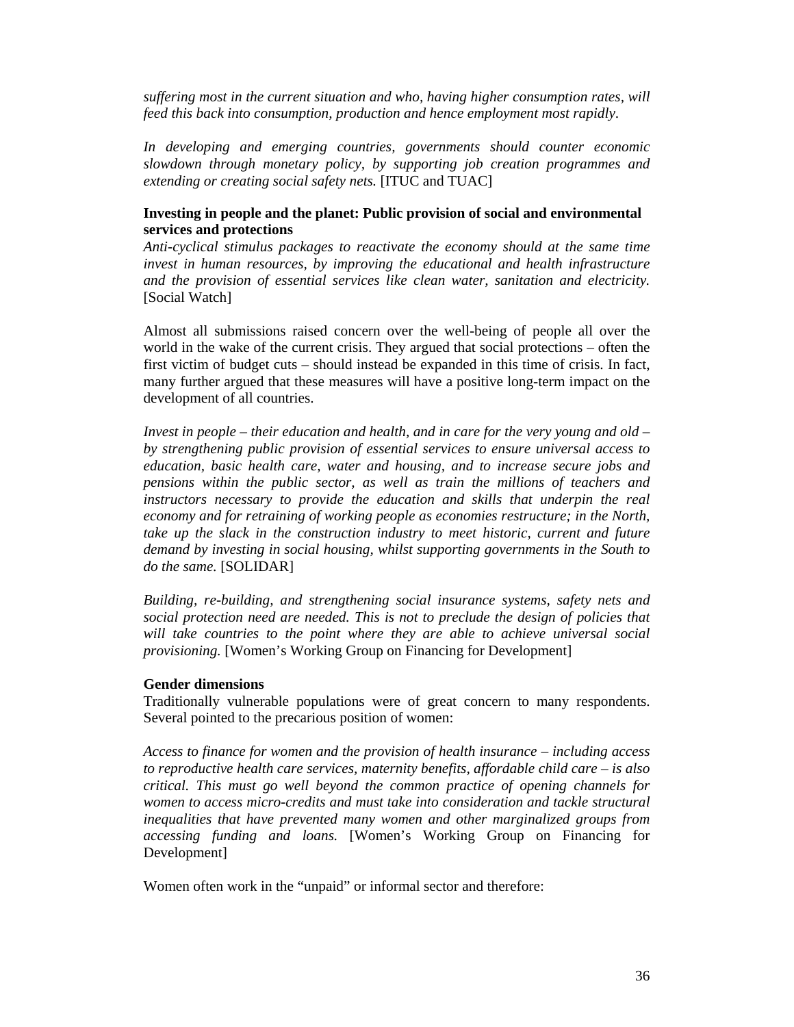*suffering most in the current situation and who, having higher consumption rates, will feed this back into consumption, production and hence employment most rapidly.*

*In developing and emerging countries, governments should counter economic slowdown through monetary policy, by supporting job creation programmes and extending or creating social safety nets.* [ITUC and TUAC]

**Investing in people and the planet: Public provision of social and environmental services and protections**

*Anti-cyclical stimulus packages to reactivate the economy should at the same time invest in human resources, by improving the educational and health infrastructure and the provision of essential services like clean water, sanitation and electricity.* [Social Watch]

Almost all submissions raised concern over the well-being of people all over the world in the wake of the current crisis. They argued that social protections – often the first victim of budget cuts – should instead be expanded in this time of crisis. In fact, many further argued that these measures will have a positive long-term impact on the development of all countries.

*Invest in people – their education and health, and in care for the very young and old – by strengthening public provision of essential services to ensure universal access to education, basic health care, water and housing, and to increase secure jobs and pensions within the public sector, as well as train the millions of teachers and instructors necessary to provide the education and skills that underpin the real economy and for retraining of working people as economies restructure; in the North, take up the slack in the construction industry to meet historic, current and future demand by investing in social housing, whilst supporting governments in the South to do the same.* [SOLIDAR]

*Building, re-building, and strengthening social insurance systems, safety nets and social protection need are needed. This is not to preclude the design of policies that will take countries to the point where they are able to achieve universal social provisioning.* [Women's Working Group on Financing for Development]

**Gender dimensions**

Traditionally vulnerable populations were of great concern to many respondents. Several pointed to the precarious position of women:

*Access to finance for women and the provision of health insurance – including access to reproductive health care services, maternity benefits, affordable child care – is also critical. This must go well beyond the common practice of opening channels for women to access micro-credits and must take into consideration and tackle structural inequalities that have prevented many women and other marginalized groups from accessing funding and loans.* [Women's Working Group on Financing for Development]

Women often work in the "unpaid" or informal sector and therefore: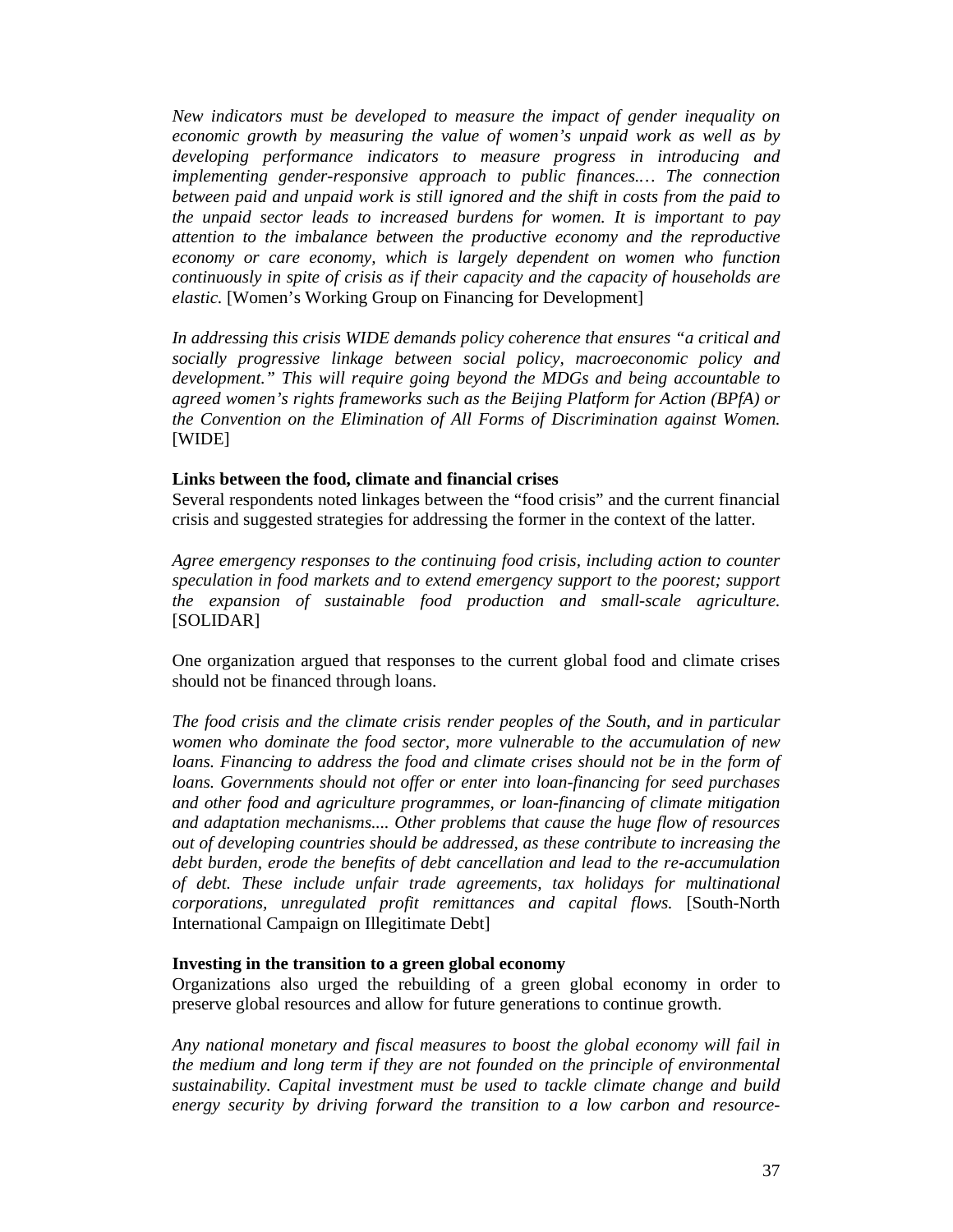*New indicators must be developed to measure the impact of gender inequality on economic growth by measuring the value of women's unpaid work as well as by developing performance indicators to measure progress in introducing and implementing gender-responsive approach to public finances.… The connection between paid and unpaid work is still ignored and the shift in costs from the paid to the unpaid sector leads to increased burdens for women. It is important to pay attention to the imbalance between the productive economy and the reproductive economy or care economy, which is largely dependent on women who function continuously in spite of crisis as if their capacity and the capacity of households are elastic.* [Women's Working Group on Financing for Development]

*In addressing this crisis WIDE demands policy coherence that ensures "a critical and socially progressive linkage between social policy, macroeconomic policy and development." This will require going beyond the MDGs and being accountable to agreed women's rights frameworks such as the Beijing Platform for Action (BPfA) or the Convention on the Elimination of All Forms of Discrimination against Women.* [WIDE]

**Links between the food, climate and financial crises**

Several respondents noted linkages between the "food crisis" and the current financial crisis and suggested strategies for addressing the former in the context of the latter.

*Agree emergency responses to the continuing food crisis, including action to counter speculation in food markets and to extend emergency support to the poorest; support the expansion of sustainable food production and small-scale agriculture.* [SOLIDAR]

One organization argued that responses to the current global food and climate crises should not be financed through loans.

*The food crisis and the climate crisis render peoples of the South, and in particular women who dominate the food sector, more vulnerable to the accumulation of new loans. Financing to address the food and climate crises should not be in the form of loans. Governments should not offer or enter into loan-financing for seed purchases and other food and agriculture programmes, or loan-financing of climate mitigation and adaptation mechanisms.... Other problems that cause the huge flow of resources out of developing countries should be addressed, as these contribute to increasing the debt burden, erode the benefits of debt cancellation and lead to the re-accumulation of debt. These include unfair trade agreements, tax holidays for multinational corporations, unregulated profit remittances and capital flows.* [South-North International Campaign on Illegitimate Debt]

**Investing in the transition to a green global economy**

Organizations also urged the rebuilding of a green global economy in order to preserve global resources and allow for future generations to continue growth.

*Any national monetary and fiscal measures to boost the global economy will fail in the medium and long term if they are not founded on the principle of environmental sustainability. Capital investment must be used to tackle climate change and build energy security by driving forward the transition to a low carbon and resource-*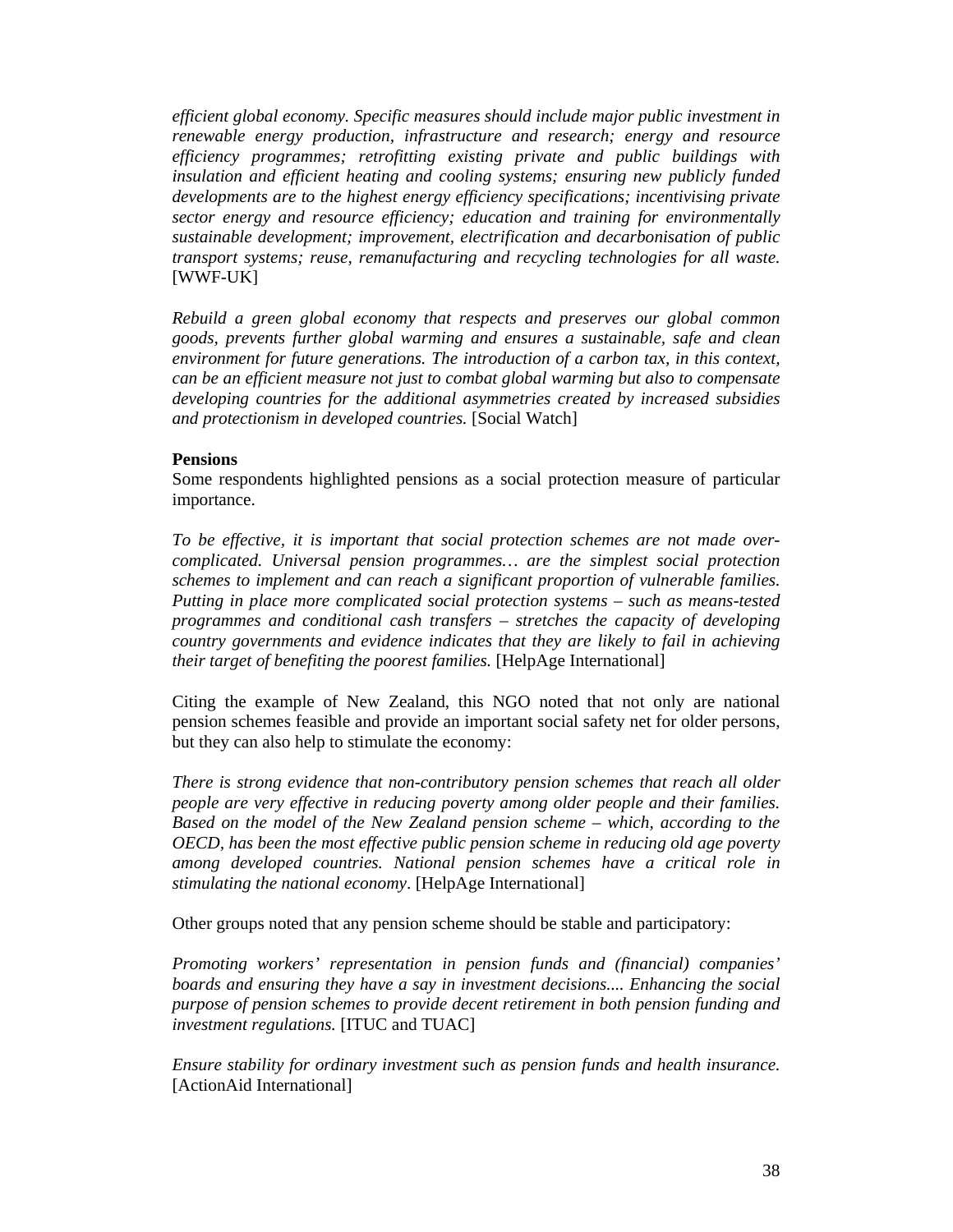*efficient global economy. Specific measures should include major public investment in renewable energy production, infrastructure and research; energy and resource efficiency programmes; retrofitting existing private and public buildings with insulation and efficient heating and cooling systems; ensuring new publicly funded developments are to the highest energy efficiency specifications; incentivising private sector energy and resource efficiency; education and training for environmentally sustainable development; improvement, electrification and decarbonisation of public transport systems; reuse, remanufacturing and recycling technologies for all waste.* [WWF-UK]

*Rebuild a green global economy that respects and preserves our global common goods, prevents further global warming and ensures a sustainable, safe and clean environment for future generations. The introduction of a carbon tax, in this context, can be an efficient measure not just to combat global warming but also to compensate developing countries for the additional asymmetries created by increased subsidies and protectionism in developed countries.* [Social Watch]

**Pensions**

Some respondents highlighted pensions as a social protection measure of particular importance.

*To be effective, it is important that social protection schemes are not made over-complicated. Universal pension programmes… are the simplest social protection schemes to implement and can reach a significant proportion of vulnerable families. Putting in place more complicated social protection systems – such as means-tested programmes and conditional cash transfers – stretches the capacity of developing country governments and evidence indicates that they are likely to fail in achieving their target of benefiting the poorest families.* [HelpAge International]

Citing the example of New Zealand, this NGO noted that not only are national pension schemes feasible and provide an important social safety net for older persons, but they can also help to stimulate the economy:

*There is strong evidence that non-contributory pension schemes that reach all older people are very effective in reducing poverty among older people and their families. Based on the model of the New Zealand pension scheme – which, according to the OECD, has been the most effective public pension scheme in reducing old age poverty among developed countries. National pension schemes have a critical role in stimulating the national economy*. [HelpAge International]

Other groups noted that any pension scheme should be stable and participatory:

*Promoting workers' representation in pension funds and (financial) companies' boards and ensuring they have a say in investment decisions.... Enhancing the social purpose of pension schemes to provide decent retirement in both pension funding and investment regulations.* [ITUC and TUAC]

*Ensure stability for ordinary investment such as pension funds and health insurance.* [ActionAid International]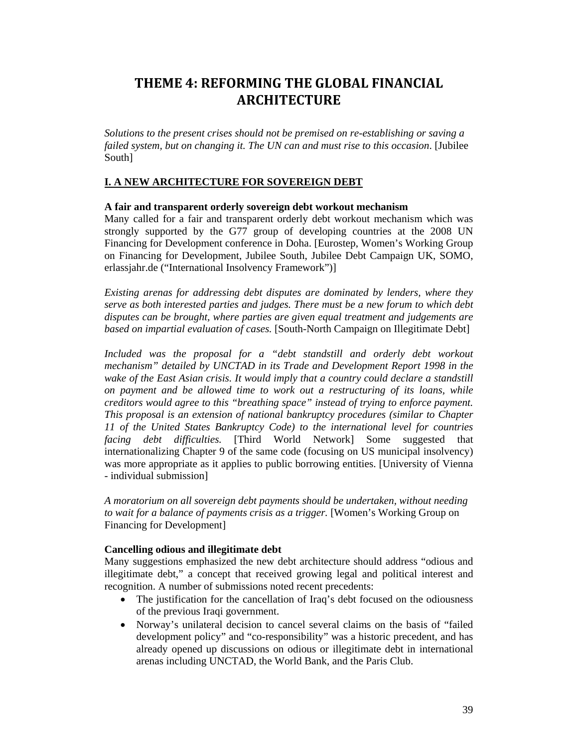# THEME 4: REFORMING THE GLOBAL FINANCIAL ARCHITECTURE

*Solutions to the present crises should not be premised on re-establishing or saving a failed system, but on changing it. The UN can and must rise to this occasion*. [Jubilee South]

## I. A NEW ARCHITECTURE FOR SOVEREIGN DEBT

### A fair and transparent orderly sovereign debt workout mechanism

Many called for a fair and transparent orderly debt workout mechanism which was strongly supported by the G77 group of developing countries at the 2008 UN Financing for Development conference in Doha. [Eurostep, Women's Working Group on Financing for Development, Jubilee South, Jubilee Debt Campaign UK, SOMO, erlassjahr.de ("International Insolvency Framework")]

*Existing arenas for addressing debt disputes are dominated by lenders, where they serve as both interested parties and judges. There must be a new forum to which debt disputes can be brought, where parties are given equal treatment and judgements are based on impartial evaluation of cases.* [South-North Campaign on Illegitimate Debt]

*Included was the proposal for a "debt standstill and orderly debt workout mechanism" detailed by UNCTAD in its Trade and Development Report 1998 in the wake of the East Asian crisis. It would imply that a country could declare a standstill on payment and be allowed time to work out a restructuring of its loans, while creditors would agree to this "breathing space" instead of trying to enforce payment. This proposal is an extension of national bankruptcy procedures (similar to Chapter 11 of the United States Bankruptcy Code) to the international level for countries facing debt difficulties.* [Third World Network] Some suggested that internationalizing Chapter 9 of the same code (focusing on US municipal insolvency) was more appropriate as it applies to public borrowing entities. [University of Vienna - individual submission]

*A moratorium on all sovereign debt payments should be undertaken, without needing to wait for a balance of payments crisis as a trigger.* [Women's Working Group on Financing for Development]

### Cancelling odious and illegitimate debt

Many suggestions emphasized the new debt architecture should address "odious and illegitimate debt," a concept that received growing legal and political interest and recognition. A number of submissions noted recent precedents:

- The justification for the cancellation of Iraq's debt focused on the odiousness of the previous Iraqi government.
- Norway's unilateral decision to cancel several claims on the basis of "failed development policy" and "co-responsibility" was a historic precedent, and has already opened up discussions on odious or illegitimate debt in international arenas including UNCTAD, the World Bank, and the Paris Club.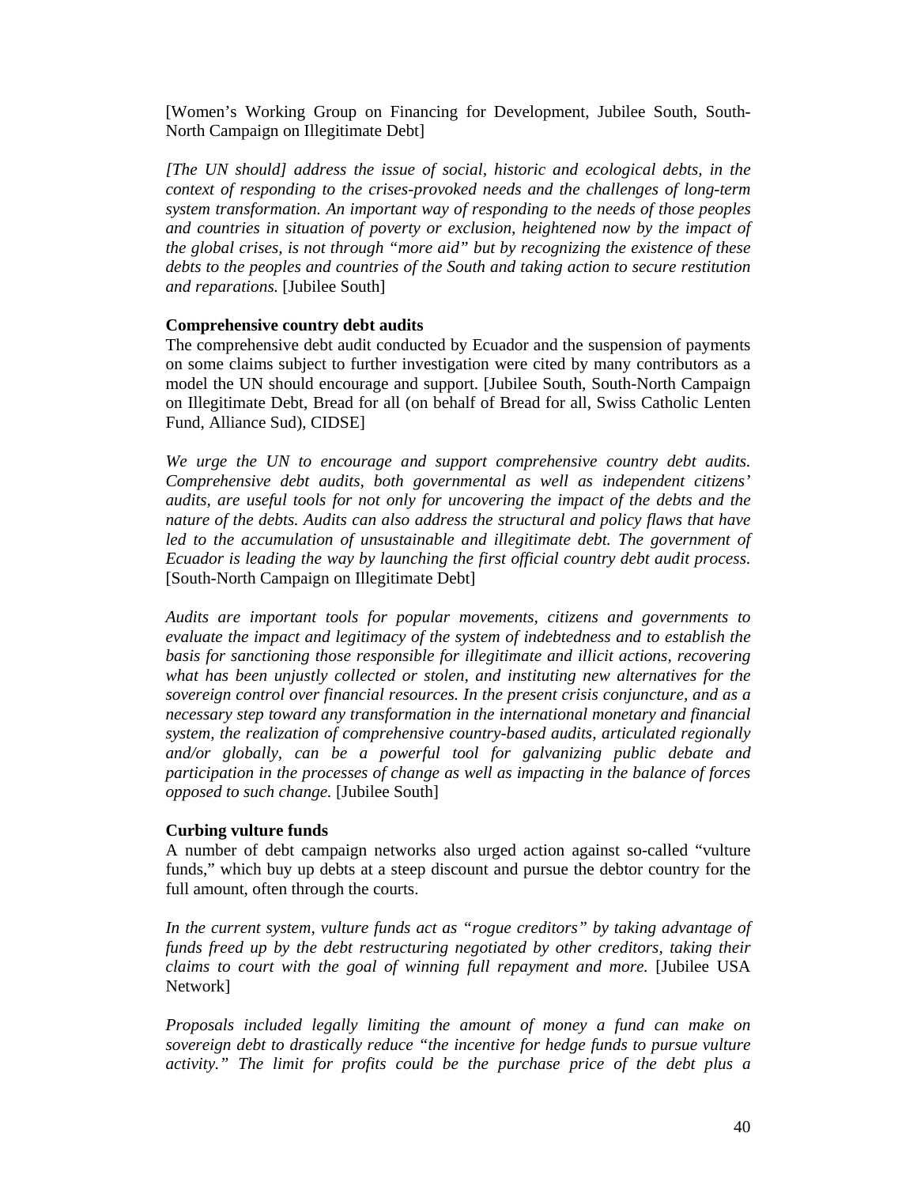[Women's Working Group on Financing for Development, Jubilee South, South-North Campaign on Illegitimate Debt]

*[The UN should] address the issue of social, historic and ecological debts, in the context of responding to the crises-provoked needs and the challenges of long-term system transformation. An important way of responding to the needs of those peoples and countries in situation of poverty or exclusion, heightened now by the impact of the global crises, is not through "more aid" but by recognizing the existence of these debts to the peoples and countries of the South and taking action to secure restitution and reparations.* [Jubilee South]

**Comprehensive country debt audits**

The comprehensive debt audit conducted by Ecuador and the suspension of payments on some claims subject to further investigation were cited by many contributors as a model the UN should encourage and support. [Jubilee South, South-North Campaign on Illegitimate Debt, Bread for all (on behalf of Bread for all, Swiss Catholic Lenten Fund, Alliance Sud), CIDSE]

*We urge the UN to encourage and support comprehensive country debt audits. Comprehensive debt audits, both governmental as well as independent citizens' audits, are useful tools for not only for uncovering the impact of the debts and the nature of the debts. Audits can also address the structural and policy flaws that have led to the accumulation of unsustainable and illegitimate debt. The government of Ecuador is leading the way by launching the first official country debt audit process.* [South-North Campaign on Illegitimate Debt]

*Audits are important tools for popular movements, citizens and governments to evaluate the impact and legitimacy of the system of indebtedness and to establish the basis for sanctioning those responsible for illegitimate and illicit actions, recovering what has been unjustly collected or stolen, and instituting new alternatives for the sovereign control over financial resources. In the present crisis conjuncture, and as a necessary step toward any transformation in the international monetary and financial system, the realization of comprehensive country-based audits, articulated regionally and/or globally, can be a powerful tool for galvanizing public debate and participation in the processes of change as well as impacting in the balance of forces opposed to such change.* [Jubilee South]

**Curbing vulture funds**

A number of debt campaign networks also urged action against so-called "vulture funds," which buy up debts at a steep discount and pursue the debtor country for the full amount, often through the courts.

*In the current system, vulture funds act as "rogue creditors" by taking advantage of funds freed up by the debt restructuring negotiated by other creditors, taking their claims to court with the goal of winning full repayment and more.* [Jubilee USA Network]

*Proposals included legally limiting the amount of money a fund can make on sovereign debt to drastically reduce "the incentive for hedge funds to pursue vulture activity." The limit for profits could be the purchase price of the debt plus a*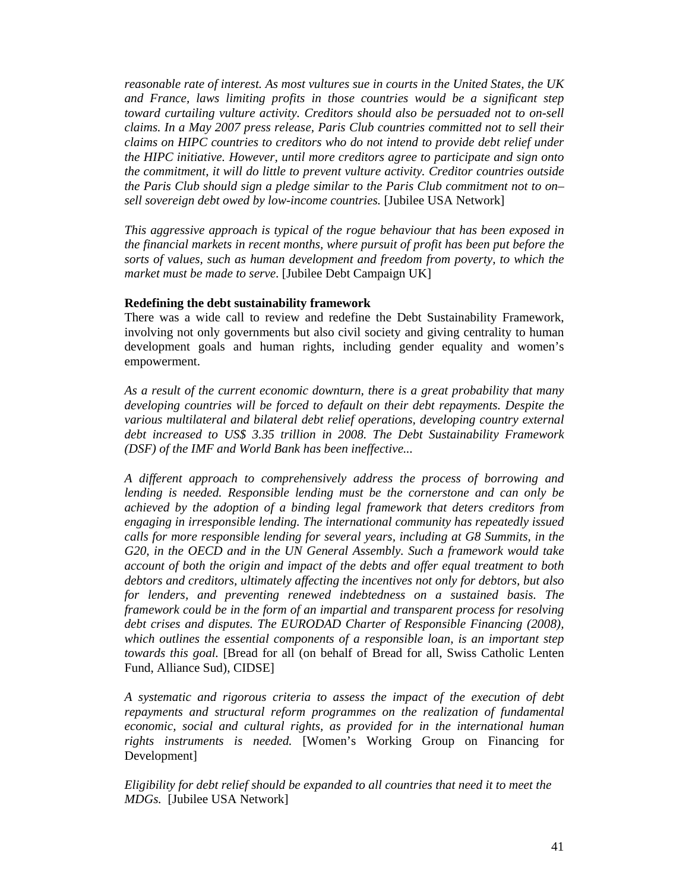*reasonable rate of interest. As most vultures sue in courts in the United States, the UK and France, laws limiting profits in those countries would be a significant step toward curtailing vulture activity. Creditors should also be persuaded not to on-sell claims. In a May 2007 press release, Paris Club countries committed not to sell their claims on HIPC countries to creditors who do not intend to provide debt relief under the HIPC initiative. However, until more creditors agree to participate and sign onto the commitment, it will do little to prevent vulture activity. Creditor countries outside the Paris Club should sign a pledge similar to the Paris Club commitment not to on–sell sovereign debt owed by low-income countries.* [Jubilee USA Network]

*This aggressive approach is typical of the rogue behaviour that has been exposed in the financial markets in recent months, where pursuit of profit has been put before the sorts of values, such as human development and freedom from poverty, to which the market must be made to serve.* [Jubilee Debt Campaign UK]

**Redefining the debt sustainability framework**

There was a wide call to review and redefine the Debt Sustainability Framework, involving not only governments but also civil society and giving centrality to human development goals and human rights, including gender equality and women's empowerment.

*As a result of the current economic downturn, there is a great probability that many developing countries will be forced to default on their debt repayments. Despite the various multilateral and bilateral debt relief operations, developing country external debt increased to US$ 3.35 trillion in 2008. The Debt Sustainability Framework (DSF) of the IMF and World Bank has been ineffective...*

*A different approach to comprehensively address the process of borrowing and lending is needed. Responsible lending must be the cornerstone and can only be achieved by the adoption of a binding legal framework that deters creditors from engaging in irresponsible lending. The international community has repeatedly issued calls for more responsible lending for several years, including at G8 Summits, in the G20, in the OECD and in the UN General Assembly. Such a framework would take account of both the origin and impact of the debts and offer equal treatment to both debtors and creditors, ultimately affecting the incentives not only for debtors, but also for lenders, and preventing renewed indebtedness on a sustained basis. The framework could be in the form of an impartial and transparent process for resolving debt crises and disputes. The EURODAD Charter of Responsible Financing (2008), which outlines the essential components of a responsible loan, is an important step towards this goal.* [Bread for all (on behalf of Bread for all, Swiss Catholic Lenten Fund, Alliance Sud), CIDSE]

*A systematic and rigorous criteria to assess the impact of the execution of debt repayments and structural reform programmes on the realization of fundamental economic, social and cultural rights, as provided for in the international human rights instruments is needed.* [Women's Working Group on Financing for Development]

*Eligibility for debt relief should be expanded to all countries that need it to meet the MDGs.* [Jubilee USA Network]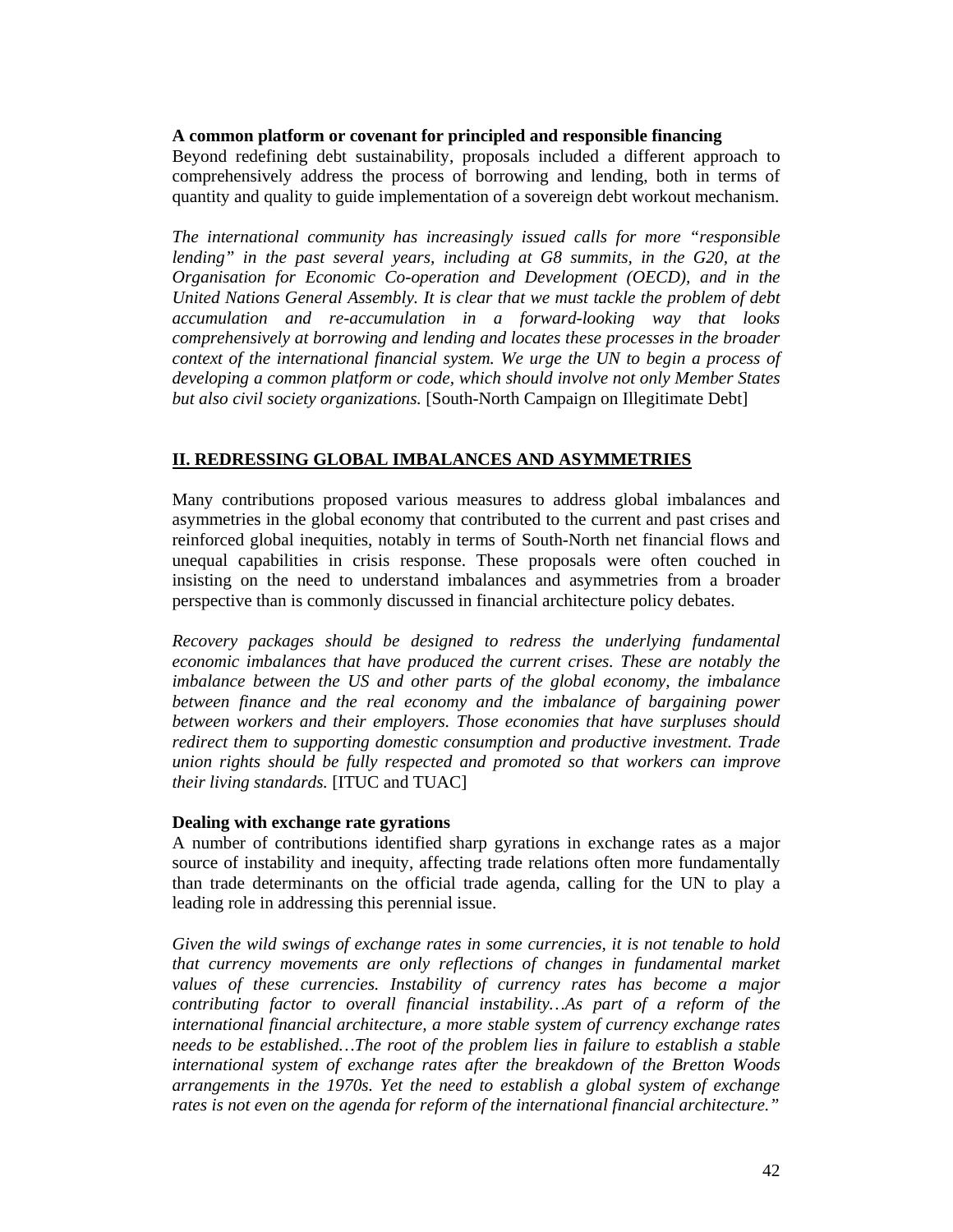**A common platform or covenant for principled and responsible financing**

Beyond redefining debt sustainability, proposals included a different approach to comprehensively address the process of borrowing and lending, both in terms of quantity and quality to guide implementation of a sovereign debt workout mechanism.

*The international community has increasingly issued calls for more "responsible lending" in the past several years, including at G8 summits, in the G20, at the Organisation for Economic Co-operation and Development (OECD), and in the United Nations General Assembly. It is clear that we must tackle the problem of debt accumulation and re-accumulation in a forward-looking way that looks comprehensively at borrowing and lending and locates these processes in the broader context of the international financial system. We urge the UN to begin a process of developing a common platform or code, which should involve not only Member States but also civil society organizations.* [South-North Campaign on Illegitimate Debt]

## II. REDRESSING GLOBAL IMBALANCES AND ASYMMETRIES

Many contributions proposed various measures to address global imbalances and asymmetries in the global economy that contributed to the current and past crises and reinforced global inequities, notably in terms of South-North net financial flows and unequal capabilities in crisis response. These proposals were often couched in insisting on the need to understand imbalances and asymmetries from a broader perspective than is commonly discussed in financial architecture policy debates.

*Recovery packages should be designed to redress the underlying fundamental economic imbalances that have produced the current crises. These are notably the imbalance between the US and other parts of the global economy, the imbalance between finance and the real economy and the imbalance of bargaining power between workers and their employers. Those economies that have surpluses should redirect them to supporting domestic consumption and productive investment. Trade union rights should be fully respected and promoted so that workers can improve their living standards.* [ITUC and TUAC]

**Dealing with exchange rate gyrations**

A number of contributions identified sharp gyrations in exchange rates as a major source of instability and inequity, affecting trade relations often more fundamentally than trade determinants on the official trade agenda, calling for the UN to play a leading role in addressing this perennial issue.

*Given the wild swings of exchange rates in some currencies, it is not tenable to hold that currency movements are only reflections of changes in fundamental market values of these currencies. Instability of currency rates has become a major contributing factor to overall financial instability…As part of a reform of the international financial architecture, a more stable system of currency exchange rates needs to be established…The root of the problem lies in failure to establish a stable international system of exchange rates after the breakdown of the Bretton Woods arrangements in the 1970s. Yet the need to establish a global system of exchange rates is not even on the agenda for reform of the international financial architecture."*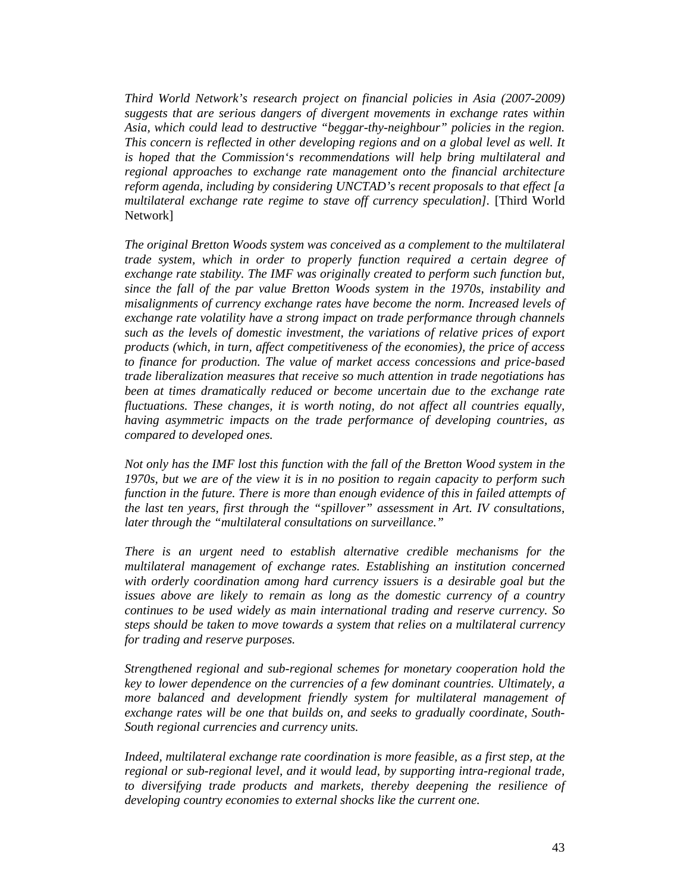*Third World Network's research project on financial policies in Asia (2007-2009) suggests that are serious dangers of divergent movements in exchange rates within Asia, which could lead to destructive "beggar-thy-neighbour" policies in the region. This concern is reflected in other developing regions and on a global level as well. It is hoped that the Commission's recommendations will help bring multilateral and regional approaches to exchange rate management onto the financial architecture reform agenda, including by considering UNCTAD's recent proposals to that effect [a multilateral exchange rate regime to stave off currency speculation].* [Third World Network]

*The original Bretton Woods system was conceived as a complement to the multilateral trade system, which in order to properly function required a certain degree of exchange rate stability. The IMF was originally created to perform such function but, since the fall of the par value Bretton Woods system in the 1970s, instability and misalignments of currency exchange rates have become the norm. Increased levels of exchange rate volatility have a strong impact on trade performance through channels such as the levels of domestic investment, the variations of relative prices of export products (which, in turn, affect competitiveness of the economies), the price of access to finance for production. The value of market access concessions and price-based trade liberalization measures that receive so much attention in trade negotiations has been at times dramatically reduced or become uncertain due to the exchange rate fluctuations. These changes, it is worth noting, do not affect all countries equally, having asymmetric impacts on the trade performance of developing countries, as compared to developed ones.*

*Not only has the IMF lost this function with the fall of the Bretton Wood system in the 1970s, but we are of the view it is in no position to regain capacity to perform such function in the future. There is more than enough evidence of this in failed attempts of the last ten years, first through the "spillover" assessment in Art. IV consultations, later through the "multilateral consultations on surveillance."*

*There is an urgent need to establish alternative credible mechanisms for the multilateral management of exchange rates. Establishing an institution concerned with orderly coordination among hard currency issuers is a desirable goal but the issues above are likely to remain as long as the domestic currency of a country continues to be used widely as main international trading and reserve currency. So steps should be taken to move towards a system that relies on a multilateral currency for trading and reserve purposes.*

*Strengthened regional and sub-regional schemes for monetary cooperation hold the key to lower dependence on the currencies of a few dominant countries. Ultimately, a more balanced and development friendly system for multilateral management of exchange rates will be one that builds on, and seeks to gradually coordinate, South-South regional currencies and currency units.*

*Indeed, multilateral exchange rate coordination is more feasible, as a first step, at the regional or sub-regional level, and it would lead, by supporting intra-regional trade, to diversifying trade products and markets, thereby deepening the resilience of developing country economies to external shocks like the current one.*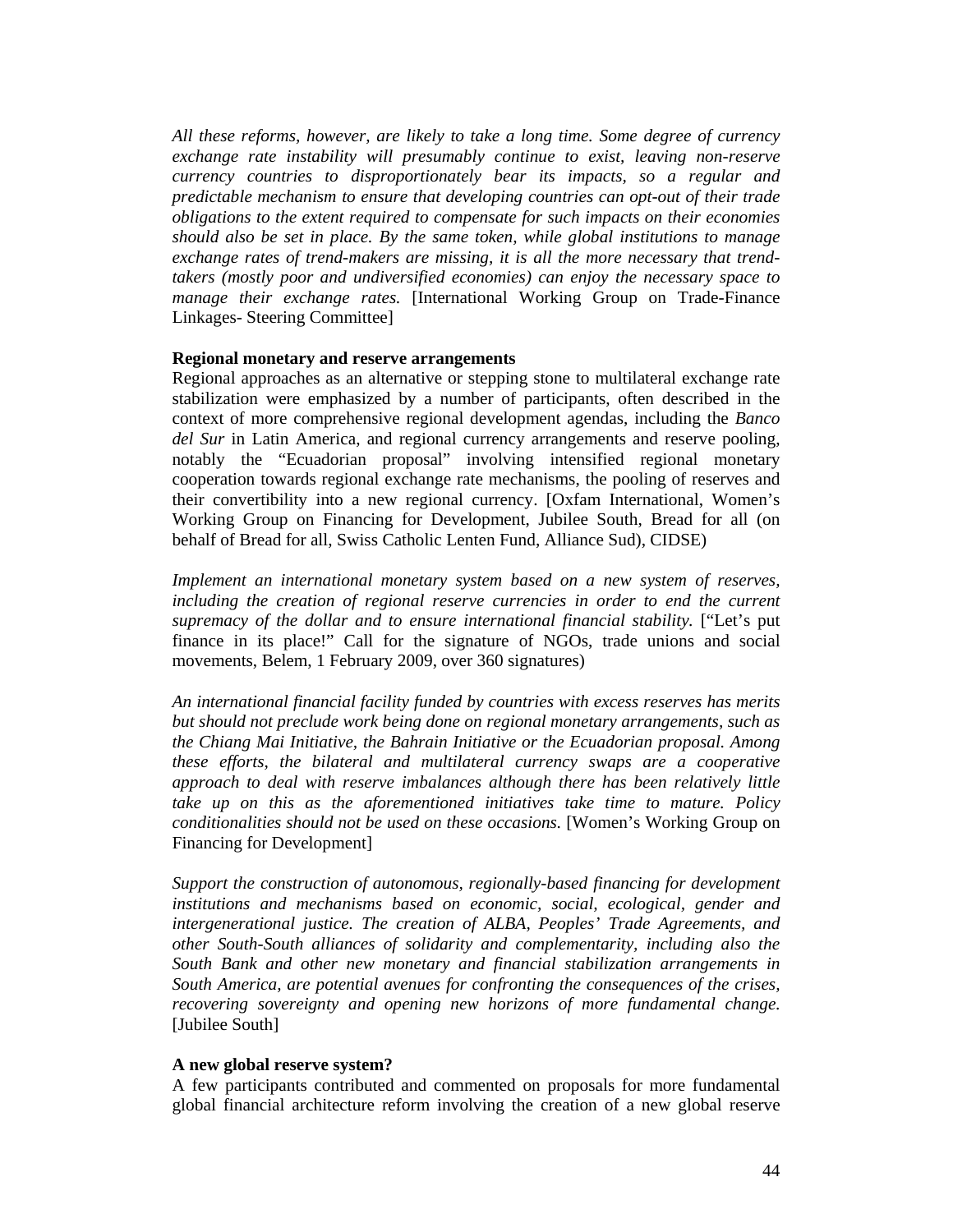*All these reforms, however, are likely to take a long time. Some degree of currency exchange rate instability will presumably continue to exist, leaving non-reserve currency countries to disproportionately bear its impacts, so a regular and predictable mechanism to ensure that developing countries can opt-out of their trade obligations to the extent required to compensate for such impacts on their economies should also be set in place. By the same token, while global institutions to manage exchange rates of trend-makers are missing, it is all the more necessary that trend-takers (mostly poor and undiversified economies) can enjoy the necessary space to manage their exchange rates.* [International Working Group on Trade-Finance Linkages- Steering Committee]

**Regional monetary and reserve arrangements**

Regional approaches as an alternative or stepping stone to multilateral exchange rate stabilization were emphasized by a number of participants, often described in the context of more comprehensive regional development agendas, including the *Banco del Sur* in Latin America, and regional currency arrangements and reserve pooling, notably the "Ecuadorian proposal" involving intensified regional monetary cooperation towards regional exchange rate mechanisms, the pooling of reserves and their convertibility into a new regional currency. [Oxfam International, Women's Working Group on Financing for Development, Jubilee South, Bread for all (on behalf of Bread for all, Swiss Catholic Lenten Fund, Alliance Sud), CIDSE)

*Implement an international monetary system based on a new system of reserves, including the creation of regional reserve currencies in order to end the current supremacy of the dollar and to ensure international financial stability.* ["Let's put finance in its place!" Call for the signature of NGOs, trade unions and social movements, Belem, 1 February 2009, over 360 signatures)

*An international financial facility funded by countries with excess reserves has merits but should not preclude work being done on regional monetary arrangements, such as the Chiang Mai Initiative, the Bahrain Initiative or the Ecuadorian proposal. Among these efforts, the bilateral and multilateral currency swaps are a cooperative approach to deal with reserve imbalances although there has been relatively little take up on this as the aforementioned initiatives take time to mature. Policy conditionalities should not be used on these occasions.* [Women's Working Group on Financing for Development]

*Support the construction of autonomous, regionally-based financing for development institutions and mechanisms based on economic, social, ecological, gender and intergenerational justice. The creation of ALBA, Peoples' Trade Agreements, and other South-South alliances of solidarity and complementarity, including also the South Bank and other new monetary and financial stabilization arrangements in South America, are potential avenues for confronting the consequences of the crises, recovering sovereignty and opening new horizons of more fundamental change.* [Jubilee South]

**A new global reserve system?**

A few participants contributed and commented on proposals for more fundamental global financial architecture reform involving the creation of a new global reserve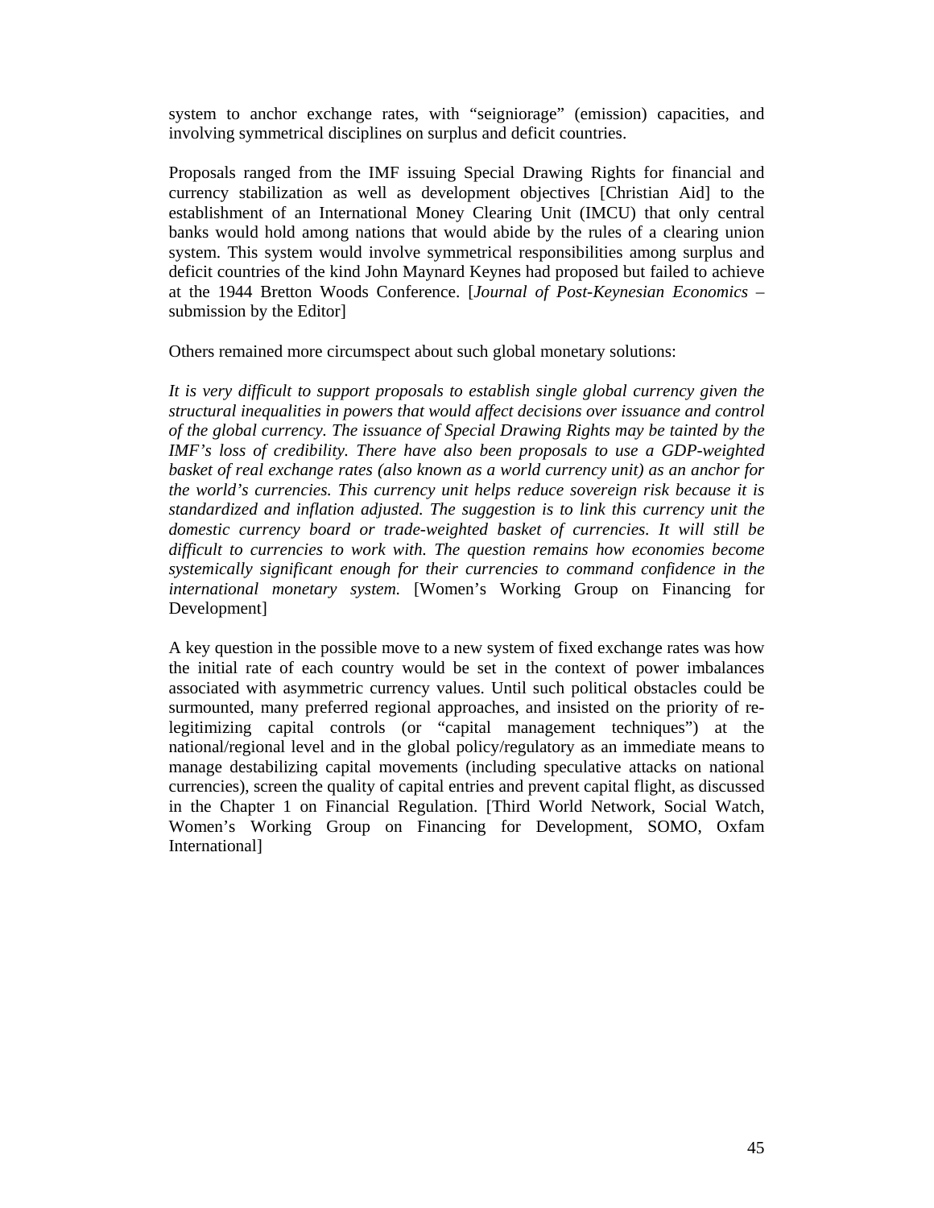system to anchor exchange rates, with "seigniorage" (emission) capacities, and involving symmetrical disciplines on surplus and deficit countries.

Proposals ranged from the IMF issuing Special Drawing Rights for financial and currency stabilization as well as development objectives [Christian Aid] to the establishment of an International Money Clearing Unit (IMCU) that only central banks would hold among nations that would abide by the rules of a clearing union system. This system would involve symmetrical responsibilities among surplus and deficit countries of the kind John Maynard Keynes had proposed but failed to achieve at the 1944 Bretton Woods Conference. [*Journal of Post-Keynesian Economics* – submission by the Editor]

Others remained more circumspect about such global monetary solutions:

*It is very difficult to support proposals to establish single global currency given the structural inequalities in powers that would affect decisions over issuance and control of the global currency. The issuance of Special Drawing Rights may be tainted by the IMF's loss of credibility. There have also been proposals to use a GDP-weighted basket of real exchange rates (also known as a world currency unit) as an anchor for the world's currencies. This currency unit helps reduce sovereign risk because it is standardized and inflation adjusted. The suggestion is to link this currency unit the domestic currency board or trade-weighted basket of currencies. It will still be difficult to currencies to work with. The question remains how economies become systemically significant enough for their currencies to command confidence in the international monetary system.* [Women's Working Group on Financing for Development]

A key question in the possible move to a new system of fixed exchange rates was how the initial rate of each country would be set in the context of power imbalances associated with asymmetric currency values. Until such political obstacles could be surmounted, many preferred regional approaches, and insisted on the priority of re-legitimizing capital controls (or "capital management techniques") at the national/regional level and in the global policy/regulatory as an immediate means to manage destabilizing capital movements (including speculative attacks on national currencies), screen the quality of capital entries and prevent capital flight, as discussed in the Chapter 1 on Financial Regulation. [Third World Network, Social Watch, Women's Working Group on Financing for Development, SOMO, Oxfam International]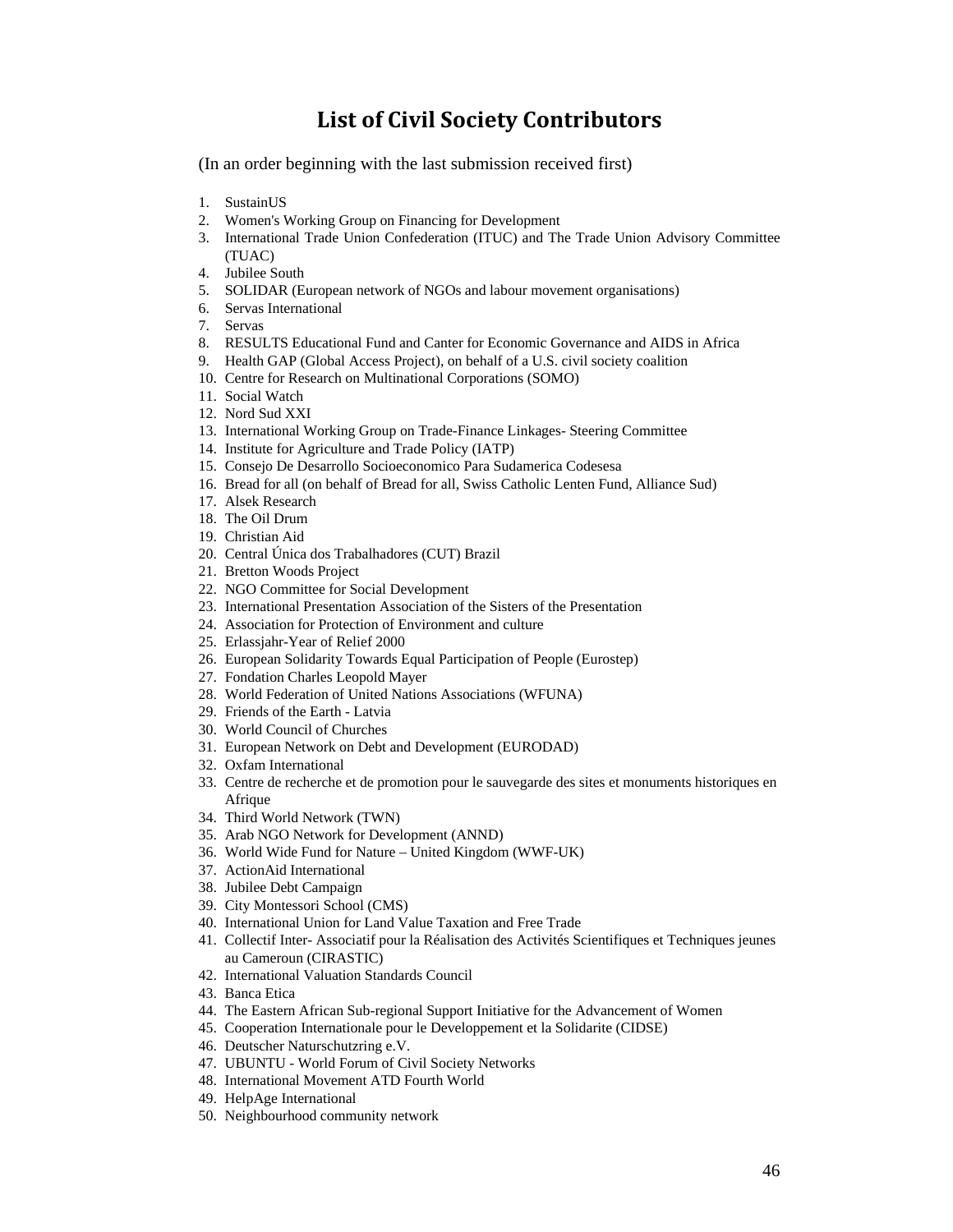# List of Civil Society Contributors

(In an order beginning with the last submission received first)

1. SustainUS
2. Women's Working Group on Financing for Development
3. International Trade Union Confederation (ITUC) and The Trade Union Advisory Committee (TUAC)
4. Jubilee South
5. SOLIDAR (European network of NGOs and labour movement organisations)
6. Servas International
7. Servas
8. RESULTS Educational Fund and Canter for Economic Governance and AIDS in Africa
9. Health GAP (Global Access Project), on behalf of a U.S. civil society coalition
10. Centre for Research on Multinational Corporations (SOMO)
11. Social Watch
12. Nord Sud XXI
13. International Working Group on Trade-Finance Linkages- Steering Committee
14. Institute for Agriculture and Trade Policy (IATP)
15. Consejo De Desarrollo Socioeconomico Para Sudamerica Codesesa
16. Bread for all (on behalf of Bread for all, Swiss Catholic Lenten Fund, Alliance Sud)
17. Alsek Research
18. The Oil Drum
19. Christian Aid
20. Central Única dos Trabalhadores (CUT) Brazil
21. Bretton Woods Project
22. NGO Committee for Social Development
23. International Presentation Association of the Sisters of the Presentation
24. Association for Protection of Environment and culture
25. Erlassjahr-Year of Relief 2000
26. European Solidarity Towards Equal Participation of People (Eurostep)
27. Fondation Charles Leopold Mayer
28. World Federation of United Nations Associations (WFUNA)
29. Friends of the Earth - Latvia
30. World Council of Churches
31. European Network on Debt and Development (EURODAD)
32. Oxfam International
33. Centre de recherche et de promotion pour le sauvegarde des sites et monuments historiques en Afrique
34. Third World Network (TWN)
35. Arab NGO Network for Development (ANND)
36. World Wide Fund for Nature – United Kingdom (WWF-UK)
37. ActionAid International
38. Jubilee Debt Campaign
39. City Montessori School (CMS)
40. International Union for Land Value Taxation and Free Trade
41. Collectif Inter- Associatif pour la Réalisation des Activités Scientifiques et Techniques jeunes au Cameroun (CIRASTIC)
42. International Valuation Standards Council
43. Banca Etica
44. The Eastern African Sub-regional Support Initiative for the Advancement of Women
45. Cooperation Internationale pour le Developpement et la Solidarite (CIDSE)
46. Deutscher Naturschutzring e.V.
47. UBUNTU - World Forum of Civil Society Networks
48. International Movement ATD Fourth World
49. HelpAge International
50. Neighbourhood community network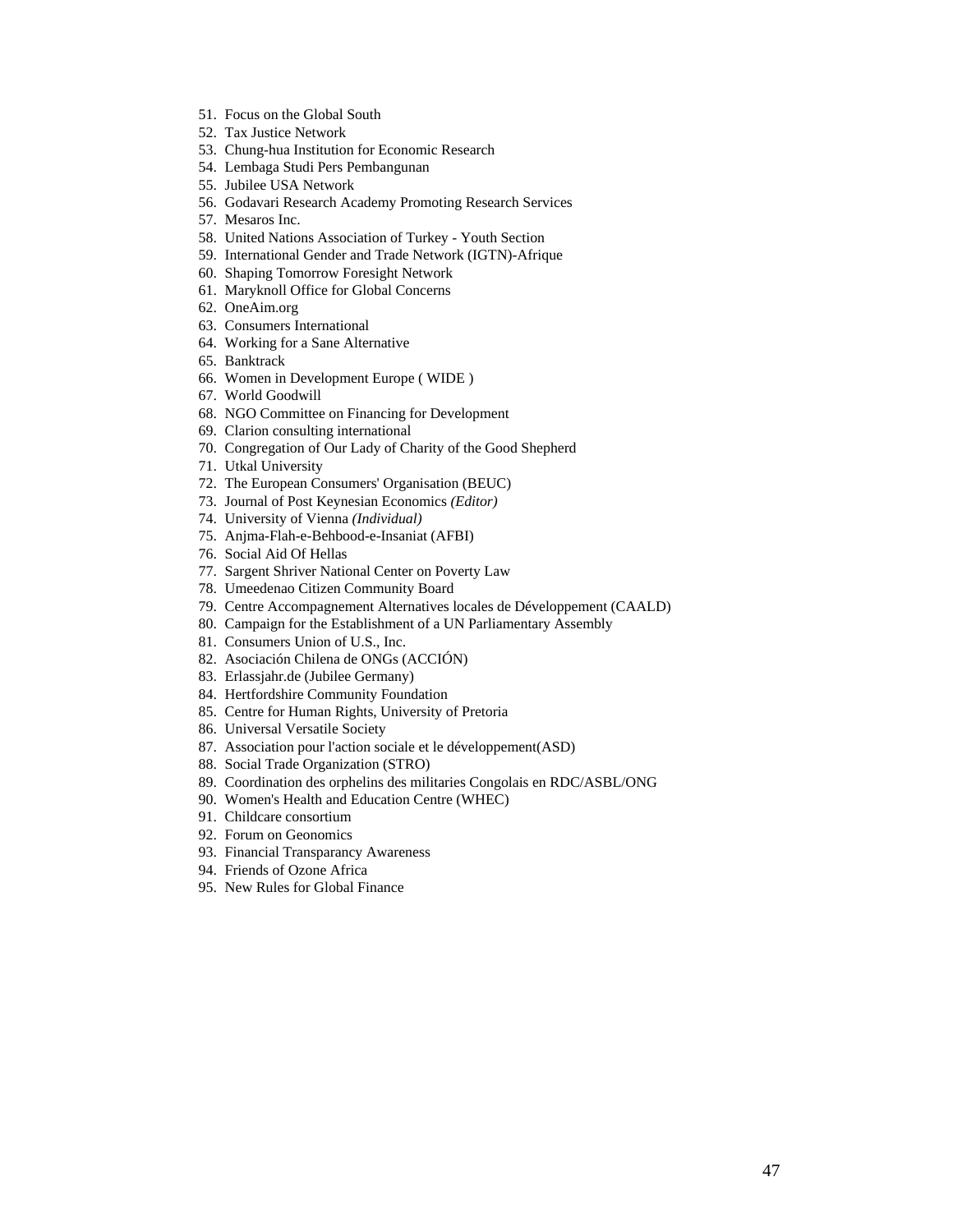51. Focus on the Global South
52. Tax Justice Network
53. Chung-hua Institution for Economic Research
54. Lembaga Studi Pers Pembangunan
55. Jubilee USA Network
56. Godavari Research Academy Promoting Research Services
57. Mesaros Inc.
58. United Nations Association of Turkey - Youth Section
59. International Gender and Trade Network (IGTN)-Afrique
60. Shaping Tomorrow Foresight Network
61. Maryknoll Office for Global Concerns
62. OneAim.org
63. Consumers International
64. Working for a Sane Alternative
65. Banktrack
66. Women in Development Europe ( WIDE )
67. World Goodwill
68. NGO Committee on Financing for Development
69. Clarion consulting international
70. Congregation of Our Lady of Charity of the Good Shepherd
71. Utkal University
72. The European Consumers' Organisation (BEUC)
73. Journal of Post Keynesian Economics *(Editor)*
74. University of Vienna *(Individual)*
75. Anjma-Flah-e-Behbood-e-Insaniat (AFBI)
76. Social Aid Of Hellas
77. Sargent Shriver National Center on Poverty Law
78. Umeedenao Citizen Community Board
79. Centre Accompagnement Alternatives locales de Développement (CAALD)
80. Campaign for the Establishment of a UN Parliamentary Assembly
81. Consumers Union of U.S., Inc.
82. Asociación Chilena de ONGs (ACCIÓN)
83. Erlassjahr.de (Jubilee Germany)
84. Hertfordshire Community Foundation
85. Centre for Human Rights, University of Pretoria
86. Universal Versatile Society
87. Association pour l'action sociale et le développement(ASD)
88. Social Trade Organization (STRO)
89. Coordination des orphelins des militaries Congolais en RDC/ASBL/ONG
90. Women's Health and Education Centre (WHEC)
91. Childcare consortium
92. Forum on Geonomics
93. Financial Transparancy Awareness
94. Friends of Ozone Africa
95. New Rules for Global Finance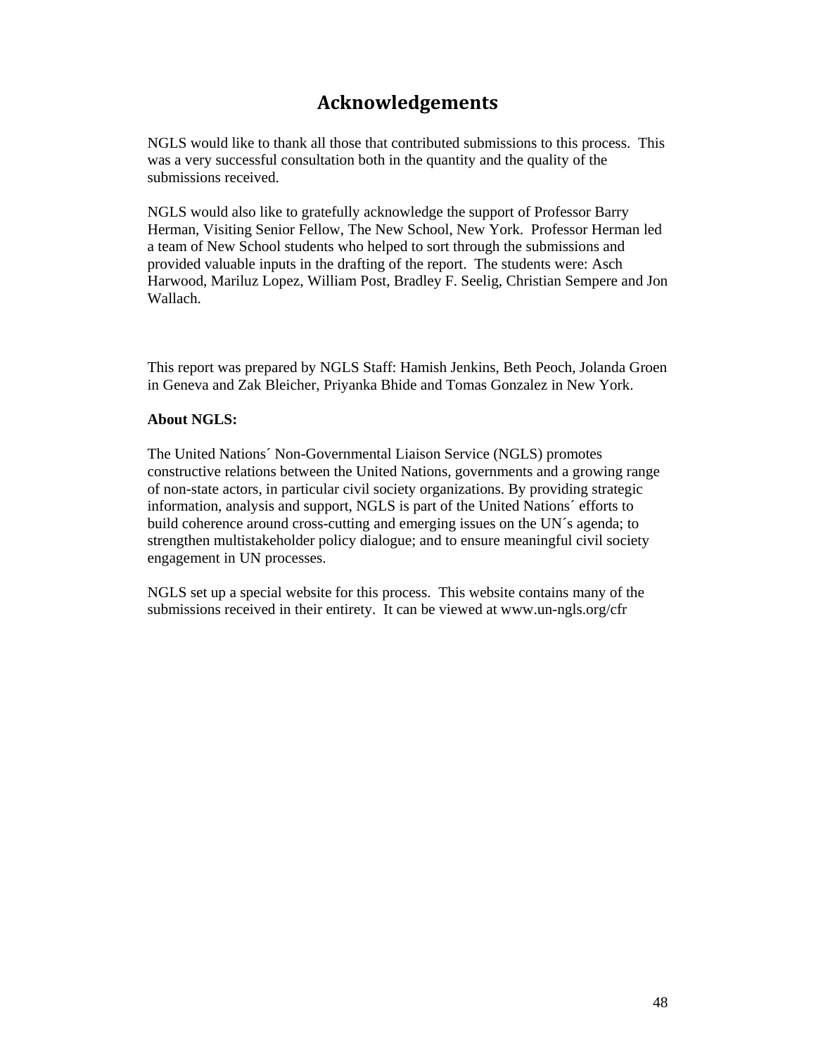# Acknowledgements

NGLS would like to thank all those that contributed submissions to this process. This was a very successful consultation both in the quantity and the quality of the submissions received.

NGLS would also like to gratefully acknowledge the support of Professor Barry Herman, Visiting Senior Fellow, The New School, New York. Professor Herman led a team of New School students who helped to sort through the submissions and provided valuable inputs in the drafting of the report. The students were: Asch Harwood, Mariluz Lopez, William Post, Bradley F. Seelig, Christian Sempere and Jon Wallach.

This report was prepared by NGLS Staff: Hamish Jenkins, Beth Peoch, Jolanda Groen in Geneva and Zak Bleicher, Priyanka Bhide and Tomas Gonzalez in New York.

**About NGLS:**

The United Nations´ Non-Governmental Liaison Service (NGLS) promotes constructive relations between the United Nations, governments and a growing range of non-state actors, in particular civil society organizations. By providing strategic information, analysis and support, NGLS is part of the United Nations´ efforts to build coherence around cross-cutting and emerging issues on the UN´s agenda; to strengthen multistakeholder policy dialogue; and to ensure meaningful civil society engagement in UN processes.

NGLS set up a special website for this process. This website contains many of the submissions received in their entirety. It can be viewed at www.un-ngls.org/cfr